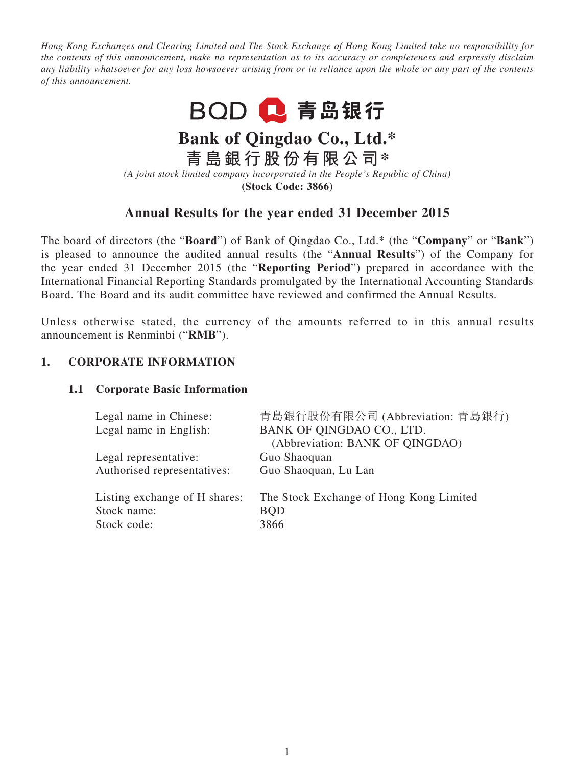*Hong Kong Exchanges and Clearing Limited and The Stock Exchange of Hong Kong Limited take no responsibility for the contents of this announcement, make no representation as to its accuracy or completeness and expressly disclaim any liability whatsoever for any loss howsoever arising from or in reliance upon the whole or any part of the contents of this announcement.*

BQD 青岛银行

# Bank of Qingdao Co., Ltd.*

# 青島銀行股份有限公司*

*(A joint stock limited company incorporated in the People's Republic of China)*

**(Stock Code: 3866)**

## Annual Results for the year ended 31 December 2015

The board of directors (the "**Board**") of Bank of Qingdao Co., Ltd.* (the "**Company**" or "**Bank**") is pleased to announce the audited annual results (the "**Annual Results**") of the Company for the year ended 31 December 2015 (the "**Reporting Period**") prepared in accordance with the International Financial Reporting Standards promulgated by the International Accounting Standards Board. The Board and its audit committee have reviewed and confirmed the Annual Results.

Unless otherwise stated, the currency of the amounts referred to in this annual results announcement is Renminbi ("**RMB**").

### 1. CORPORATE INFORMATION

#### 1.1 Corporate Basic Information

| | |
|---|---|
| Legal name in Chinese: | 青島銀行股份有限公司 (Abbreviation: 青島銀行) |
| Legal name in English: | BANK OF QINGDAO CO., LTD. (Abbreviation: BANK OF QINGDAO) |
| Legal representative: | Guo Shaoquan |
| Authorised representatives: | Guo Shaoquan, Lu Lan |
| Listing exchange of H shares: | The Stock Exchange of Hong Kong Limited |
| Stock name: | BQD |
| Stock code: | 3866 |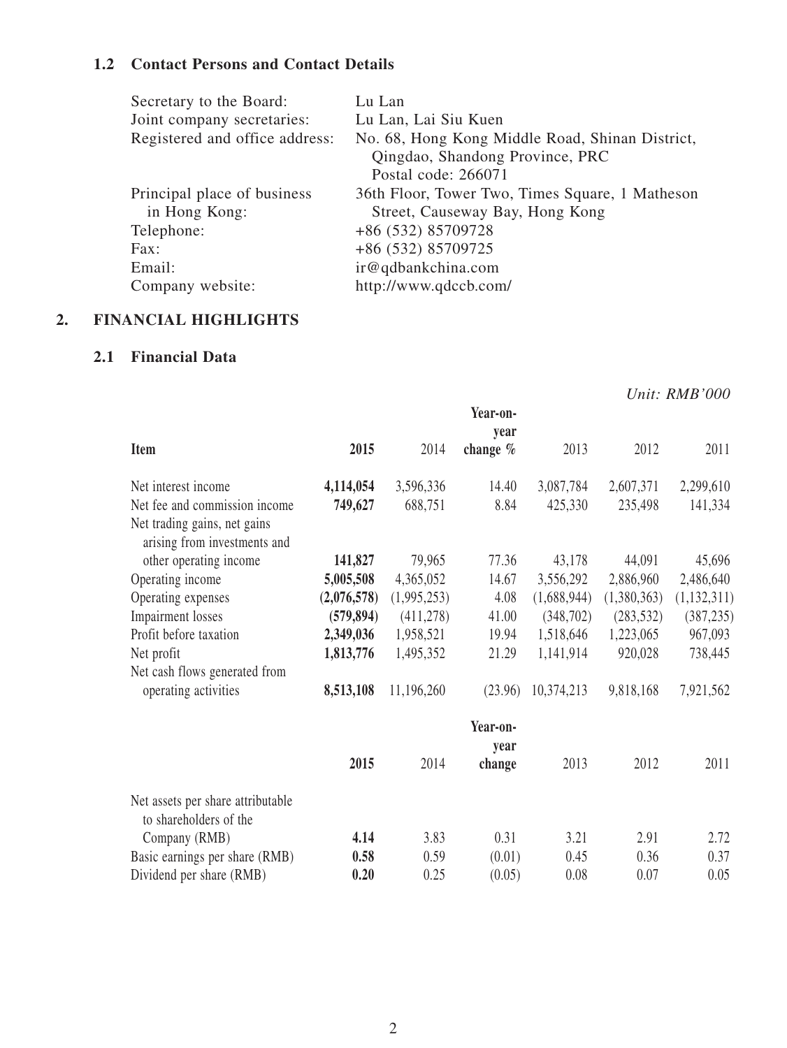### 1.2 Contact Persons and Contact Details

| | |
|---|---|
| Secretary to the Board: | Lu Lan |
| Joint company secretaries: | Lu Lan, Lai Siu Kuen |
| Registered and office address: | No. 68, Hong Kong Middle Road, Shinan District, Qingdao, Shandong Province, PRC Postal code: 266071 |
| Principal place of business in Hong Kong: | 36th Floor, Tower Two, Times Square, 1 Matheson Street, Causeway Bay, Hong Kong |
| Telephone: | +86 (532) 85709728 |
| Fax: | +86 (532) 85709725 |
| Email: | ir@qdbankchina.com |
| Company website: | http://www.qdccb.com/ |

## 2. FINANCIAL HIGHLIGHTS

### 2.1 Financial Data

*Unit: RMB'000*

| Item | **2015** | 2014 | Year-on-year change % | 2013 | 2012 | 2011 |
|---|---|---|---|---|---|---|
| Net interest income | **4,114,054** | 3,596,336 | 14.40 | 3,087,784 | 2,607,371 | 2,299,610 |
| Net fee and commission income | **749,627** | 688,751 | 8.84 | 425,330 | 235,498 | 141,334 |
| Net trading gains, net gains arising from investments and other operating income | **141,827** | 79,965 | 77.36 | 43,178 | 44,091 | 45,696 |
| Operating income | **5,005,508** | 4,365,052 | 14.67 | 3,556,292 | 2,886,960 | 2,486,640 |
| Operating expenses | **(2,076,578)** | (1,995,253) | 4.08 | (1,688,944) | (1,380,363) | (1,132,311) |
| Impairment losses | **(579,894)** | (411,278) | 41.00 | (348,702) | (283,532) | (387,235) |
| Profit before taxation | **2,349,036** | 1,958,521 | 19.94 | 1,518,646 | 1,223,065 | 967,093 |
| Net profit | **1,813,776** | 1,495,352 | 21.29 | 1,141,914 | 920,028 | 738,445 |
| Net cash flows generated from operating activities | **8,513,108** | 11,196,260 | (23.96) | 10,374,213 | 9,818,168 | 7,921,562 |

| | **2015** | 2014 | Year-on-year change | 2013 | 2012 | 2011 |
|---|---|---|---|---|---|---|
| Net assets per share attributable to shareholders of the Company (RMB) | **4.14** | 3.83 | 0.31 | 3.21 | 2.91 | 2.72 |
| Basic earnings per share (RMB) | **0.58** | 0.59 | (0.01) | 0.45 | 0.36 | 0.37 |
| Dividend per share (RMB) | **0.20** | 0.25 | (0.05) | 0.08 | 0.07 | 0.05 |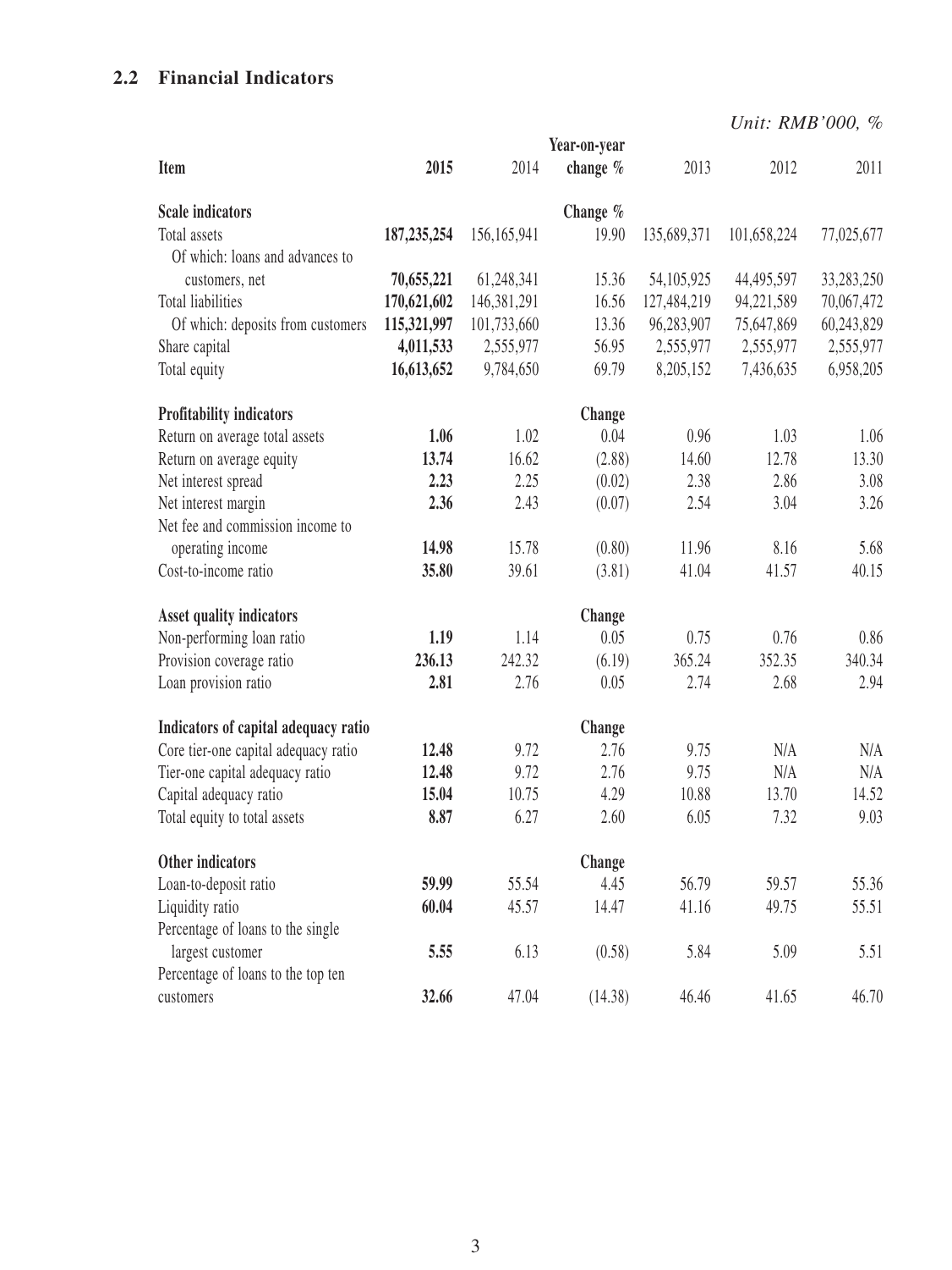## 2.2 Financial Indicators

*Unit: RMB'000, %*

| Item | 2015 | 2014 | Year-on-year change % | 2013 | 2012 | 2011 |
|---|---|---|---|---|---|---|
| **Scale indicators** | | | Change % | | | |
| Total assets | **187,235,254** | 156,165,941 | 19.90 | 135,689,371 | 101,658,224 | 77,025,677 |
| Of which: loans and advances to customers, net | **70,655,221** | 61,248,341 | 15.36 | 54,105,925 | 44,495,597 | 33,283,250 |
| Total liabilities | **170,621,602** | 146,381,291 | 16.56 | 127,484,219 | 94,221,589 | 70,067,472 |
| Of which: deposits from customers | **115,321,997** | 101,733,660 | 13.36 | 96,283,907 | 75,647,869 | 60,243,829 |
| Share capital | **4,011,533** | 2,555,977 | 56.95 | 2,555,977 | 2,555,977 | 2,555,977 |
| Total equity | **16,613,652** | 9,784,650 | 69.79 | 8,205,152 | 7,436,635 | 6,958,205 |
| **Profitability indicators** | | | Change | | | |
| Return on average total assets | **1.06** | 1.02 | 0.04 | 0.96 | 1.03 | 1.06 |
| Return on average equity | **13.74** | 16.62 | (2.88) | 14.60 | 12.78 | 13.30 |
| Net interest spread | **2.23** | 2.25 | (0.02) | 2.38 | 2.86 | 3.08 |
| Net interest margin | **2.36** | 2.43 | (0.07) | 2.54 | 3.04 | 3.26 |
| Net fee and commission income to operating income | **14.98** | 15.78 | (0.80) | 11.96 | 8.16 | 5.68 |
| Cost-to-income ratio | **35.80** | 39.61 | (3.81) | 41.04 | 41.57 | 40.15 |
| **Asset quality indicators** | | | Change | | | |
| Non-performing loan ratio | **1.19** | 1.14 | 0.05 | 0.75 | 0.76 | 0.86 |
| Provision coverage ratio | **236.13** | 242.32 | (6.19) | 365.24 | 352.35 | 340.34 |
| Loan provision ratio | **2.81** | 2.76 | 0.05 | 2.74 | 2.68 | 2.94 |
| **Indicators of capital adequacy ratio** | | | Change | | | |
| Core tier-one capital adequacy ratio | **12.48** | 9.72 | 2.76 | 9.75 | N/A | N/A |
| Tier-one capital adequacy ratio | **12.48** | 9.72 | 2.76 | 9.75 | N/A | N/A |
| Capital adequacy ratio | **15.04** | 10.75 | 4.29 | 10.88 | 13.70 | 14.52 |
| Total equity to total assets | **8.87** | 6.27 | 2.60 | 6.05 | 7.32 | 9.03 |
| **Other indicators** | | | Change | | | |
| Loan-to-deposit ratio | **59.99** | 55.54 | 4.45 | 56.79 | 59.57 | 55.36 |
| Liquidity ratio | **60.04** | 45.57 | 14.47 | 41.16 | 49.75 | 55.51 |
| Percentage of loans to the single largest customer | **5.55** | 6.13 | (0.58) | 5.84 | 5.09 | 5.51 |
| Percentage of loans to the top ten customers | **32.66** | 47.04 | (14.38) | 46.46 | 41.65 | 46.70 |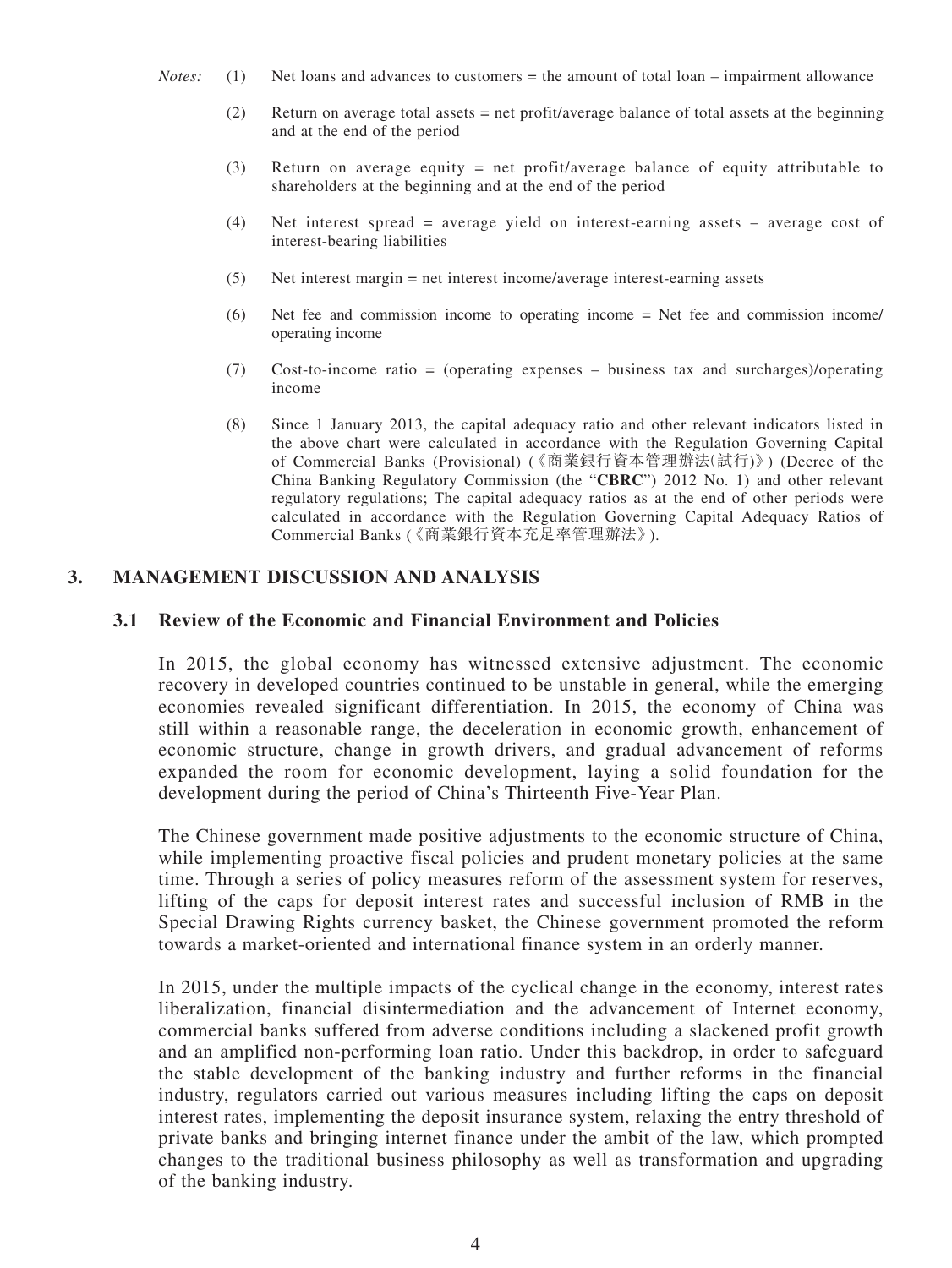*Notes:*

(1) Net loans and advances to customers = the amount of total loan – impairment allowance

(2) Return on average total assets = net profit/average balance of total assets at the beginning and at the end of the period

(3) Return on average equity = net profit/average balance of equity attributable to shareholders at the beginning and at the end of the period

(4) Net interest spread = average yield on interest-earning assets – average cost of interest-bearing liabilities

(5) Net interest margin = net interest income/average interest-earning assets

(6) Net fee and commission income to operating income = Net fee and commission income/operating income

(7) Cost-to-income ratio = (operating expenses – business tax and surcharges)/operating income

(8) Since 1 January 2013, the capital adequacy ratio and other relevant indicators listed in the above chart were calculated in accordance with the Regulation Governing Capital of Commercial Banks (Provisional) (《商業銀行資本管理辦法(試行)》) (Decree of the China Banking Regulatory Commission (the "**CBRC**") 2012 No. 1) and other relevant regulatory regulations; The capital adequacy ratios as at the end of other periods were calculated in accordance with the Regulation Governing Capital Adequacy Ratios of Commercial Banks (《商業銀行資本充足率管理辦法》).

## 3. MANAGEMENT DISCUSSION AND ANALYSIS

### 3.1 Review of the Economic and Financial Environment and Policies

In 2015, the global economy has witnessed extensive adjustment. The economic recovery in developed countries continued to be unstable in general, while the emerging economies revealed significant differentiation. In 2015, the economy of China was still within a reasonable range, the deceleration in economic growth, enhancement of economic structure, change in growth drivers, and gradual advancement of reforms expanded the room for economic development, laying a solid foundation for the development during the period of China's Thirteenth Five-Year Plan.

The Chinese government made positive adjustments to the economic structure of China, while implementing proactive fiscal policies and prudent monetary policies at the same time. Through a series of policy measures reform of the assessment system for reserves, lifting of the caps for deposit interest rates and successful inclusion of RMB in the Special Drawing Rights currency basket, the Chinese government promoted the reform towards a market-oriented and international finance system in an orderly manner.

In 2015, under the multiple impacts of the cyclical change in the economy, interest rates liberalization, financial disintermediation and the advancement of Internet economy, commercial banks suffered from adverse conditions including a slackened profit growth and an amplified non-performing loan ratio. Under this backdrop, in order to safeguard the stable development of the banking industry and further reforms in the financial industry, regulators carried out various measures including lifting the caps on deposit interest rates, implementing the deposit insurance system, relaxing the entry threshold of private banks and bringing internet finance under the ambit of the law, which prompted changes to the traditional business philosophy as well as transformation and upgrading of the banking industry.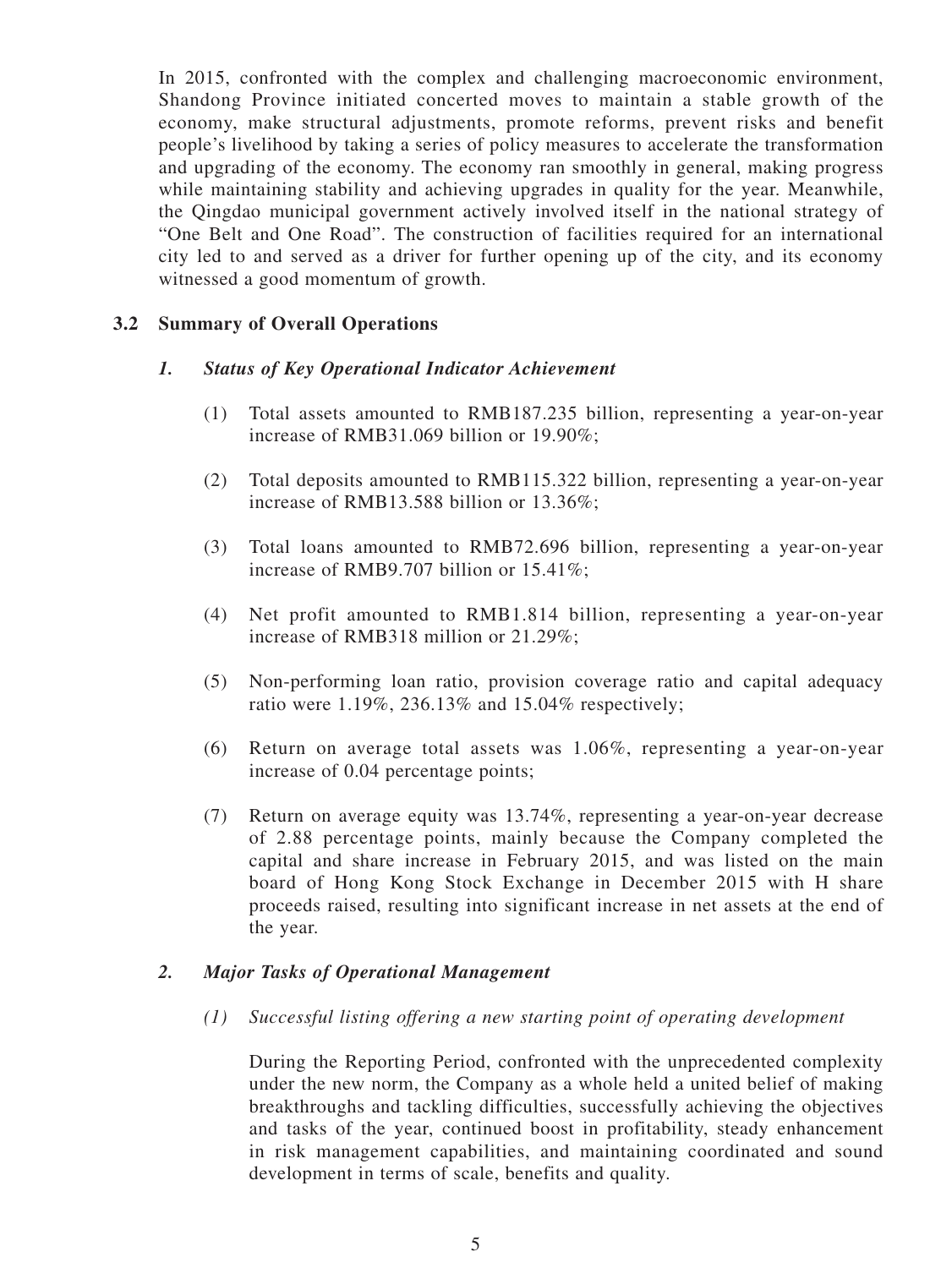In 2015, confronted with the complex and challenging macroeconomic environment, Shandong Province initiated concerted moves to maintain a stable growth of the economy, make structural adjustments, promote reforms, prevent risks and benefit people's livelihood by taking a series of policy measures to accelerate the transformation and upgrading of the economy. The economy ran smoothly in general, making progress while maintaining stability and achieving upgrades in quality for the year. Meanwhile, the Qingdao municipal government actively involved itself in the national strategy of "One Belt and One Road". The construction of facilities required for an international city led to and served as a driver for further opening up of the city, and its economy witnessed a good momentum of growth.

## 3.2 Summary of Overall Operations

### *1. Status of Key Operational Indicator Achievement*

(1) Total assets amounted to RMB187.235 billion, representing a year-on-year increase of RMB31.069 billion or 19.90%;

(2) Total deposits amounted to RMB115.322 billion, representing a year-on-year increase of RMB13.588 billion or 13.36%;

(3) Total loans amounted to RMB72.696 billion, representing a year-on-year increase of RMB9.707 billion or 15.41%;

(4) Net profit amounted to RMB1.814 billion, representing a year-on-year increase of RMB318 million or 21.29%;

(5) Non-performing loan ratio, provision coverage ratio and capital adequacy ratio were 1.19%, 236.13% and 15.04% respectively;

(6) Return on average total assets was 1.06%, representing a year-on-year increase of 0.04 percentage points;

(7) Return on average equity was 13.74%, representing a year-on-year decrease of 2.88 percentage points, mainly because the Company completed the capital and share increase in February 2015, and was listed on the main board of Hong Kong Stock Exchange in December 2015 with H share proceeds raised, resulting into significant increase in net assets at the end of the year.

### *2. Major Tasks of Operational Management*

*(1) Successful listing offering a new starting point of operating development*

During the Reporting Period, confronted with the unprecedented complexity under the new norm, the Company as a whole held a united belief of making breakthroughs and tackling difficulties, successfully achieving the objectives and tasks of the year, continued boost in profitability, steady enhancement in risk management capabilities, and maintaining coordinated and sound development in terms of scale, benefits and quality.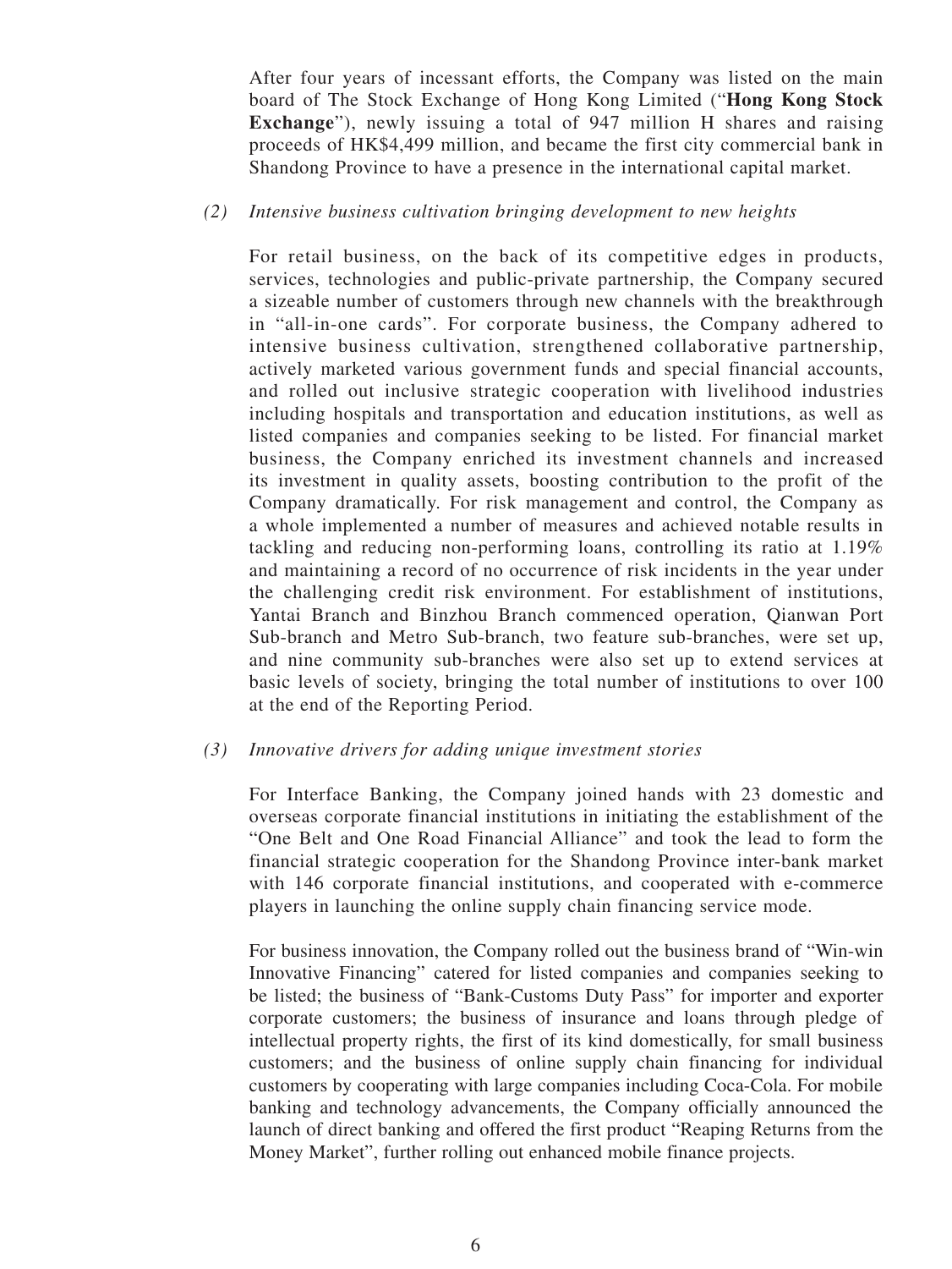After four years of incessant efforts, the Company was listed on the main board of The Stock Exchange of Hong Kong Limited ("**Hong Kong Stock Exchange**"), newly issuing a total of 947 million H shares and raising proceeds of HK$4,499 million, and became the first city commercial bank in Shandong Province to have a presence in the international capital market.

*(2) Intensive business cultivation bringing development to new heights*

For retail business, on the back of its competitive edges in products, services, technologies and public-private partnership, the Company secured a sizeable number of customers through new channels with the breakthrough in "all-in-one cards". For corporate business, the Company adhered to intensive business cultivation, strengthened collaborative partnership, actively marketed various government funds and special financial accounts, and rolled out inclusive strategic cooperation with livelihood industries including hospitals and transportation and education institutions, as well as listed companies and companies seeking to be listed. For financial market business, the Company enriched its investment channels and increased its investment in quality assets, boosting contribution to the profit of the Company dramatically. For risk management and control, the Company as a whole implemented a number of measures and achieved notable results in tackling and reducing non-performing loans, controlling its ratio at 1.19% and maintaining a record of no occurrence of risk incidents in the year under the challenging credit risk environment. For establishment of institutions, Yantai Branch and Binzhou Branch commenced operation, Qianwan Port Sub-branch and Metro Sub-branch, two feature sub-branches, were set up, and nine community sub-branches were also set up to extend services at basic levels of society, bringing the total number of institutions to over 100 at the end of the Reporting Period.

*(3) Innovative drivers for adding unique investment stories*

For Interface Banking, the Company joined hands with 23 domestic and overseas corporate financial institutions in initiating the establishment of the "One Belt and One Road Financial Alliance" and took the lead to form the financial strategic cooperation for the Shandong Province inter-bank market with 146 corporate financial institutions, and cooperated with e-commerce players in launching the online supply chain financing service mode.

For business innovation, the Company rolled out the business brand of "Win-win Innovative Financing" catered for listed companies and companies seeking to be listed; the business of "Bank-Customs Duty Pass" for importer and exporter corporate customers; the business of insurance and loans through pledge of intellectual property rights, the first of its kind domestically, for small business customers; and the business of online supply chain financing for individual customers by cooperating with large companies including Coca-Cola. For mobile banking and technology advancements, the Company officially announced the launch of direct banking and offered the first product "Reaping Returns from the Money Market", further rolling out enhanced mobile finance projects.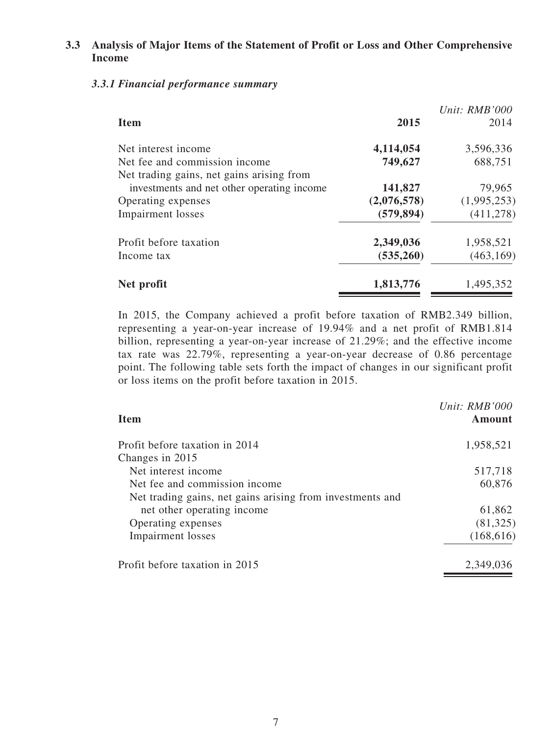### 3.3 Analysis of Major Items of the Statement of Profit or Loss and Other Comprehensive Income

#### *3.3.1 Financial performance summary*

*Unit: RMB'000*

| Item | 2015 | 2014 |
|---|---|---|
| Net interest income | **4,114,054** | 3,596,336 |
| Net fee and commission income | **749,627** | 688,751 |
| Net trading gains, net gains arising from investments and net other operating income | **141,827** | 79,965 |
| Operating expenses | **(2,076,578)** | (1,995,253) |
| Impairment losses | **(579,894)** | (411,278) |
| Profit before taxation | **2,349,036** | 1,958,521 |
| Income tax | **(535,260)** | (463,169) |
| **Net profit** | **1,813,776** | 1,495,352 |

In 2015, the Company achieved a profit before taxation of RMB2.349 billion, representing a year-on-year increase of 19.94% and a net profit of RMB1.814 billion, representing a year-on-year increase of 21.29%; and the effective income tax rate was 22.79%, representing a year-on-year decrease of 0.86 percentage point. The following table sets forth the impact of changes in our significant profit or loss items on the profit before taxation in 2015.

*Unit: RMB'000*

| Item | Amount |
|---|---|
| Profit before taxation in 2014 | 1,958,521 |
| Changes in 2015 | |
| Net interest income | 517,718 |
| Net fee and commission income | 60,876 |
| Net trading gains, net gains arising from investments and net other operating income | 61,862 |
| Operating expenses | (81,325) |
| Impairment losses | (168,616) |
| Profit before taxation in 2015 | 2,349,036 |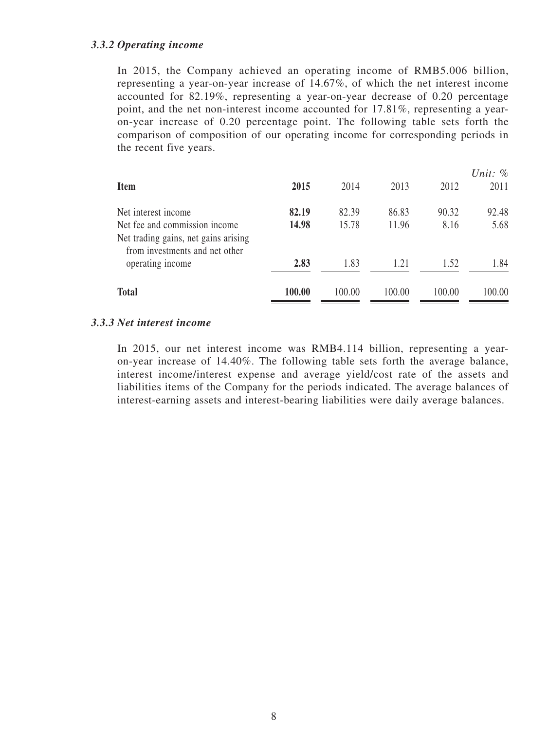### *3.3.2 Operating income*

In 2015, the Company achieved an operating income of RMB5.006 billion, representing a year-on-year increase of 14.67%, of which the net interest income accounted for 82.19%, representing a year-on-year decrease of 0.20 percentage point, and the net non-interest income accounted for 17.81%, representing a year-on-year increase of 0.20 percentage point. The following table sets forth the comparison of composition of our operating income for corresponding periods in the recent five years.

*Unit: %*

| Item | 2015 | 2014 | 2013 | 2012 | 2011 |
|---|---|---|---|---|---|
| Net interest income | **82.19** | 82.39 | 86.83 | 90.32 | 92.48 |
| Net fee and commission income | **14.98** | 15.78 | 11.96 | 8.16 | 5.68 |
| Net trading gains, net gains arising from investments and net other operating income | **2.83** | 1.83 | 1.21 | 1.52 | 1.84 |
| **Total** | **100.00** | 100.00 | 100.00 | 100.00 | 100.00 |

### *3.3.3 Net interest income*

In 2015, our net interest income was RMB4.114 billion, representing a year-on-year increase of 14.40%. The following table sets forth the average balance, interest income/interest expense and average yield/cost rate of the assets and liabilities items of the Company for the periods indicated. The average balances of interest-earning assets and interest-bearing liabilities were daily average balances.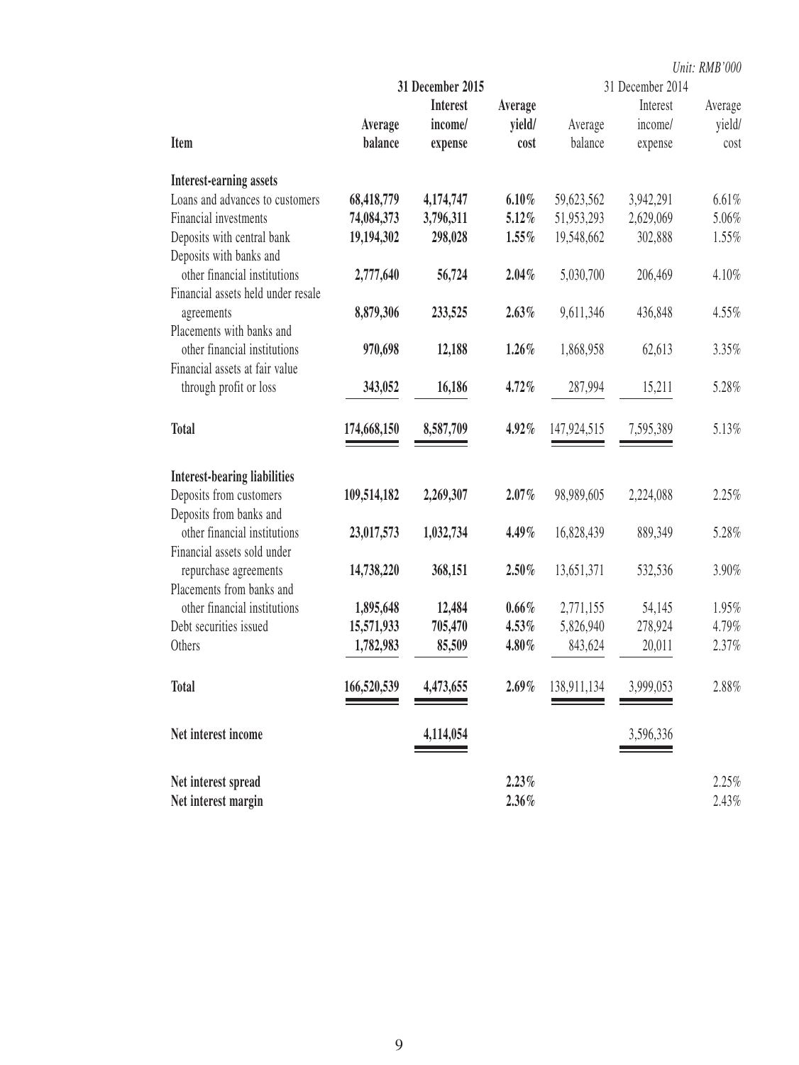*Unit: RMB'000*

| Item | 31 December 2015 | | | 31 December 2014 | | |
|---|---|---|---|---|---|---|
| | **Average balance** | **Interest income/ expense** | **Average yield/ cost** | Average balance | Interest income/ expense | Average yield/ cost |
| **Interest-earning assets** | | | | | | |
| Loans and advances to customers | **68,418,779** | **4,174,747** | **6.10%** | 59,623,562 | 3,942,291 | 6.61% |
| Financial investments | **74,084,373** | **3,796,311** | **5.12%** | 51,953,293 | 2,629,069 | 5.06% |
| Deposits with central bank | **19,194,302** | **298,028** | **1.55%** | 19,548,662 | 302,888 | 1.55% |
| Deposits with banks and other financial institutions | **2,777,640** | **56,724** | **2.04%** | 5,030,700 | 206,469 | 4.10% |
| Financial assets held under resale agreements | **8,879,306** | **233,525** | **2.63%** | 9,611,346 | 436,848 | 4.55% |
| Placements with banks and other financial institutions | **970,698** | **12,188** | **1.26%** | 1,868,958 | 62,613 | 3.35% |
| Financial assets at fair value through profit or loss | **343,052** | **16,186** | **4.72%** | 287,994 | 15,211 | 5.28% |
| **Total** | **174,668,150** | **8,587,709** | **4.92%** | 147,924,515 | 7,595,389 | 5.13% |
| **Interest-bearing liabilities** | | | | | | |
| Deposits from customers | **109,514,182** | **2,269,307** | **2.07%** | 98,989,605 | 2,224,088 | 2.25% |
| Deposits from banks and other financial institutions | **23,017,573** | **1,032,734** | **4.49%** | 16,828,439 | 889,349 | 5.28% |
| Financial assets sold under repurchase agreements | **14,738,220** | **368,151** | **2.50%** | 13,651,371 | 532,536 | 3.90% |
| Placements from banks and other financial institutions | **1,895,648** | **12,484** | **0.66%** | 2,771,155 | 54,145 | 1.95% |
| Debt securities issued | **15,571,933** | **705,470** | **4.53%** | 5,826,940 | 278,924 | 4.79% |
| Others | **1,782,983** | **85,509** | **4.80%** | 843,624 | 20,011 | 2.37% |
| **Total** | **166,520,539** | **4,473,655** | **2.69%** | 138,911,134 | 3,999,053 | 2.88% |
| **Net interest income** | | **4,114,054** | | | 3,596,336 | |
| **Net interest spread** | | | **2.23%** | | | 2.25% |
| **Net interest margin** | | | **2.36%** | | | 2.43% |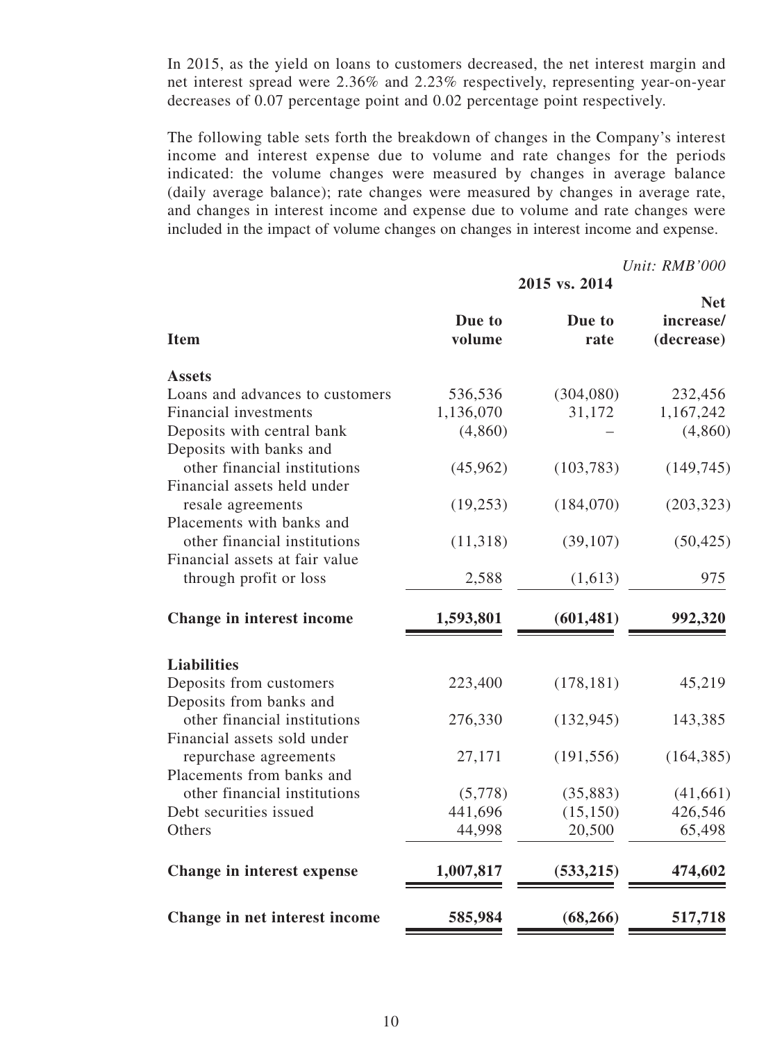In 2015, as the yield on loans to customers decreased, the net interest margin and net interest spread were 2.36% and 2.23% respectively, representing year-on-year decreases of 0.07 percentage point and 0.02 percentage point respectively.

The following table sets forth the breakdown of changes in the Company's interest income and interest expense due to volume and rate changes for the periods indicated: the volume changes were measured by changes in average balance (daily average balance); rate changes were measured by changes in average rate, and changes in interest income and expense due to volume and rate changes were included in the impact of volume changes on changes in interest income and expense.

*Unit: RMB'000*

| | 2015 vs. 2014 | | |
|---|---|---|---|
| **Item** | **Due to volume** | **Due to rate** | **Net increase/ (decrease)** |
| **Assets** | | | |
| Loans and advances to customers | 536,536 | (304,080) | 232,456 |
| Financial investments | 1,136,070 | 31,172 | 1,167,242 |
| Deposits with central bank | (4,860) | – | (4,860) |
| Deposits with banks and other financial institutions | (45,962) | (103,783) | (149,745) |
| Financial assets held under resale agreements | (19,253) | (184,070) | (203,323) |
| Placements with banks and other financial institutions | (11,318) | (39,107) | (50,425) |
| Financial assets at fair value through profit or loss | 2,588 | (1,613) | 975 |
| **Change in interest income** | **1,593,801** | **(601,481)** | **992,320** |
| **Liabilities** | | | |
| Deposits from customers | 223,400 | (178,181) | 45,219 |
| Deposits from banks and other financial institutions | 276,330 | (132,945) | 143,385 |
| Financial assets sold under repurchase agreements | 27,171 | (191,556) | (164,385) |
| Placements from banks and other financial institutions | (5,778) | (35,883) | (41,661) |
| Debt securities issued | 441,696 | (15,150) | 426,546 |
| Others | 44,998 | 20,500 | 65,498 |
| **Change in interest expense** | **1,007,817** | **(533,215)** | **474,602** |
| **Change in net interest income** | **585,984** | **(68,266)** | **517,718** |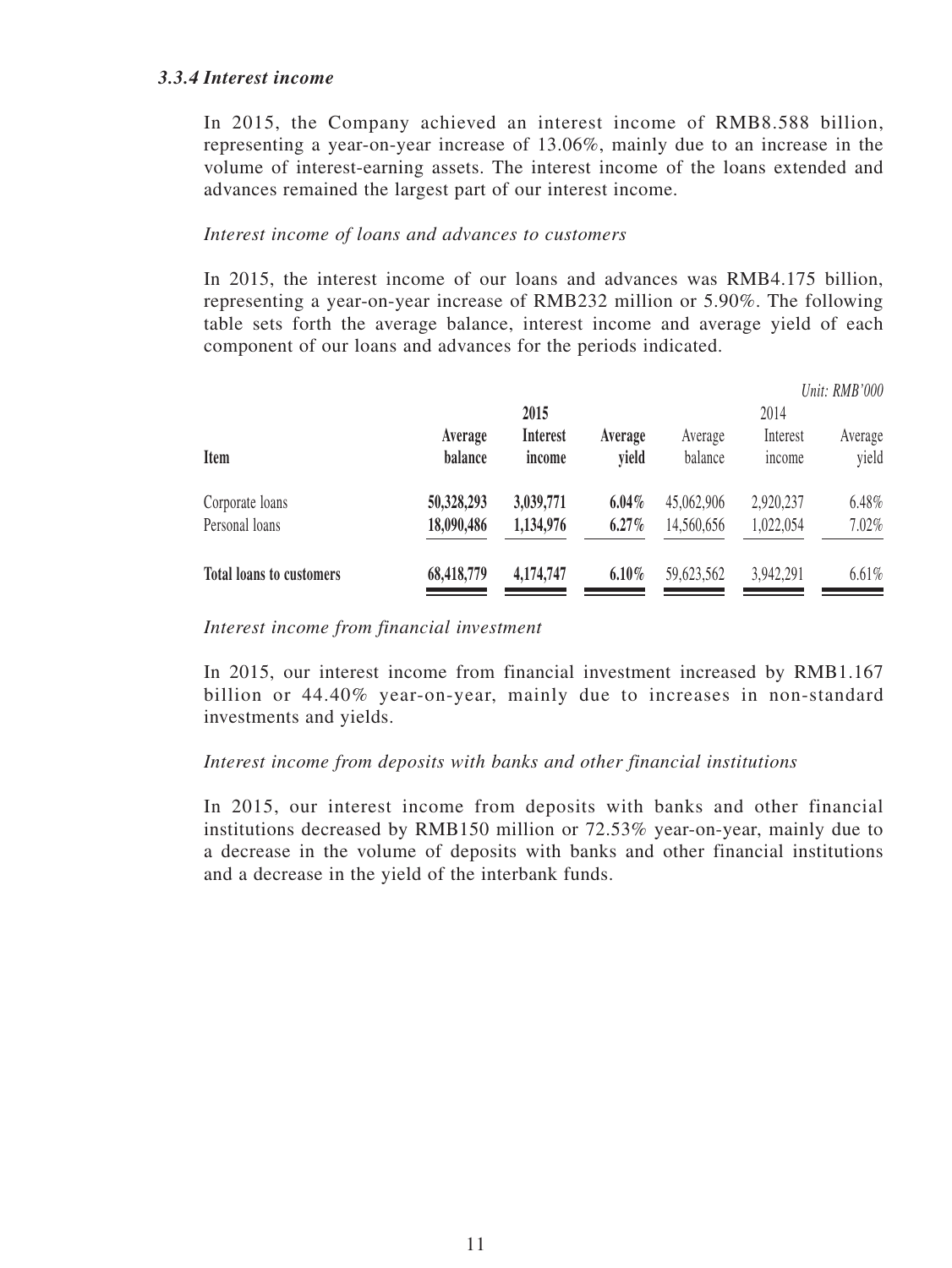### *3.3.4 Interest income*

In 2015, the Company achieved an interest income of RMB8.588 billion, representing a year-on-year increase of 13.06%, mainly due to an increase in the volume of interest-earning assets. The interest income of the loans extended and advances remained the largest part of our interest income.

*Interest income of loans and advances to customers*

In 2015, the interest income of our loans and advances was RMB4.175 billion, representing a year-on-year increase of RMB232 million or 5.90%. The following table sets forth the average balance, interest income and average yield of each component of our loans and advances for the periods indicated.

*Unit: RMB'000*

| | **2015** | | | 2014 | | |
|---|---|---|---|---|---|---|
| **Item** | **Average balance** | **Interest income** | **Average yield** | Average balance | Interest income | Average yield |
| Corporate loans | **50,328,293** | **3,039,771** | **6.04%** | 45,062,906 | 2,920,237 | 6.48% |
| Personal loans | **18,090,486** | **1,134,976** | **6.27%** | 14,560,656 | 1,022,054 | 7.02% |
| **Total loans to customers** | **68,418,779** | **4,174,747** | **6.10%** | 59,623,562 | 3,942,291 | 6.61% |

*Interest income from financial investment*

In 2015, our interest income from financial investment increased by RMB1.167 billion or 44.40% year-on-year, mainly due to increases in non-standard investments and yields.

*Interest income from deposits with banks and other financial institutions*

In 2015, our interest income from deposits with banks and other financial institutions decreased by RMB150 million or 72.53% year-on-year, mainly due to a decrease in the volume of deposits with banks and other financial institutions and a decrease in the yield of the interbank funds.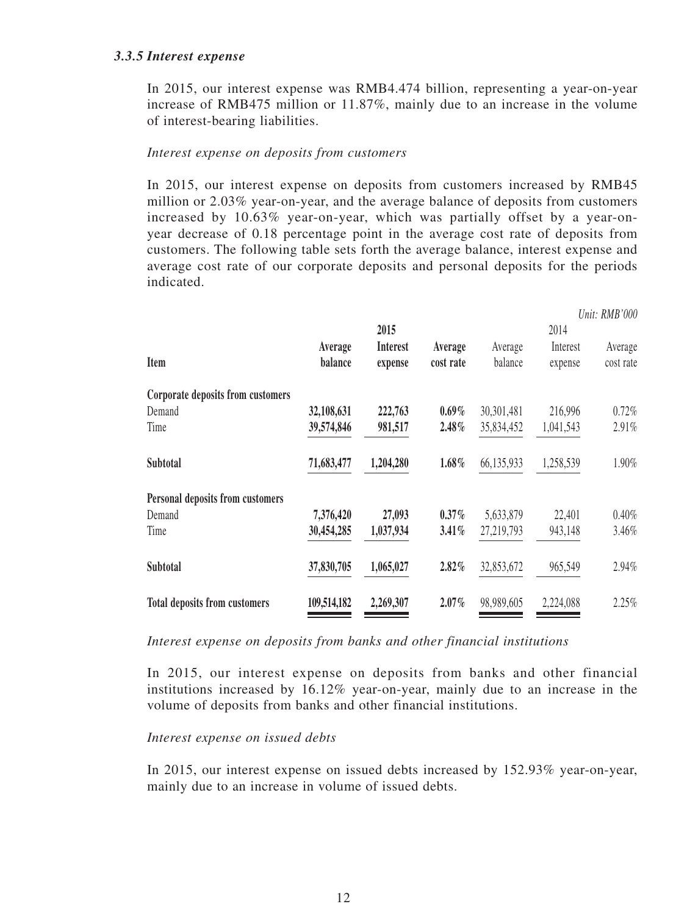### *3.3.5 Interest expense*

In 2015, our interest expense was RMB4.474 billion, representing a year-on-year increase of RMB475 million or 11.87%, mainly due to an increase in the volume of interest-bearing liabilities.

*Interest expense on deposits from customers*

In 2015, our interest expense on deposits from customers increased by RMB45 million or 2.03% year-on-year, and the average balance of deposits from customers increased by 10.63% year-on-year, which was partially offset by a year-on-year decrease of 0.18 percentage point in the average cost rate of deposits from customers. The following table sets forth the average balance, interest expense and average cost rate of our corporate deposits and personal deposits for the periods indicated.

*Unit: RMB'000*

| | **2015** | | | 2014 | | |
|---|---|---|---|---|---|---|
| **Item** | **Average balance** | **Interest expense** | **Average cost rate** | Average balance | Interest expense | Average cost rate |
| **Corporate deposits from customers** | | | | | | |
| Demand | **32,108,631** | **222,763** | **0.69%** | 30,301,481 | 216,996 | 0.72% |
| Time | **39,574,846** | **981,517** | **2.48%** | 35,834,452 | 1,041,543 | 2.91% |
| **Subtotal** | **71,683,477** | **1,204,280** | **1.68%** | 66,135,933 | 1,258,539 | 1.90% |
| **Personal deposits from customers** | | | | | | |
| Demand | **7,376,420** | **27,093** | **0.37%** | 5,633,879 | 22,401 | 0.40% |
| Time | **30,454,285** | **1,037,934** | **3.41%** | 27,219,793 | 943,148 | 3.46% |
| **Subtotal** | **37,830,705** | **1,065,027** | **2.82%** | 32,853,672 | 965,549 | 2.94% |
| **Total deposits from customers** | **109,514,182** | **2,269,307** | **2.07%** | 98,989,605 | 2,224,088 | 2.25% |

*Interest expense on deposits from banks and other financial institutions*

In 2015, our interest expense on deposits from banks and other financial institutions increased by 16.12% year-on-year, mainly due to an increase in the volume of deposits from banks and other financial institutions.

*Interest expense on issued debts*

In 2015, our interest expense on issued debts increased by 152.93% year-on-year, mainly due to an increase in volume of issued debts.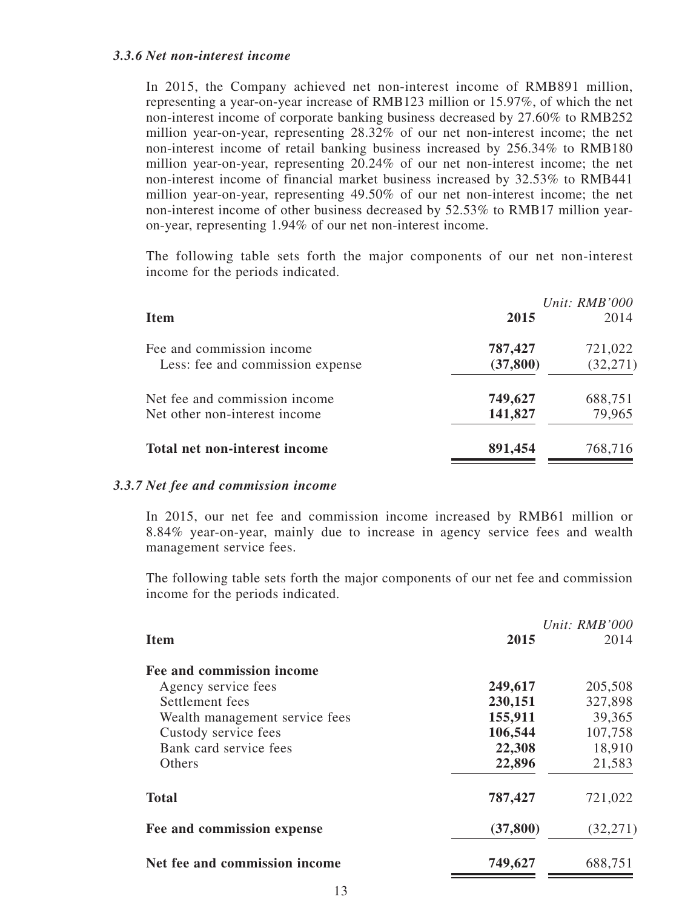### *3.3.6 Net non-interest income*

In 2015, the Company achieved net non-interest income of RMB891 million, representing a year-on-year increase of RMB123 million or 15.97%, of which the net non-interest income of corporate banking business decreased by 27.60% to RMB252 million year-on-year, representing 28.32% of our net non-interest income; the net non-interest income of retail banking business increased by 256.34% to RMB180 million year-on-year, representing 20.24% of our net non-interest income; the net non-interest income of financial market business increased by 32.53% to RMB441 million year-on-year, representing 49.50% of our net non-interest income; the net non-interest income of other business decreased by 52.53% to RMB17 million year-on-year, representing 1.94% of our net non-interest income.

The following table sets forth the major components of our net non-interest income for the periods indicated.

*Unit: RMB'000*

| **Item** | **2015** | 2014 |
|---|---|---|
| Fee and commission income | **787,427** | 721,022 |
| Less: fee and commission expense | **(37,800)** | (32,271) |
| Net fee and commission income | **749,627** | 688,751 |
| Net other non-interest income | **141,827** | 79,965 |
| **Total net non-interest income** | **891,454** | 768,716 |

### *3.3.7 Net fee and commission income*

In 2015, our net fee and commission income increased by RMB61 million or 8.84% year-on-year, mainly due to increase in agency service fees and wealth management service fees.

The following table sets forth the major components of our net fee and commission income for the periods indicated.

*Unit: RMB'000*

| **Item** | **2015** | 2014 |
|---|---|---|
| **Fee and commission income** | | |
| Agency service fees | **249,617** | 205,508 |
| Settlement fees | **230,151** | 327,898 |
| Wealth management service fees | **155,911** | 39,365 |
| Custody service fees | **106,544** | 107,758 |
| Bank card service fees | **22,308** | 18,910 |
| Others | **22,896** | 21,583 |
| **Total** | **787,427** | 721,022 |
| **Fee and commission expense** | **(37,800)** | (32,271) |
| **Net fee and commission income** | **749,627** | 688,751 |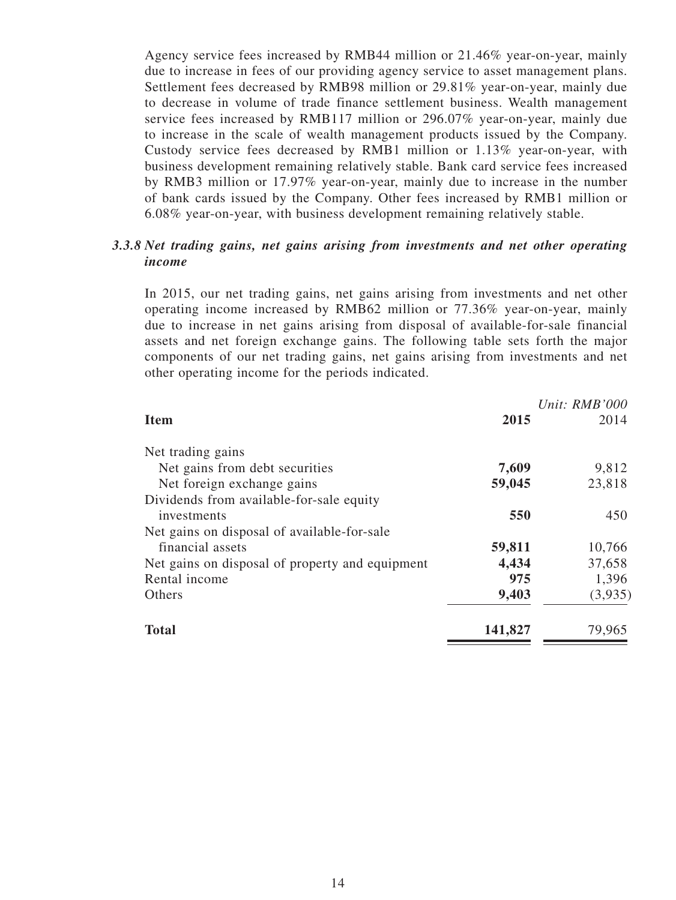Agency service fees increased by RMB44 million or 21.46% year-on-year, mainly due to increase in fees of our providing agency service to asset management plans. Settlement fees decreased by RMB98 million or 29.81% year-on-year, mainly due to decrease in volume of trade finance settlement business. Wealth management service fees increased by RMB117 million or 296.07% year-on-year, mainly due to increase in the scale of wealth management products issued by the Company. Custody service fees decreased by RMB1 million or 1.13% year-on-year, with business development remaining relatively stable. Bank card service fees increased by RMB3 million or 17.97% year-on-year, mainly due to increase in the number of bank cards issued by the Company. Other fees increased by RMB1 million or 6.08% year-on-year, with business development remaining relatively stable.

### *3.3.8 Net trading gains, net gains arising from investments and net other operating income*

In 2015, our net trading gains, net gains arising from investments and net other operating income increased by RMB62 million or 77.36% year-on-year, mainly due to increase in net gains arising from disposal of available-for-sale financial assets and net foreign exchange gains. The following table sets forth the major components of our net trading gains, net gains arising from investments and net other operating income for the periods indicated.

*Unit: RMB'000*

| **Item** | **2015** | 2014 |
|---|---|---|
| Net trading gains | | |
| Net gains from debt securities | **7,609** | 9,812 |
| Net foreign exchange gains | **59,045** | 23,818 |
| Dividends from available-for-sale equity investments | **550** | 450 |
| Net gains on disposal of available-for-sale financial assets | **59,811** | 10,766 |
| Net gains on disposal of property and equipment | **4,434** | 37,658 |
| Rental income | **975** | 1,396 |
| Others | **9,403** | (3,935) |
| **Total** | **141,827** | 79,965 |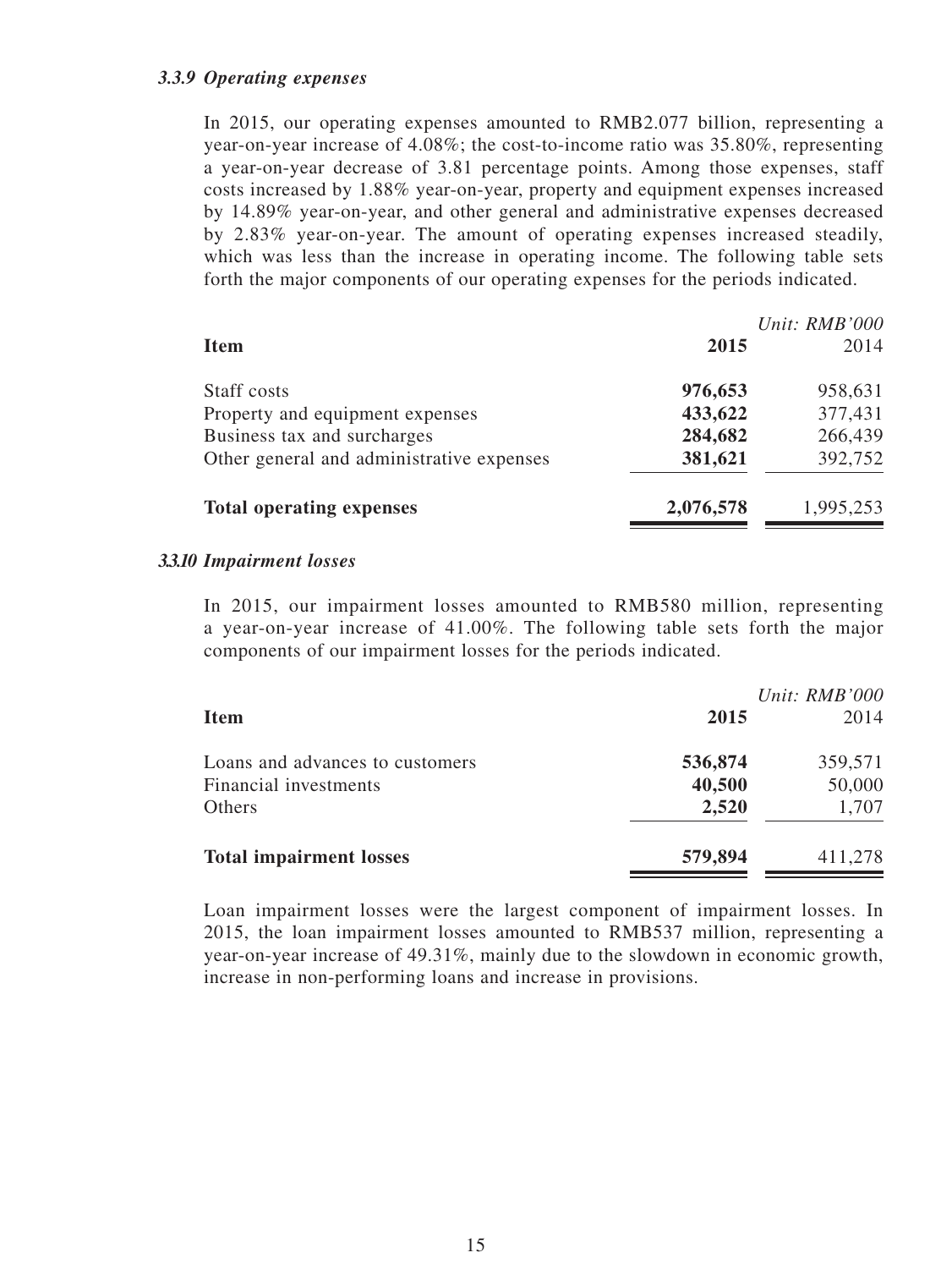#### *3.3.9 Operating expenses*

In 2015, our operating expenses amounted to RMB2.077 billion, representing a year-on-year increase of 4.08%; the cost-to-income ratio was 35.80%, representing a year-on-year decrease of 3.81 percentage points. Among those expenses, staff costs increased by 1.88% year-on-year, property and equipment expenses increased by 14.89% year-on-year, and other general and administrative expenses decreased by 2.83% year-on-year. The amount of operating expenses increased steadily, which was less than the increase in operating income. The following table sets forth the major components of our operating expenses for the periods indicated.

*Unit: RMB'000*

| **Item** | **2015** | 2014 |
|---|---|---|
| Staff costs | **976,653** | 958,631 |
| Property and equipment expenses | **433,622** | 377,431 |
| Business tax and surcharges | **284,682** | 266,439 |
| Other general and administrative expenses | **381,621** | 392,752 |
| **Total operating expenses** | **2,076,578** | 1,995,253 |

#### *3.3.10 Impairment losses*

In 2015, our impairment losses amounted to RMB580 million, representing a year-on-year increase of 41.00%. The following table sets forth the major components of our impairment losses for the periods indicated.

*Unit: RMB'000*

| **Item** | **2015** | 2014 |
|---|---|---|
| Loans and advances to customers | **536,874** | 359,571 |
| Financial investments | **40,500** | 50,000 |
| Others | **2,520** | 1,707 |
| **Total impairment losses** | **579,894** | 411,278 |

Loan impairment losses were the largest component of impairment losses. In 2015, the loan impairment losses amounted to RMB537 million, representing a year-on-year increase of 49.31%, mainly due to the slowdown in economic growth, increase in non-performing loans and increase in provisions.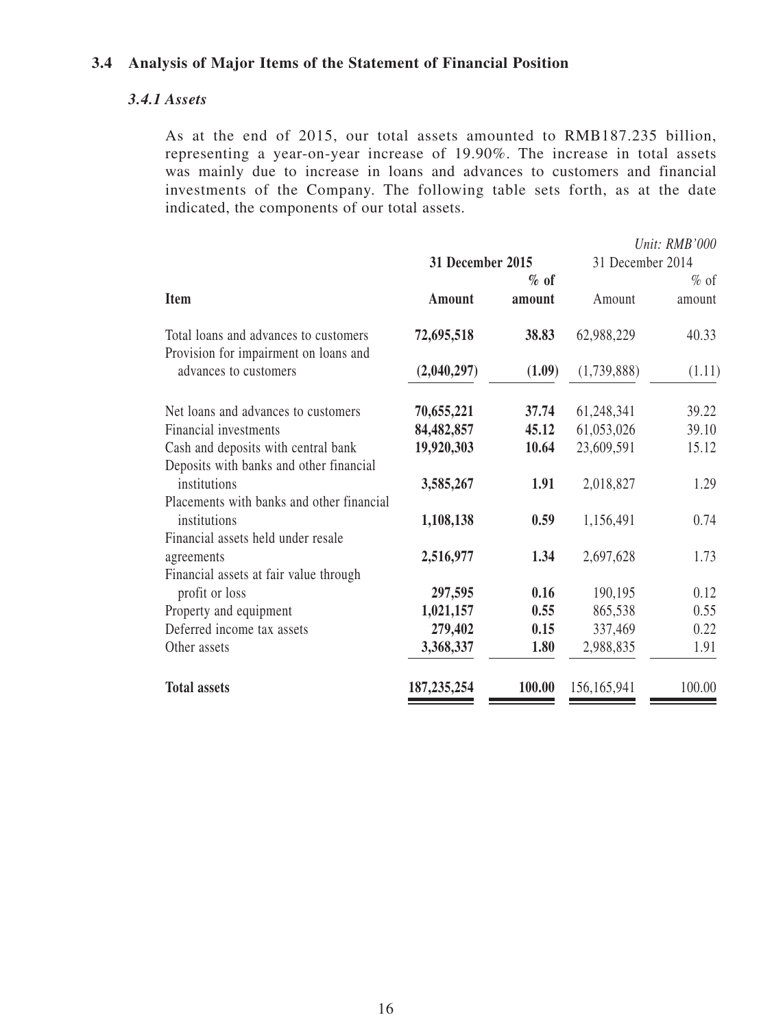## 3.4 Analysis of Major Items of the Statement of Financial Position

### *3.4.1 Assets*

As at the end of 2015, our total assets amounted to RMB187.235 billion, representing a year-on-year increase of 19.90%. The increase in total assets was mainly due to increase in loans and advances to customers and financial investments of the Company. The following table sets forth, as at the date indicated, the components of our total assets.

*Unit: RMB'000*

| Item | 31 December 2015 | | 31 December 2014 | |
|---|---|---|---|---|
| | **Amount** | **% of amount** | Amount | % of amount |
| Total loans and advances to customers | **72,695,518** | **38.83** | 62,988,229 | 40.33 |
| Provision for impairment on loans and advances to customers | **(2,040,297)** | **(1.09)** | (1,739,888) | (1.11) |
| Net loans and advances to customers | **70,655,221** | **37.74** | 61,248,341 | 39.22 |
| Financial investments | **84,482,857** | **45.12** | 61,053,026 | 39.10 |
| Cash and deposits with central bank | **19,920,303** | **10.64** | 23,609,591 | 15.12 |
| Deposits with banks and other financial institutions | **3,585,267** | **1.91** | 2,018,827 | 1.29 |
| Placements with banks and other financial institutions | **1,108,138** | **0.59** | 1,156,491 | 0.74 |
| Financial assets held under resale agreements | **2,516,977** | **1.34** | 2,697,628 | 1.73 |
| Financial assets at fair value through profit or loss | **297,595** | **0.16** | 190,195 | 0.12 |
| Property and equipment | **1,021,157** | **0.55** | 865,538 | 0.55 |
| Deferred income tax assets | **279,402** | **0.15** | 337,469 | 0.22 |
| Other assets | **3,368,337** | **1.80** | 2,988,835 | 1.91 |
| **Total assets** | **187,235,254** | **100.00** | 156,165,941 | 100.00 |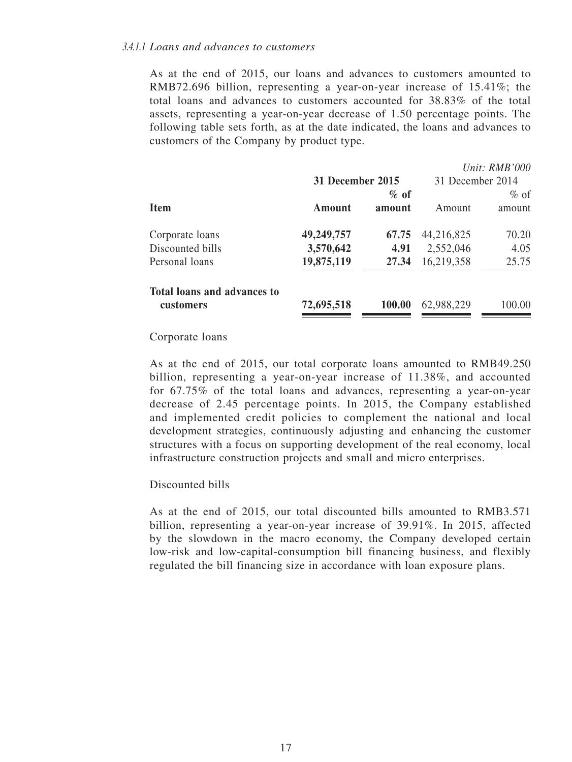#### *3.4.1.1 Loans and advances to customers*

As at the end of 2015, our loans and advances to customers amounted to RMB72.696 billion, representing a year-on-year increase of 15.41%; the total loans and advances to customers accounted for 38.83% of the total assets, representing a year-on-year decrease of 1.50 percentage points. The following table sets forth, as at the date indicated, the loans and advances to customers of the Company by product type.

*Unit: RMB'000*

| Item | **31 December 2015** | | 31 December 2014 | |
|---|---|---|---|---|
| | **Amount** | **% of amount** | Amount | % of amount |
| Corporate loans | **49,249,757** | **67.75** | 44,216,825 | 70.20 |
| Discounted bills | **3,570,642** | **4.91** | 2,552,046 | 4.05 |
| Personal loans | **19,875,119** | **27.34** | 16,219,358 | 25.75 |
| **Total loans and advances to customers** | **72,695,518** | **100.00** | 62,988,229 | 100.00 |

Corporate loans

As at the end of 2015, our total corporate loans amounted to RMB49.250 billion, representing a year-on-year increase of 11.38%, and accounted for 67.75% of the total loans and advances, representing a year-on-year decrease of 2.45 percentage points. In 2015, the Company established and implemented credit policies to complement the national and local development strategies, continuously adjusting and enhancing the customer structures with a focus on supporting development of the real economy, local infrastructure construction projects and small and micro enterprises.

Discounted bills

As at the end of 2015, our total discounted bills amounted to RMB3.571 billion, representing a year-on-year increase of 39.91%. In 2015, affected by the slowdown in the macro economy, the Company developed certain low-risk and low-capital-consumption bill financing business, and flexibly regulated the bill financing size in accordance with loan exposure plans.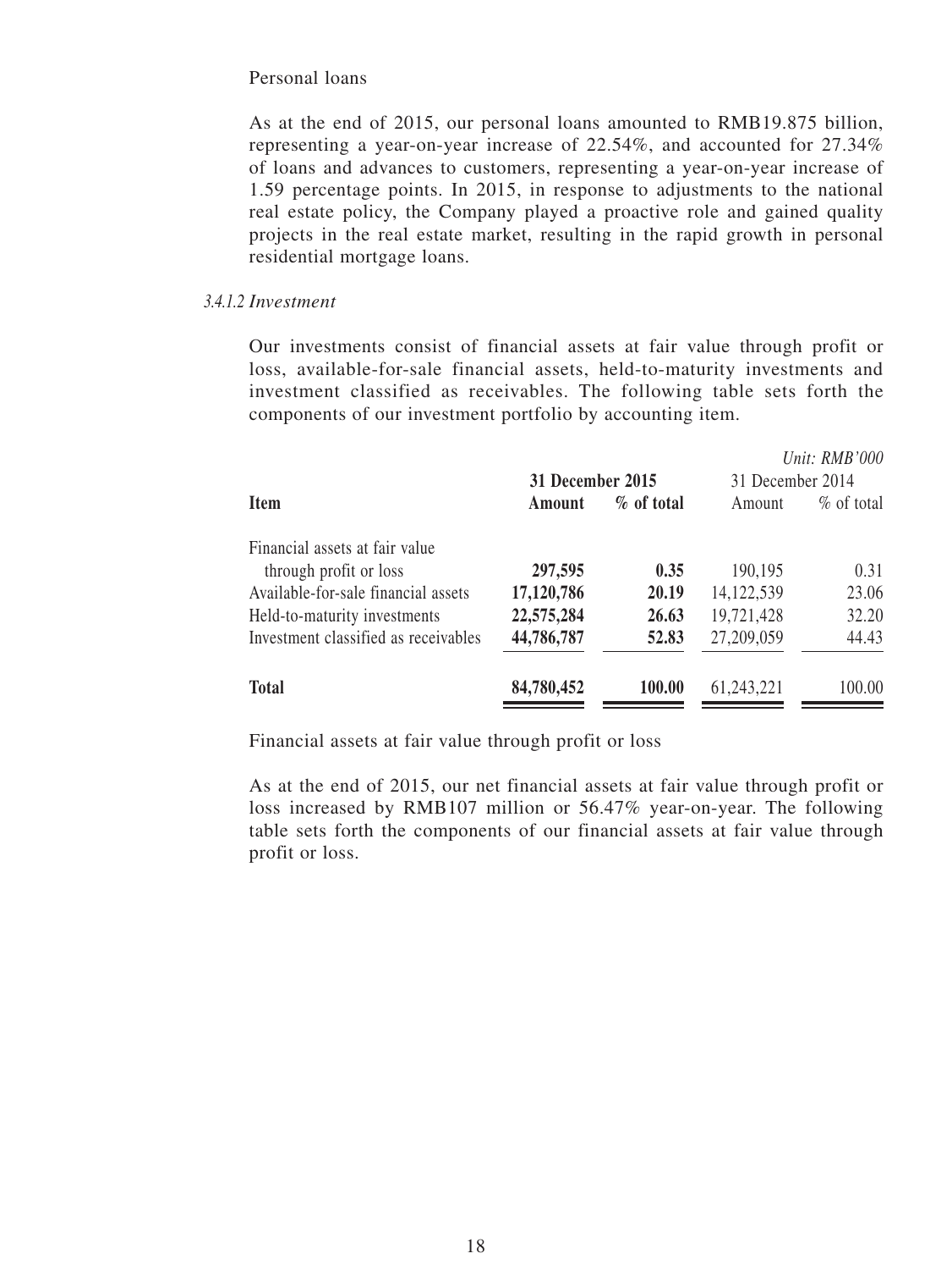Personal loans

As at the end of 2015, our personal loans amounted to RMB19.875 billion, representing a year-on-year increase of 22.54%, and accounted for 27.34% of loans and advances to customers, representing a year-on-year increase of 1.59 percentage points. In 2015, in response to adjustments to the national real estate policy, the Company played a proactive role and gained quality projects in the real estate market, resulting in the rapid growth in personal residential mortgage loans.

*3.4.1.2 Investment*

Our investments consist of financial assets at fair value through profit or loss, available-for-sale financial assets, held-to-maturity investments and investment classified as receivables. The following table sets forth the components of our investment portfolio by accounting item.

*Unit: RMB'000*

| Item | **31 December 2015** | | 31 December 2014 | |
|---|---|---|---|---|
| | **Amount** | **% of total** | Amount | % of total |
| Financial assets at fair value through profit or loss | **297,595** | **0.35** | 190,195 | 0.31 |
| Available-for-sale financial assets | **17,120,786** | **20.19** | 14,122,539 | 23.06 |
| Held-to-maturity investments | **22,575,284** | **26.63** | 19,721,428 | 32.20 |
| Investment classified as receivables | **44,786,787** | **52.83** | 27,209,059 | 44.43 |
| **Total** | **84,780,452** | **100.00** | 61,243,221 | 100.00 |

Financial assets at fair value through profit or loss

As at the end of 2015, our net financial assets at fair value through profit or loss increased by RMB107 million or 56.47% year-on-year. The following table sets forth the components of our financial assets at fair value through profit or loss.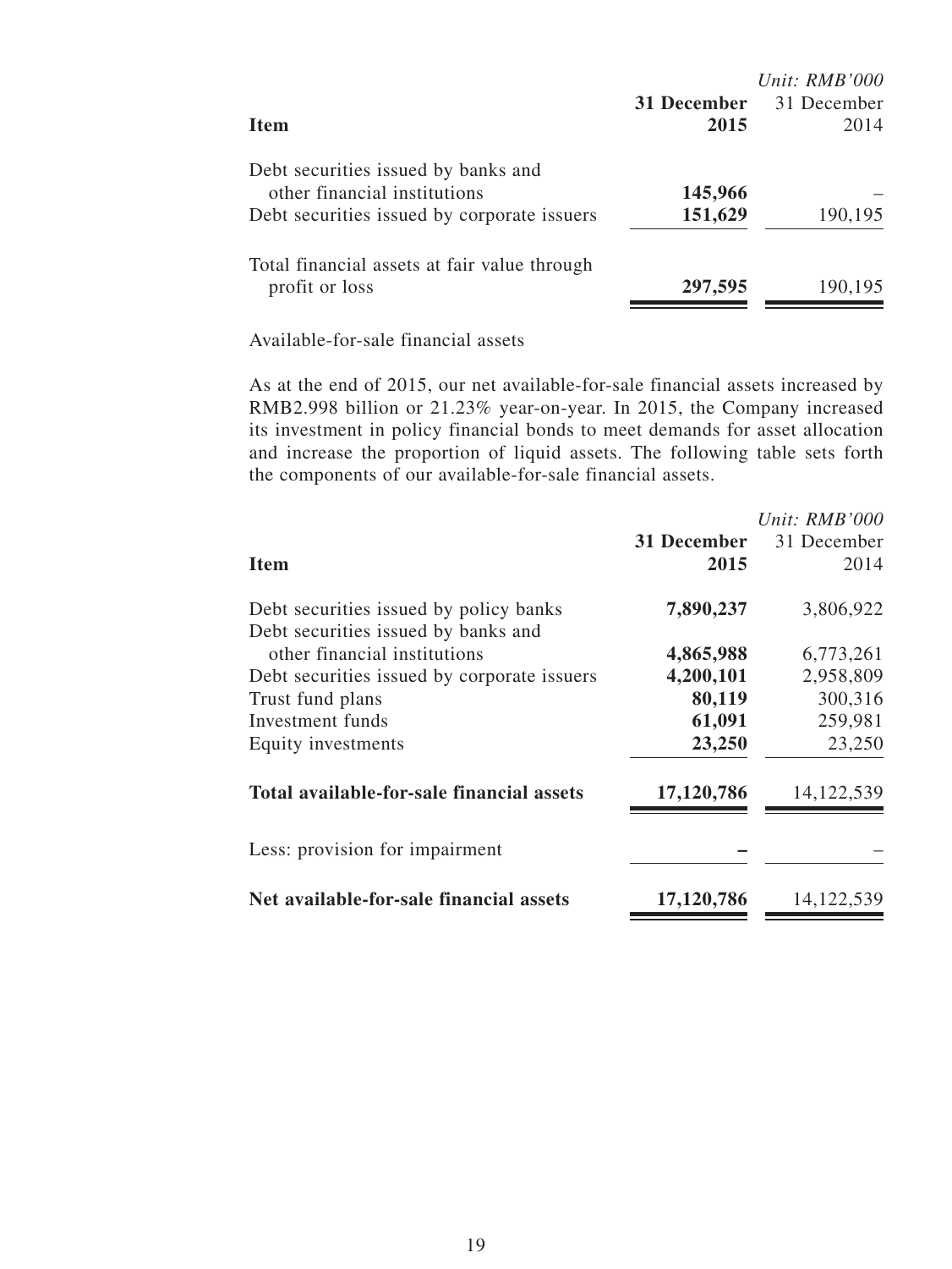*Unit: RMB'000*

| Item | 31 December 2015 | 31 December 2014 |
|---|---|---|
| Debt securities issued by banks and other financial institutions | **145,966** | – |
| Debt securities issued by corporate issuers | **151,629** | 190,195 |
| Total financial assets at fair value through profit or loss | **297,595** | 190,195 |

Available-for-sale financial assets

As at the end of 2015, our net available-for-sale financial assets increased by RMB2.998 billion or 21.23% year-on-year. In 2015, the Company increased its investment in policy financial bonds to meet demands for asset allocation and increase the proportion of liquid assets. The following table sets forth the components of our available-for-sale financial assets.

*Unit: RMB'000*

| Item | 31 December 2015 | 31 December 2014 |
|---|---|---|
| Debt securities issued by policy banks | **7,890,237** | 3,806,922 |
| Debt securities issued by banks and other financial institutions | **4,865,988** | 6,773,261 |
| Debt securities issued by corporate issuers | **4,200,101** | 2,958,809 |
| Trust fund plans | **80,119** | 300,316 |
| Investment funds | **61,091** | 259,981 |
| Equity investments | **23,250** | 23,250 |
| **Total available-for-sale financial assets** | **17,120,786** | 14,122,539 |
| Less: provision for impairment | **–** | – |
| **Net available-for-sale financial assets** | **17,120,786** | 14,122,539 |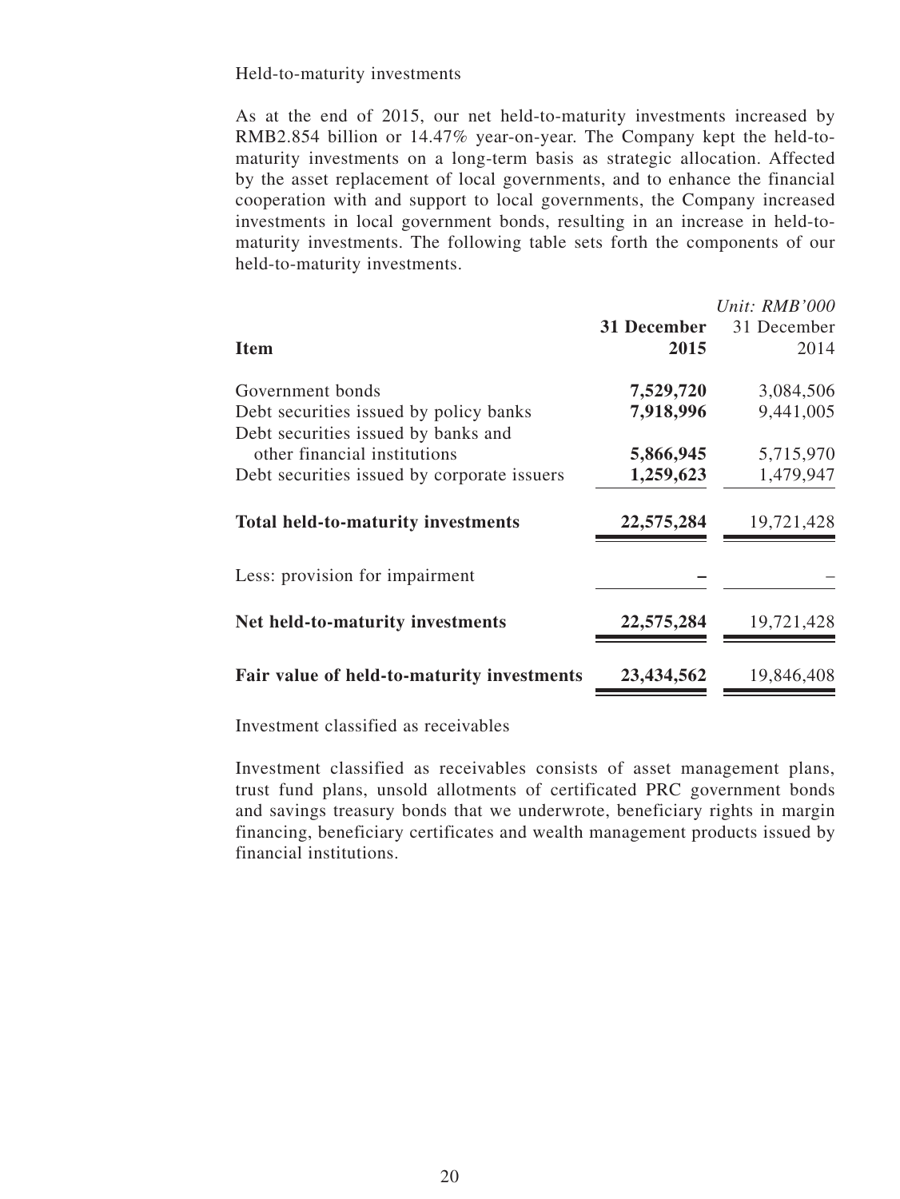Held-to-maturity investments

As at the end of 2015, our net held-to-maturity investments increased by RMB2.854 billion or 14.47% year-on-year. The Company kept the held-to-maturity investments on a long-term basis as strategic allocation. Affected by the asset replacement of local governments, and to enhance the financial cooperation with and support to local governments, the Company increased investments in local government bonds, resulting in an increase in held-to-maturity investments. The following table sets forth the components of our held-to-maturity investments.

*Unit: RMB'000*

| Item | **31 December 2015** | 31 December 2014 |
|---|---|---|
| Government bonds | **7,529,720** | 3,084,506 |
| Debt securities issued by policy banks | **7,918,996** | 9,441,005 |
| Debt securities issued by banks and other financial institutions | **5,866,945** | 5,715,970 |
| Debt securities issued by corporate issuers | **1,259,623** | 1,479,947 |
| **Total held-to-maturity investments** | **22,575,284** | 19,721,428 |
| Less: provision for impairment | **–** | – |
| **Net held-to-maturity investments** | **22,575,284** | 19,721,428 |
| **Fair value of held-to-maturity investments** | **23,434,562** | 19,846,408 |

Investment classified as receivables

Investment classified as receivables consists of asset management plans, trust fund plans, unsold allotments of certificated PRC government bonds and savings treasury bonds that we underwrote, beneficiary rights in margin financing, beneficiary certificates and wealth management products issued by financial institutions.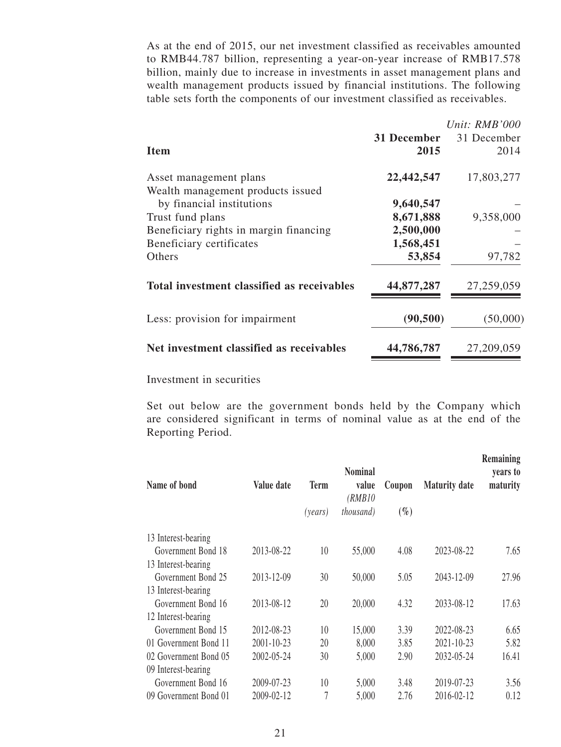As at the end of 2015, our net investment classified as receivables amounted to RMB44.787 billion, representing a year-on-year increase of RMB17.578 billion, mainly due to increase in investments in asset management plans and wealth management products issued by financial institutions. The following table sets forth the components of our investment classified as receivables.

*Unit: RMB'000*

| Item | 31 December 2015 | 31 December 2014 |
|---|---|---|
| Asset management plans | **22,442,547** | 17,803,277 |
| Wealth management products issued by financial institutions | **9,640,547** | – |
| Trust fund plans | **8,671,888** | 9,358,000 |
| Beneficiary rights in margin financing | **2,500,000** | – |
| Beneficiary certificates | **1,568,451** | – |
| Others | **53,854** | 97,782 |
| **Total investment classified as receivables** | **44,877,287** | 27,259,059 |
| Less: provision for impairment | **(90,500)** | (50,000) |
| **Net investment classified as receivables** | **44,786,787** | 27,209,059 |

Investment in securities

Set out below are the government bonds held by the Company which are considered significant in terms of nominal value as at the end of the Reporting Period.

| Name of bond | Value date | Term *(years)* | Nominal value *(RMB10 thousand)* | Coupon *(%)* | Maturity date | Remaining years to maturity |
|---|---|---|---|---|---|---|
| 13 Interest-bearing Government Bond 18 | 2013-08-22 | 10 | 55,000 | 4.08 | 2023-08-22 | 7.65 |
| 13 Interest-bearing Government Bond 25 | 2013-12-09 | 30 | 50,000 | 5.05 | 2043-12-09 | 27.96 |
| 13 Interest-bearing Government Bond 16 | 2013-08-12 | 20 | 20,000 | 4.32 | 2033-08-12 | 17.63 |
| 12 Interest-bearing Government Bond 15 | 2012-08-23 | 10 | 15,000 | 3.39 | 2022-08-23 | 6.65 |
| 01 Government Bond 11 | 2001-10-23 | 20 | 8,000 | 3.85 | 2021-10-23 | 5.82 |
| 02 Government Bond 05 | 2002-05-24 | 30 | 5,000 | 2.90 | 2032-05-24 | 16.41 |
| 09 Interest-bearing Government Bond 16 | 2009-07-23 | 10 | 5,000 | 3.48 | 2019-07-23 | 3.56 |
| 09 Government Bond 01 | 2009-02-12 | 7 | 5,000 | 2.76 | 2016-02-12 | 0.12 |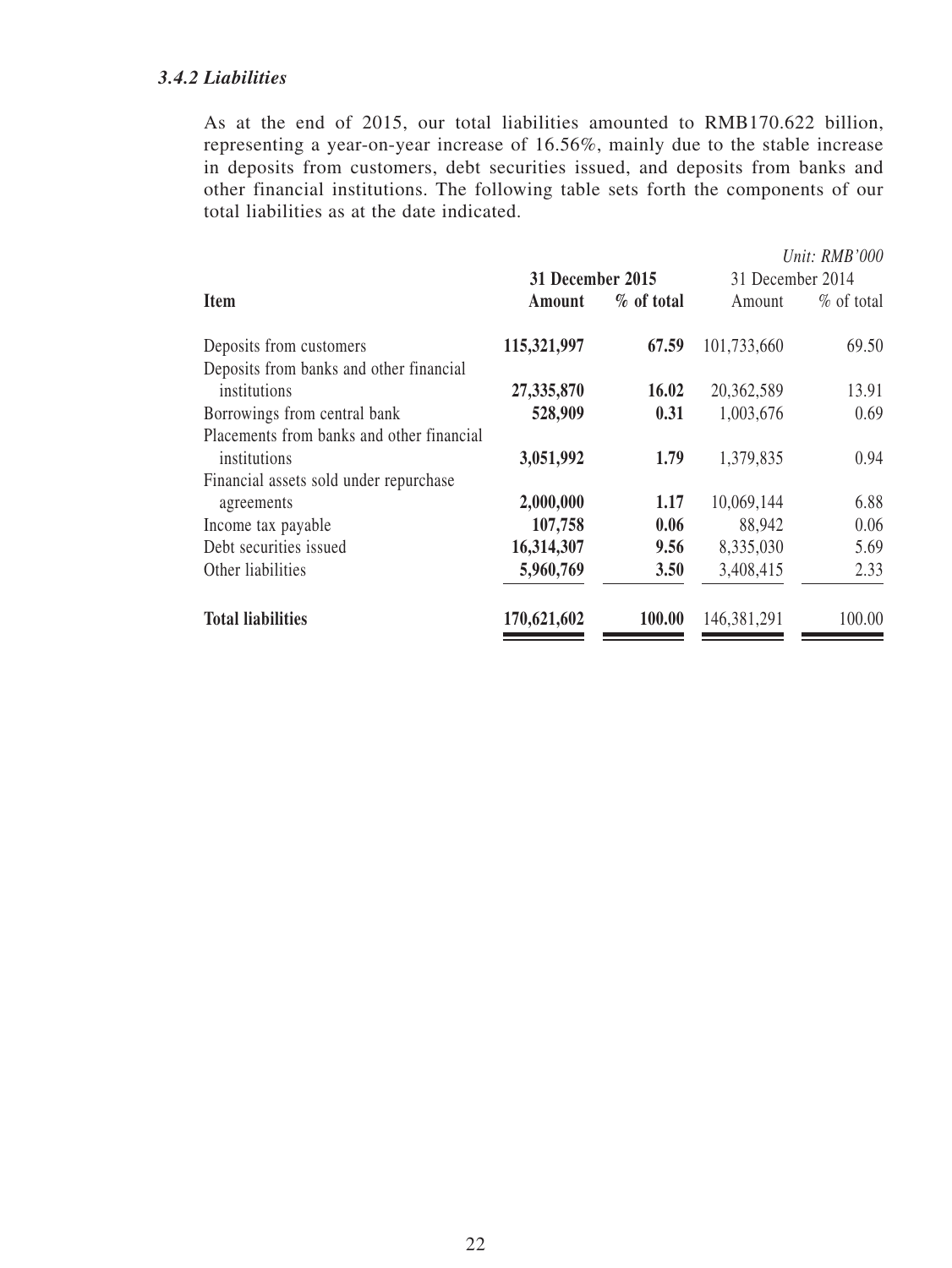### *3.4.2 Liabilities*

As at the end of 2015, our total liabilities amounted to RMB170.622 billion, representing a year-on-year increase of 16.56%, mainly due to the stable increase in deposits from customers, debt securities issued, and deposits from banks and other financial institutions. The following table sets forth the components of our total liabilities as at the date indicated.

*Unit: RMB'000*

| Item | 31 December 2015 | | 31 December 2014 | |
|---|---|---|---|---|
| | **Amount** | **% of total** | Amount | % of total |
| Deposits from customers | **115,321,997** | **67.59** | 101,733,660 | 69.50 |
| Deposits from banks and other financial institutions | **27,335,870** | **16.02** | 20,362,589 | 13.91 |
| Borrowings from central bank | **528,909** | **0.31** | 1,003,676 | 0.69 |
| Placements from banks and other financial institutions | **3,051,992** | **1.79** | 1,379,835 | 0.94 |
| Financial assets sold under repurchase agreements | **2,000,000** | **1.17** | 10,069,144 | 6.88 |
| Income tax payable | **107,758** | **0.06** | 88,942 | 0.06 |
| Debt securities issued | **16,314,307** | **9.56** | 8,335,030 | 5.69 |
| Other liabilities | **5,960,769** | **3.50** | 3,408,415 | 2.33 |
| **Total liabilities** | **170,621,602** | **100.00** | 146,381,291 | 100.00 |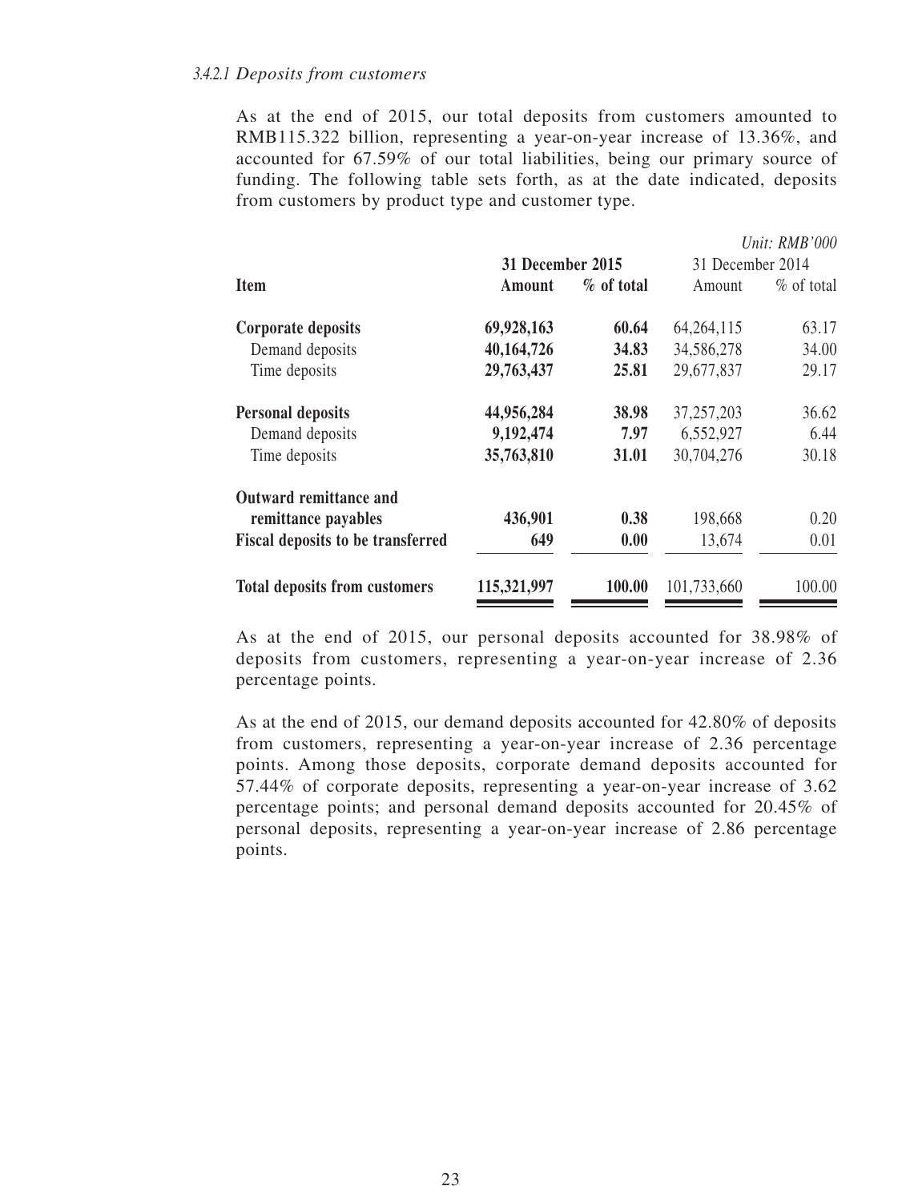#### *3.4.2.1 Deposits from customers*

As at the end of 2015, our total deposits from customers amounted to RMB115.322 billion, representing a year-on-year increase of 13.36%, and accounted for 67.59% of our total liabilities, being our primary source of funding. The following table sets forth, as at the date indicated, deposits from customers by product type and customer type.

*Unit: RMB'000*

| Item | 31 December 2015 | | 31 December 2014 | |
|---|---|---|---|---|
| | **Amount** | **% of total** | Amount | % of total |
| **Corporate deposits** | **69,928,163** | **60.64** | 64,264,115 | 63.17 |
| Demand deposits | **40,164,726** | **34.83** | 34,586,278 | 34.00 |
| Time deposits | **29,763,437** | **25.81** | 29,677,837 | 29.17 |
| **Personal deposits** | **44,956,284** | **38.98** | 37,257,203 | 36.62 |
| Demand deposits | **9,192,474** | **7.97** | 6,552,927 | 6.44 |
| Time deposits | **35,763,810** | **31.01** | 30,704,276 | 30.18 |
| **Outward remittance and remittance payables** | **436,901** | **0.38** | 198,668 | 0.20 |
| **Fiscal deposits to be transferred** | **649** | **0.00** | 13,674 | 0.01 |
| **Total deposits from customers** | **115,321,997** | **100.00** | 101,733,660 | 100.00 |

As at the end of 2015, our personal deposits accounted for 38.98% of deposits from customers, representing a year-on-year increase of 2.36 percentage points.

As at the end of 2015, our demand deposits accounted for 42.80% of deposits from customers, representing a year-on-year increase of 2.36 percentage points. Among those deposits, corporate demand deposits accounted for 57.44% of corporate deposits, representing a year-on-year increase of 3.62 percentage points; and personal demand deposits accounted for 20.45% of personal deposits, representing a year-on-year increase of 2.86 percentage points.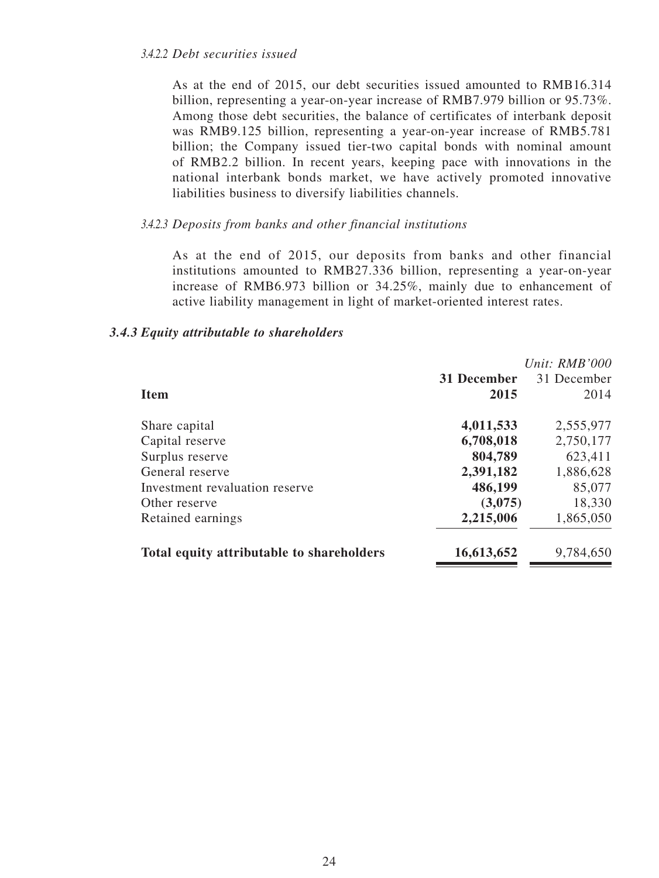#### *3.4.2.2 Debt securities issued*

As at the end of 2015, our debt securities issued amounted to RMB16.314 billion, representing a year-on-year increase of RMB7.979 billion or 95.73%. Among those debt securities, the balance of certificates of interbank deposit was RMB9.125 billion, representing a year-on-year increase of RMB5.781 billion; the Company issued tier-two capital bonds with nominal amount of RMB2.2 billion. In recent years, keeping pace with innovations in the national interbank bonds market, we have actively promoted innovative liabilities business to diversify liabilities channels.

#### *3.4.2.3 Deposits from banks and other financial institutions*

As at the end of 2015, our deposits from banks and other financial institutions amounted to RMB27.336 billion, representing a year-on-year increase of RMB6.973 billion or 34.25%, mainly due to enhancement of active liability management in light of market-oriented interest rates.

### *3.4.3 Equity attributable to shareholders*

*Unit: RMB'000*

| Item | 31 December 2015 | 31 December 2014 |
|---|---|---|
| Share capital | **4,011,533** | 2,555,977 |
| Capital reserve | **6,708,018** | 2,750,177 |
| Surplus reserve | **804,789** | 623,411 |
| General reserve | **2,391,182** | 1,886,628 |
| Investment revaluation reserve | **486,199** | 85,077 |
| Other reserve | **(3,075)** | 18,330 |
| Retained earnings | **2,215,006** | 1,865,050 |
| **Total equity attributable to shareholders** | **16,613,652** | 9,784,650 |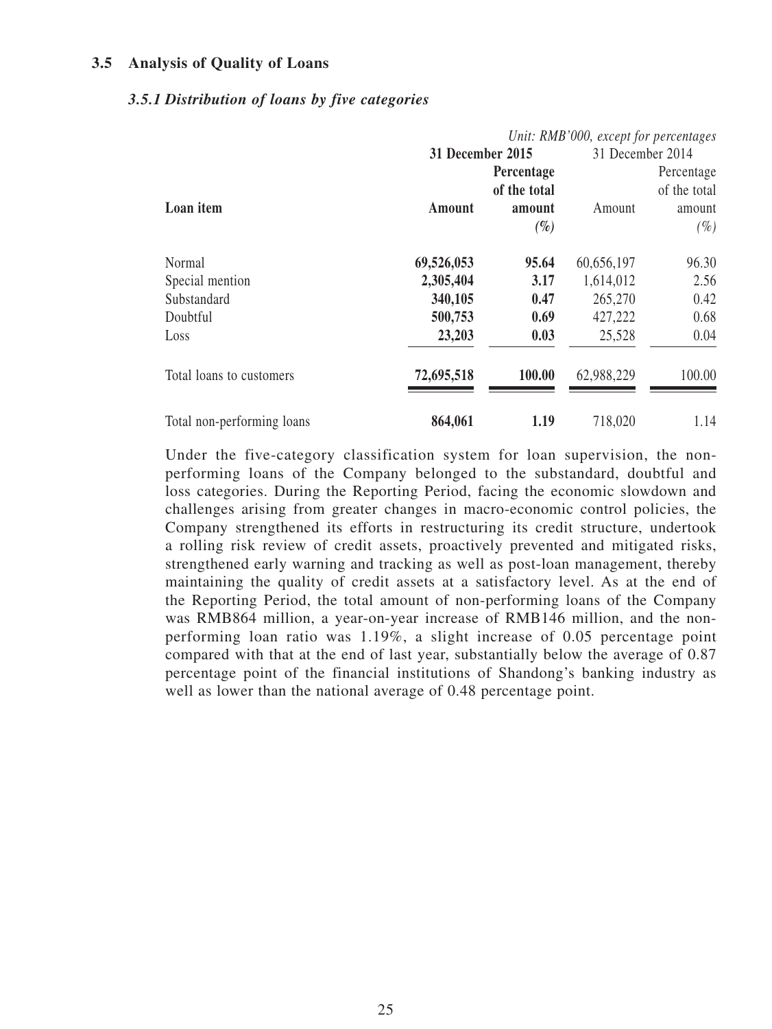### 3.5 Analysis of Quality of Loans

#### *3.5.1 Distribution of loans by five categories*

*Unit: RMB'000, except for percentages*

| Loan item | **31 December 2015** | | 31 December 2014 | |
|---|---|---|---|---|
| | **Amount** | **Percentage of the total amount** ***(%)*** | Amount | Percentage of the total amount *(%)* |
| Normal | **69,526,053** | **95.64** | 60,656,197 | 96.30 |
| Special mention | **2,305,404** | **3.17** | 1,614,012 | 2.56 |
| Substandard | **340,105** | **0.47** | 265,270 | 0.42 |
| Doubtful | **500,753** | **0.69** | 427,222 | 0.68 |
| Loss | **23,203** | **0.03** | 25,528 | 0.04 |
| Total loans to customers | **72,695,518** | **100.00** | 62,988,229 | 100.00 |
| Total non-performing loans | **864,061** | **1.19** | 718,020 | 1.14 |

Under the five-category classification system for loan supervision, the non-performing loans of the Company belonged to the substandard, doubtful and loss categories. During the Reporting Period, facing the economic slowdown and challenges arising from greater changes in macro-economic control policies, the Company strengthened its efforts in restructuring its credit structure, undertook a rolling risk review of credit assets, proactively prevented and mitigated risks, strengthened early warning and tracking as well as post-loan management, thereby maintaining the quality of credit assets at a satisfactory level. As at the end of the Reporting Period, the total amount of non-performing loans of the Company was RMB864 million, a year-on-year increase of RMB146 million, and the non-performing loan ratio was 1.19%, a slight increase of 0.05 percentage point compared with that at the end of last year, substantially below the average of 0.87 percentage point of the financial institutions of Shandong's banking industry as well as lower than the national average of 0.48 percentage point.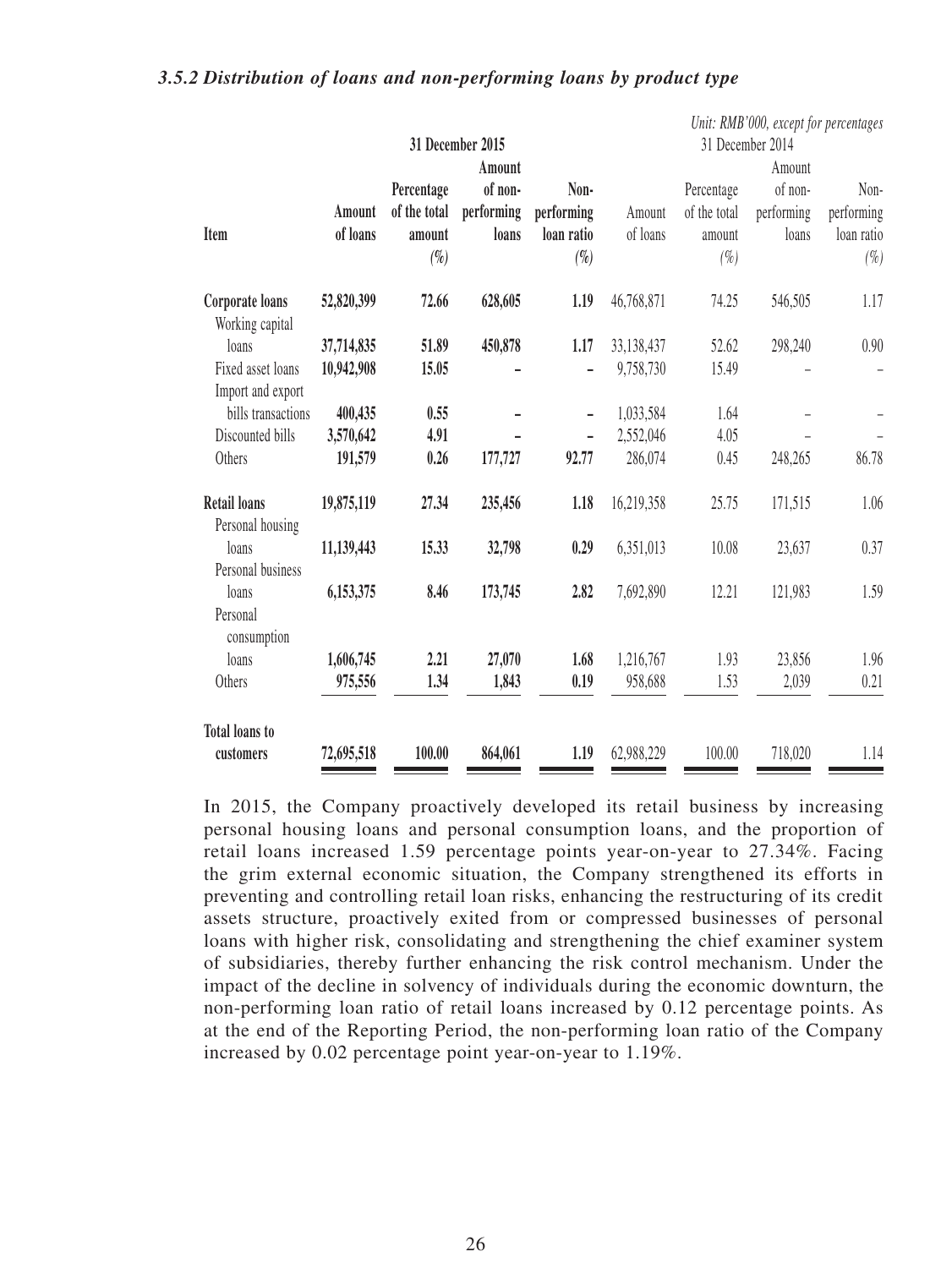### *3.5.2 Distribution of loans and non-performing loans by product type*

*Unit: RMB'000, except for percentages*

| Item | 31 December 2015 | | | | 31 December 2014 | | | |
|---|---|---|---|---|---|---|---|---|
| | Amount of loans | Percentage of the total amount (%) | Amount of non-performing loans | Non-performing loan ratio (%) | Amount of loans | Percentage of the total amount (%) | Amount of non-performing loans | Non-performing loan ratio (%) |
| **Corporate loans** | **52,820,399** | **72.66** | **628,605** | **1.19** | 46,768,871 | 74.25 | 546,505 | 1.17 |
| Working capital loans | **37,714,835** | **51.89** | **450,878** | **1.17** | 33,138,437 | 52.62 | 298,240 | 0.90 |
| Fixed asset loans | **10,942,908** | **15.05** | **–** | **–** | 9,758,730 | 15.49 | – | – |
| Import and export bills transactions | **400,435** | **0.55** | **–** | **–** | 1,033,584 | 1.64 | – | – |
| Discounted bills | **3,570,642** | **4.91** | **–** | **–** | 2,552,046 | 4.05 | – | – |
| Others | **191,579** | **0.26** | **177,727** | **92.77** | 286,074 | 0.45 | 248,265 | 86.78 |
| **Retail loans** | **19,875,119** | **27.34** | **235,456** | **1.18** | 16,219,358 | 25.75 | 171,515 | 1.06 |
| Personal housing loans | **11,139,443** | **15.33** | **32,798** | **0.29** | 6,351,013 | 10.08 | 23,637 | 0.37 |
| Personal business loans | **6,153,375** | **8.46** | **173,745** | **2.82** | 7,692,890 | 12.21 | 121,983 | 1.59 |
| Personal consumption loans | **1,606,745** | **2.21** | **27,070** | **1.68** | 1,216,767 | 1.93 | 23,856 | 1.96 |
| Others | **975,556** | **1.34** | **1,843** | **0.19** | 958,688 | 1.53 | 2,039 | 0.21 |
| **Total loans to customers** | **72,695,518** | **100.00** | **864,061** | **1.19** | 62,988,229 | 100.00 | 718,020 | 1.14 |

In 2015, the Company proactively developed its retail business by increasing personal housing loans and personal consumption loans, and the proportion of retail loans increased 1.59 percentage points year-on-year to 27.34%. Facing the grim external economic situation, the Company strengthened its efforts in preventing and controlling retail loan risks, enhancing the restructuring of its credit assets structure, proactively exited from or compressed businesses of personal loans with higher risk, consolidating and strengthening the chief examiner system of subsidiaries, thereby further enhancing the risk control mechanism. Under the impact of the decline in solvency of individuals during the economic downturn, the non-performing loan ratio of retail loans increased by 0.12 percentage points. As at the end of the Reporting Period, the non-performing loan ratio of the Company increased by 0.02 percentage point year-on-year to 1.19%.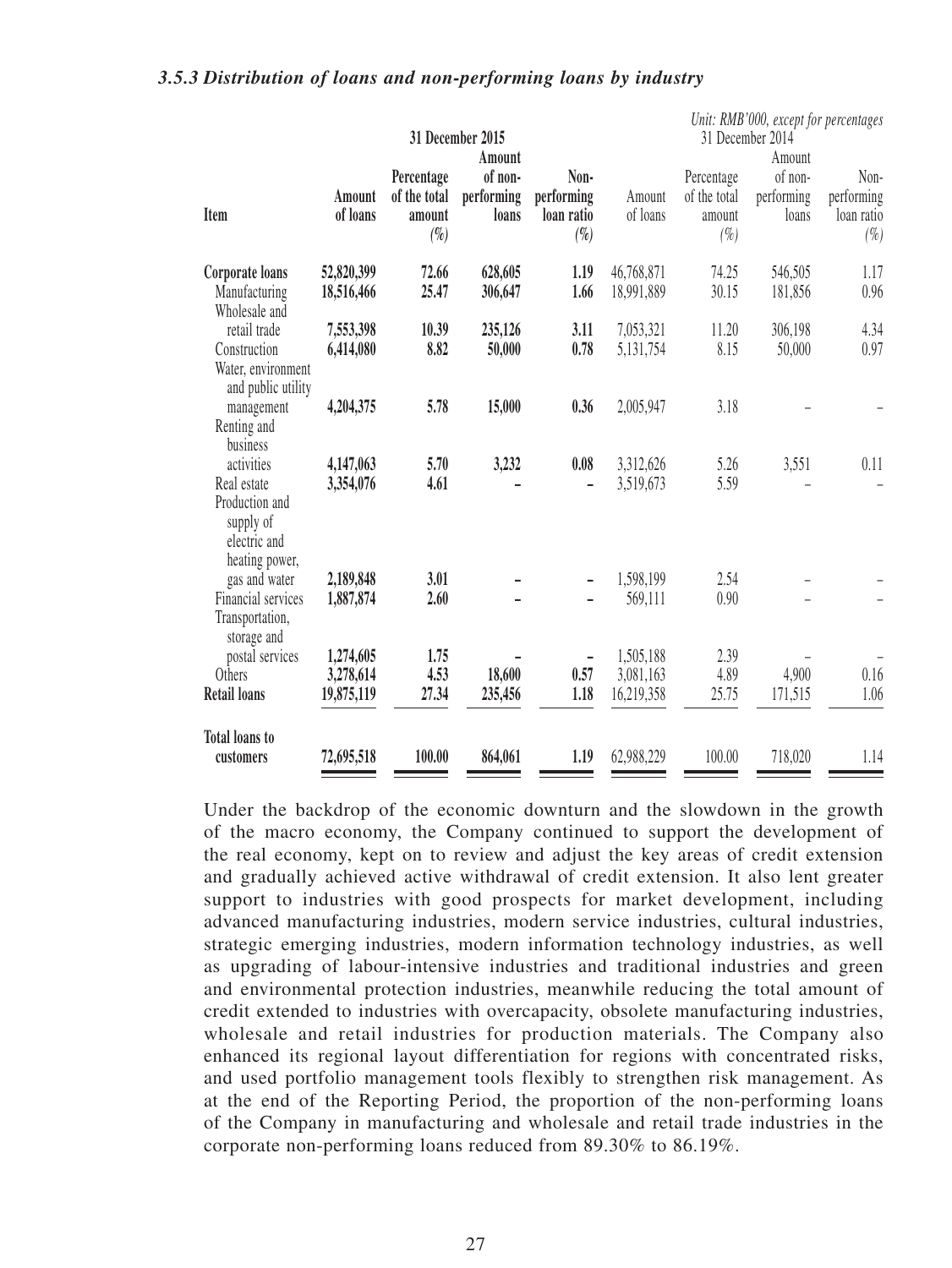### *3.5.3 Distribution of loans and non-performing loans by industry*

*Unit: RMB'000, except for percentages*

| Item | 31 December 2015 | | | | 31 December 2014 | | | |
|---|---|---|---|---|---|---|---|---|
| | **Amount of loans** | **Percentage of the total amount (%)** | **Amount of non-performing loans** | **Non-performing loan ratio (%)** | Amount of loans | Percentage of the total amount (%) | Amount of non-performing loans | Non-performing loan ratio (%) |
| **Corporate loans** | **52,820,399** | **72.66** | **628,605** | **1.19** | 46,768,871 | 74.25 | 546,505 | 1.17 |
| Manufacturing | **18,516,466** | **25.47** | **306,647** | **1.66** | 18,991,889 | 30.15 | 181,856 | 0.96 |
| Wholesale and retail trade | **7,553,398** | **10.39** | **235,126** | **3.11** | 7,053,321 | 11.20 | 306,198 | 4.34 |
| Construction | **6,414,080** | **8.82** | **50,000** | **0.78** | 5,131,754 | 8.15 | 50,000 | 0.97 |
| Water, environment and public utility management | **4,204,375** | **5.78** | **15,000** | **0.36** | 2,005,947 | 3.18 | – | – |
| Renting and business activities | **4,147,063** | **5.70** | **3,232** | **0.08** | 3,312,626 | 5.26 | 3,551 | 0.11 |
| Real estate | **3,354,076** | **4.61** | **–** | **–** | 3,519,673 | 5.59 | – | – |
| Production and supply of electric and heating power, gas and water | **2,189,848** | **3.01** | **–** | **–** | 1,598,199 | 2.54 | – | – |
| Financial services | **1,887,874** | **2.60** | **–** | **–** | 569,111 | 0.90 | – | – |
| Transportation, storage and postal services | **1,274,605** | **1.75** | **–** | **–** | 1,505,188 | 2.39 | – | – |
| Others | **3,278,614** | **4.53** | **18,600** | **0.57** | 3,081,163 | 4.89 | 4,900 | 0.16 |
| **Retail loans** | **19,875,119** | **27.34** | **235,456** | **1.18** | 16,219,358 | 25.75 | 171,515 | 1.06 |
| **Total loans to customers** | **72,695,518** | **100.00** | **864,061** | **1.19** | 62,988,229 | 100.00 | 718,020 | 1.14 |

Under the backdrop of the economic downturn and the slowdown in the growth of the macro economy, the Company continued to support the development of the real economy, kept on to review and adjust the key areas of credit extension and gradually achieved active withdrawal of credit extension. It also lent greater support to industries with good prospects for market development, including advanced manufacturing industries, modern service industries, cultural industries, strategic emerging industries, modern information technology industries, as well as upgrading of labour-intensive industries and traditional industries and green and environmental protection industries, meanwhile reducing the total amount of credit extended to industries with overcapacity, obsolete manufacturing industries, wholesale and retail industries for production materials. The Company also enhanced its regional layout differentiation for regions with concentrated risks, and used portfolio management tools flexibly to strengthen risk management. As at the end of the Reporting Period, the proportion of the non-performing loans of the Company in manufacturing and wholesale and retail trade industries in the corporate non-performing loans reduced from 89.30% to 86.19%.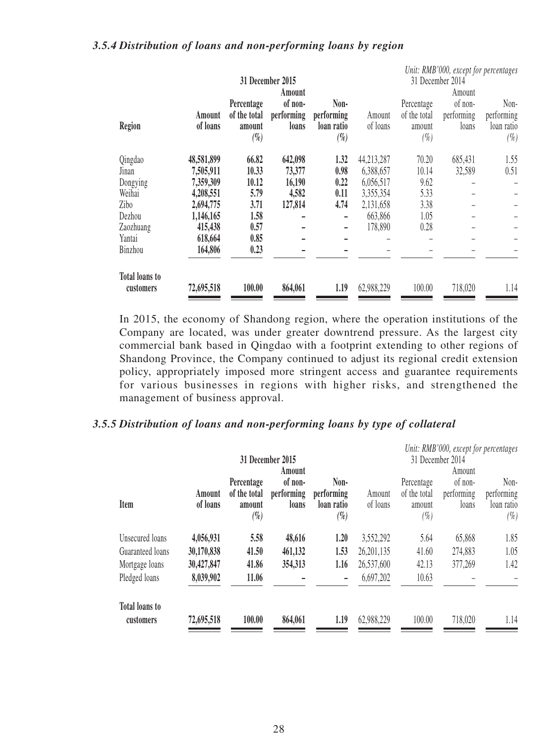### *3.5.4 Distribution of loans and non-performing loans by region*

*Unit: RMB'000, except for percentages*

| Region | 31 December 2015 | | | | 31 December 2014 | | | |
|---|---|---|---|---|---|---|---|---|
| | **Amount of loans** | **Percentage of the total amount (%)** | **Amount of non-performing loans** | **Non-performing loan ratio (%)** | Amount of loans | Percentage of the total amount (%) | Amount of non-performing loans | Non-performing loan ratio (%) |
| Qingdao | **48,581,899** | **66.82** | **642,098** | **1.32** | 44,213,287 | 70.20 | 685,431 | 1.55 |
| Jinan | **7,505,911** | **10.33** | **73,377** | **0.98** | 6,388,657 | 10.14 | 32,589 | 0.51 |
| Dongying | **7,359,309** | **10.12** | **16,190** | **0.22** | 6,056,517 | 9.62 | – | – |
| Weihai | **4,208,551** | **5.79** | **4,582** | **0.11** | 3,355,354 | 5.33 | – | – |
| Zibo | **2,694,775** | **3.71** | **127,814** | **4.74** | 2,131,658 | 3.38 | – | – |
| Dezhou | **1,146,165** | **1.58** | **–** | **–** | 663,866 | 1.05 | – | – |
| Zaozhuang | **415,438** | **0.57** | **–** | **–** | 178,890 | 0.28 | – | – |
| Yantai | **618,664** | **0.85** | **–** | **–** | – | – | – | – |
| Binzhou | **164,806** | **0.23** | **–** | **–** | – | – | – | – |
| **Total loans to customers** | **72,695,518** | **100.00** | **864,061** | **1.19** | 62,988,229 | 100.00 | 718,020 | 1.14 |

In 2015, the economy of Shandong region, where the operation institutions of the Company are located, was under greater downtrend pressure. As the largest city commercial bank based in Qingdao with a footprint extending to other regions of Shandong Province, the Company continued to adjust its regional credit extension policy, appropriately imposed more stringent access and guarantee requirements for various businesses in regions with higher risks, and strengthened the management of business approval.

### *3.5.5 Distribution of loans and non-performing loans by type of collateral*

*Unit: RMB'000, except for percentages*

| Item | 31 December 2015 | | | | 31 December 2014 | | | |
|---|---|---|---|---|---|---|---|---|
| | **Amount of loans** | **Percentage of the total amount (%)** | **Amount of non-performing loans** | **Non-performing loan ratio (%)** | Amount of loans | Percentage of the total amount (%) | Amount of non-performing loans | Non-performing loan ratio (%) |
| Unsecured loans | **4,056,931** | **5.58** | **48,616** | **1.20** | 3,552,292 | 5.64 | 65,868 | 1.85 |
| Guaranteed loans | **30,170,838** | **41.50** | **461,132** | **1.53** | 26,201,135 | 41.60 | 274,883 | 1.05 |
| Mortgage loans | **30,427,847** | **41.86** | **354,313** | **1.16** | 26,537,600 | 42.13 | 377,269 | 1.42 |
| Pledged loans | **8,039,902** | **11.06** | **–** | **–** | 6,697,202 | 10.63 | – | – |
| **Total loans to customers** | **72,695,518** | **100.00** | **864,061** | **1.19** | 62,988,229 | 100.00 | 718,020 | 1.14 |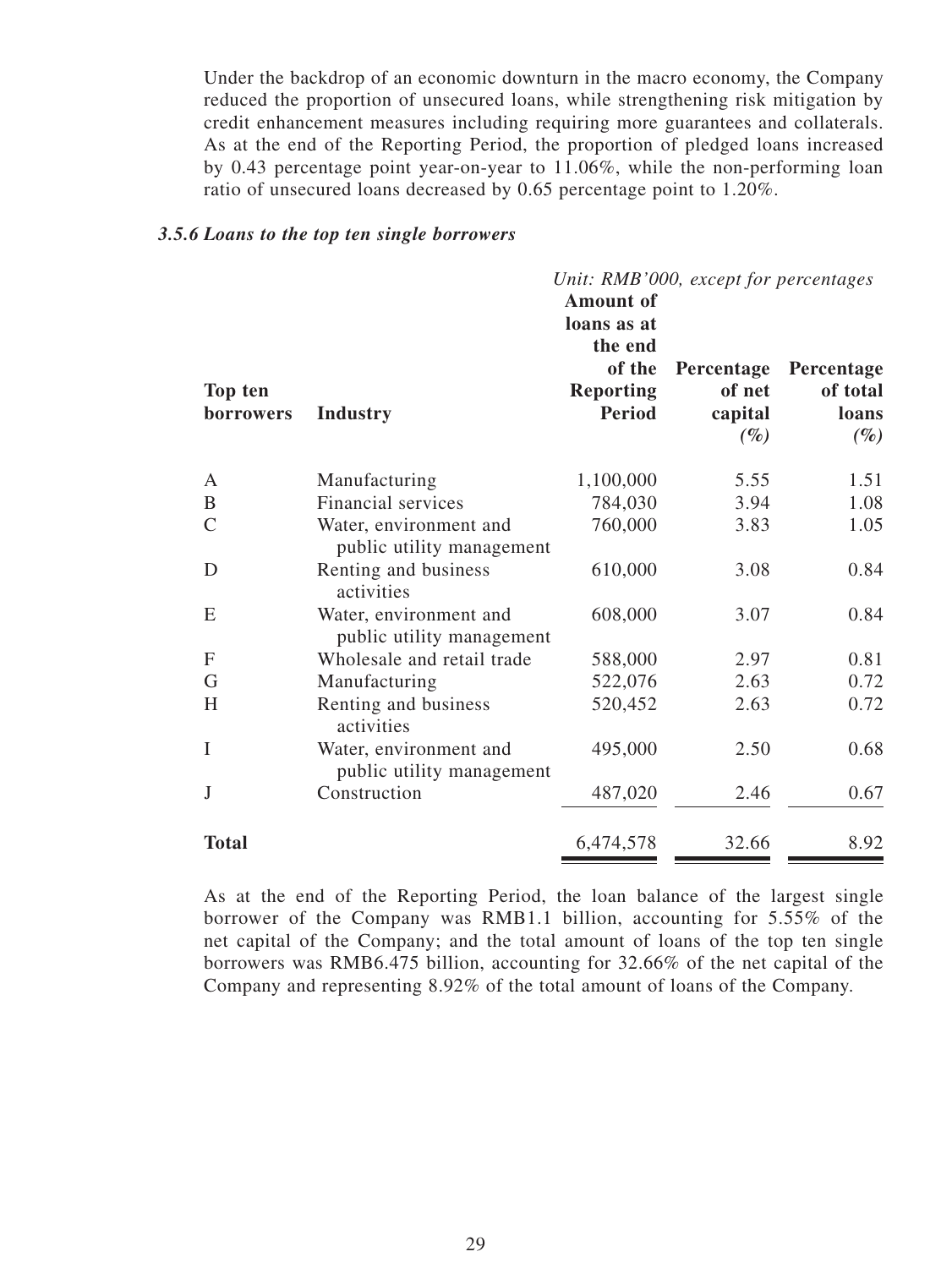Under the backdrop of an economic downturn in the macro economy, the Company reduced the proportion of unsecured loans, while strengthening risk mitigation by credit enhancement measures including requiring more guarantees and collaterals. As at the end of the Reporting Period, the proportion of pledged loans increased by 0.43 percentage point year-on-year to 11.06%, while the non-performing loan ratio of unsecured loans decreased by 0.65 percentage point to 1.20%.

### *3.5.6 Loans to the top ten single borrowers*

*Unit: RMB'000, except for percentages*

| Top ten borrowers | Industry | Amount of loans as at the end of the Reporting Period | Percentage of net capital *(%)* | Percentage of total loans *(%)* |
|---|---|---|---|---|
| A | Manufacturing | 1,100,000 | 5.55 | 1.51 |
| B | Financial services | 784,030 | 3.94 | 1.08 |
| C | Water, environment and public utility management | 760,000 | 3.83 | 1.05 |
| D | Renting and business activities | 610,000 | 3.08 | 0.84 |
| E | Water, environment and public utility management | 608,000 | 3.07 | 0.84 |
| F | Wholesale and retail trade | 588,000 | 2.97 | 0.81 |
| G | Manufacturing | 522,076 | 2.63 | 0.72 |
| H | Renting and business activities | 520,452 | 2.63 | 0.72 |
| I | Water, environment and public utility management | 495,000 | 2.50 | 0.68 |
| J | Construction | 487,020 | 2.46 | 0.67 |
| **Total** | | 6,474,578 | 32.66 | 8.92 |

As at the end of the Reporting Period, the loan balance of the largest single borrower of the Company was RMB1.1 billion, accounting for 5.55% of the net capital of the Company; and the total amount of loans of the top ten single borrowers was RMB6.475 billion, accounting for 32.66% of the net capital of the Company and representing 8.92% of the total amount of loans of the Company.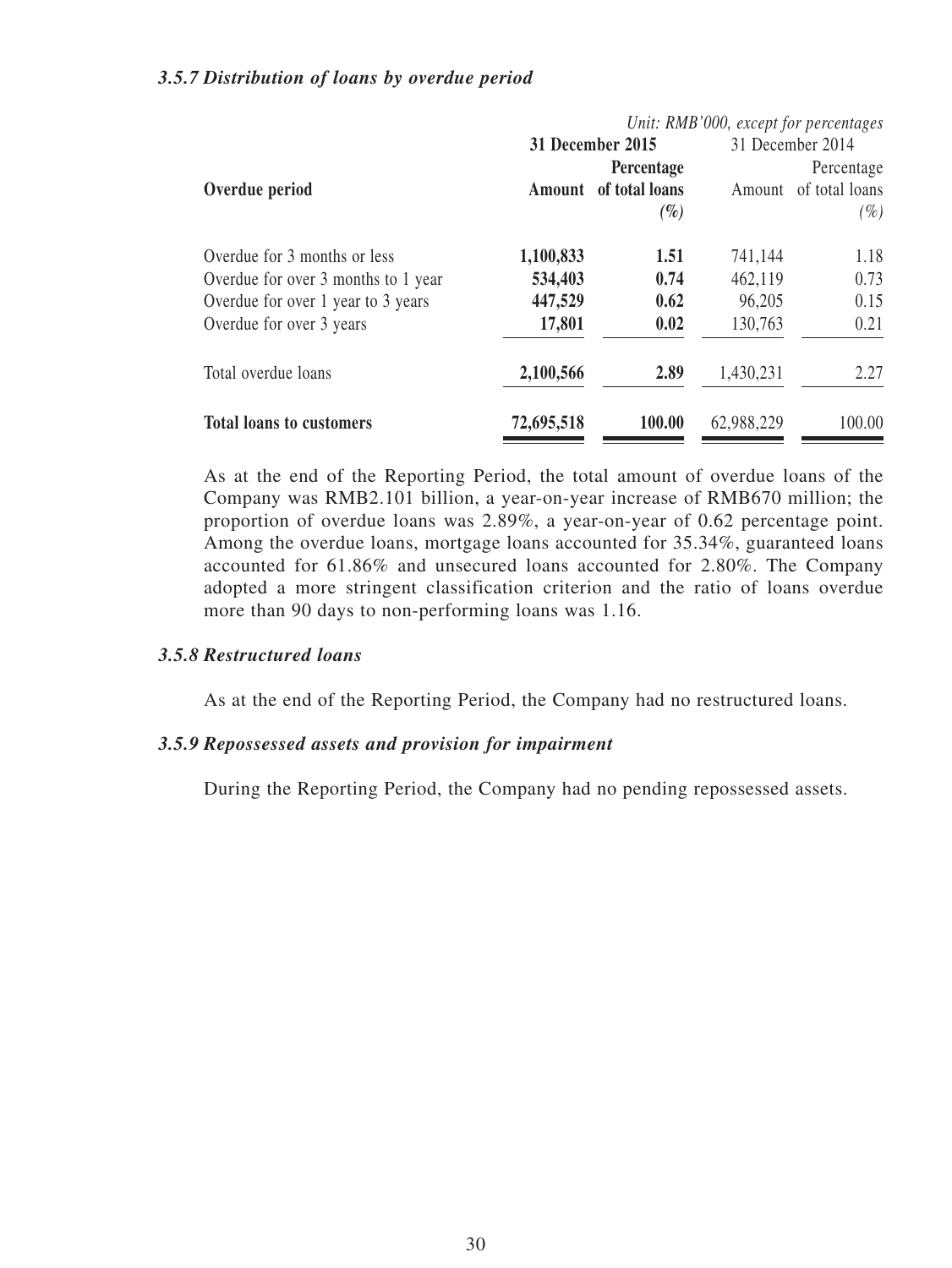### *3.5.7 Distribution of loans by overdue period*

*Unit: RMB'000, except for percentages*

| Overdue period | 31 December 2015 | | 31 December 2014 | |
|---|---|---|---|---|
| | **Amount** | **Percentage of total loans (%)** | Amount | Percentage of total loans (%) |
| Overdue for 3 months or less | **1,100,833** | **1.51** | 741,144 | 1.18 |
| Overdue for over 3 months to 1 year | **534,403** | **0.74** | 462,119 | 0.73 |
| Overdue for over 1 year to 3 years | **447,529** | **0.62** | 96,205 | 0.15 |
| Overdue for over 3 years | **17,801** | **0.02** | 130,763 | 0.21 |
| Total overdue loans | **2,100,566** | **2.89** | 1,430,231 | 2.27 |
| **Total loans to customers** | **72,695,518** | **100.00** | 62,988,229 | 100.00 |

As at the end of the Reporting Period, the total amount of overdue loans of the Company was RMB2.101 billion, a year-on-year increase of RMB670 million; the proportion of overdue loans was 2.89%, a year-on-year of 0.62 percentage point. Among the overdue loans, mortgage loans accounted for 35.34%, guaranteed loans accounted for 61.86% and unsecured loans accounted for 2.80%. The Company adopted a more stringent classification criterion and the ratio of loans overdue more than 90 days to non-performing loans was 1.16.

### *3.5.8 Restructured loans*

As at the end of the Reporting Period, the Company had no restructured loans.

### *3.5.9 Repossessed assets and provision for impairment*

During the Reporting Period, the Company had no pending repossessed assets.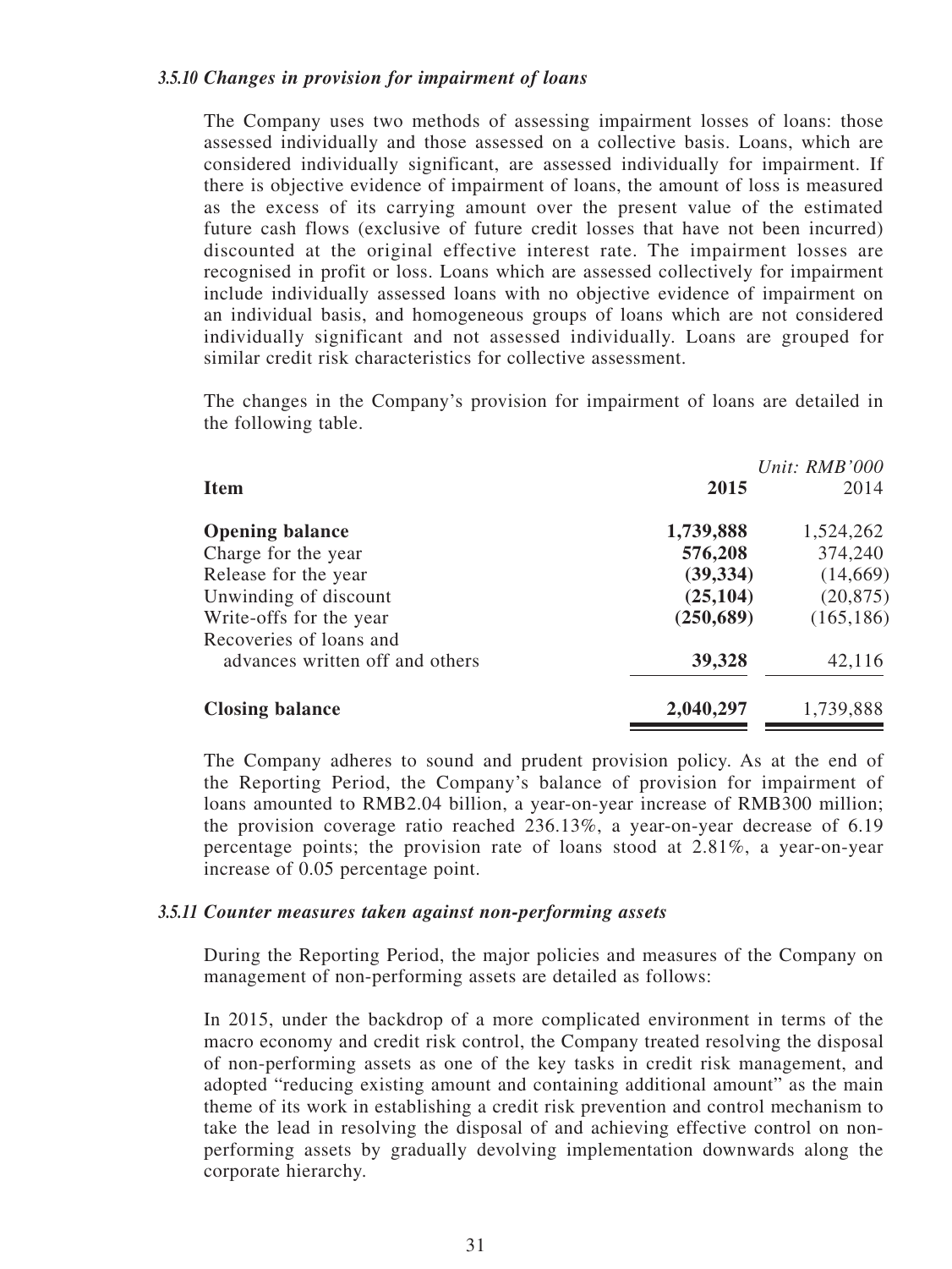### *3.5.10 Changes in provision for impairment of loans*

The Company uses two methods of assessing impairment losses of loans: those assessed individually and those assessed on a collective basis. Loans, which are considered individually significant, are assessed individually for impairment. If there is objective evidence of impairment of loans, the amount of loss is measured as the excess of its carrying amount over the present value of the estimated future cash flows (exclusive of future credit losses that have not been incurred) discounted at the original effective interest rate. The impairment losses are recognised in profit or loss. Loans which are assessed collectively for impairment include individually assessed loans with no objective evidence of impairment on an individual basis, and homogeneous groups of loans which are not considered individually significant and not assessed individually. Loans are grouped for similar credit risk characteristics for collective assessment.

The changes in the Company's provision for impairment of loans are detailed in the following table.

*Unit: RMB'000*

| Item | 2015 | 2014 |
|---|---|---|
| **Opening balance** | **1,739,888** | 1,524,262 |
| Charge for the year | **576,208** | 374,240 |
| Release for the year | **(39,334)** | (14,669) |
| Unwinding of discount | **(25,104)** | (20,875) |
| Write-offs for the year | **(250,689)** | (165,186) |
| Recoveries of loans and advances written off and others | **39,328** | 42,116 |
| **Closing balance** | **2,040,297** | 1,739,888 |

The Company adheres to sound and prudent provision policy. As at the end of the Reporting Period, the Company's balance of provision for impairment of loans amounted to RMB2.04 billion, a year-on-year increase of RMB300 million; the provision coverage ratio reached 236.13%, a year-on-year decrease of 6.19 percentage points; the provision rate of loans stood at 2.81%, a year-on-year increase of 0.05 percentage point.

### *3.5.11 Counter measures taken against non-performing assets*

During the Reporting Period, the major policies and measures of the Company on management of non-performing assets are detailed as follows:

In 2015, under the backdrop of a more complicated environment in terms of the macro economy and credit risk control, the Company treated resolving the disposal of non-performing assets as one of the key tasks in credit risk management, and adopted "reducing existing amount and containing additional amount" as the main theme of its work in establishing a credit risk prevention and control mechanism to take the lead in resolving the disposal of and achieving effective control on non-performing assets by gradually devolving implementation downwards along the corporate hierarchy.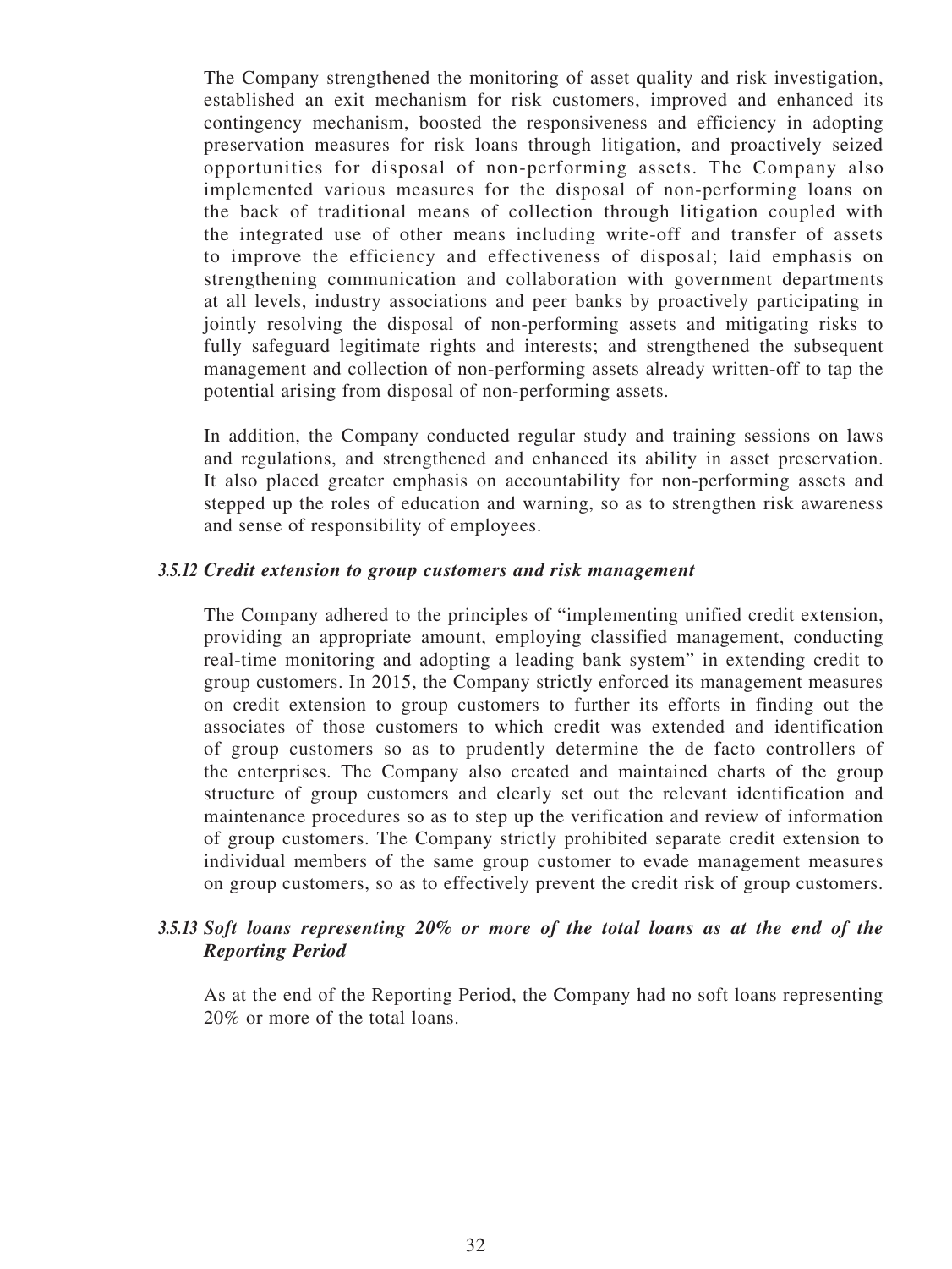The Company strengthened the monitoring of asset quality and risk investigation, established an exit mechanism for risk customers, improved and enhanced its contingency mechanism, boosted the responsiveness and efficiency in adopting preservation measures for risk loans through litigation, and proactively seized opportunities for disposal of non-performing assets. The Company also implemented various measures for the disposal of non-performing loans on the back of traditional means of collection through litigation coupled with the integrated use of other means including write-off and transfer of assets to improve the efficiency and effectiveness of disposal; laid emphasis on strengthening communication and collaboration with government departments at all levels, industry associations and peer banks by proactively participating in jointly resolving the disposal of non-performing assets and mitigating risks to fully safeguard legitimate rights and interests; and strengthened the subsequent management and collection of non-performing assets already written-off to tap the potential arising from disposal of non-performing assets.

In addition, the Company conducted regular study and training sessions on laws and regulations, and strengthened and enhanced its ability in asset preservation. It also placed greater emphasis on accountability for non-performing assets and stepped up the roles of education and warning, so as to strengthen risk awareness and sense of responsibility of employees.

#### 3.5.12 *Credit extension to group customers and risk management*

The Company adhered to the principles of "implementing unified credit extension, providing an appropriate amount, employing classified management, conducting real-time monitoring and adopting a leading bank system" in extending credit to group customers. In 2015, the Company strictly enforced its management measures on credit extension to group customers to further its efforts in finding out the associates of those customers to which credit was extended and identification of group customers so as to prudently determine the de facto controllers of the enterprises. The Company also created and maintained charts of the group structure of group customers and clearly set out the relevant identification and maintenance procedures so as to step up the verification and review of information of group customers. The Company strictly prohibited separate credit extension to individual members of the same group customer to evade management measures on group customers, so as to effectively prevent the credit risk of group customers.

#### 3.5.13 *Soft loans representing 20% or more of the total loans as at the end of the Reporting Period*

As at the end of the Reporting Period, the Company had no soft loans representing 20% or more of the total loans.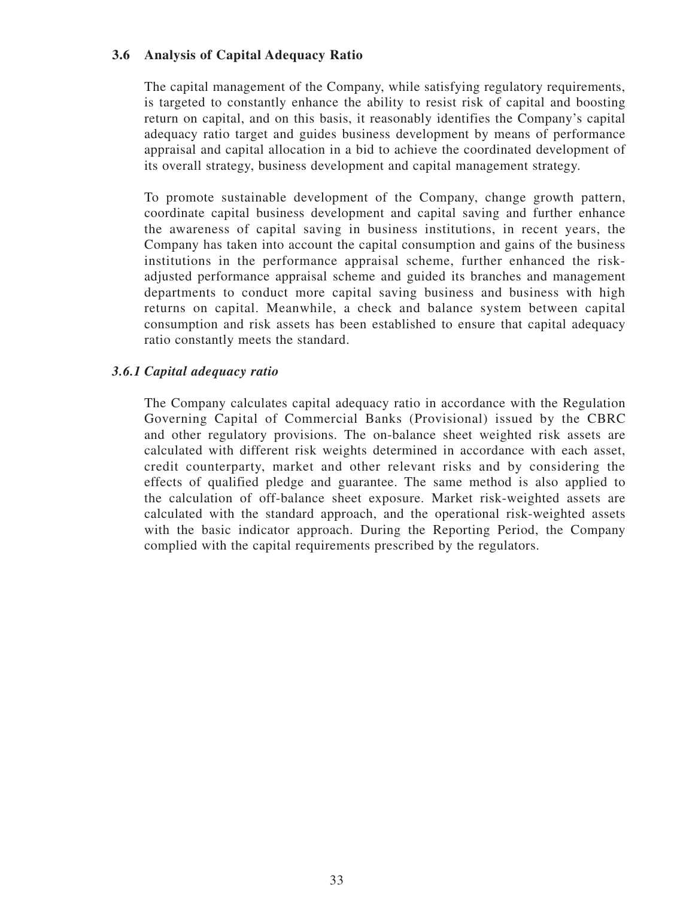### 3.6 Analysis of Capital Adequacy Ratio

The capital management of the Company, while satisfying regulatory requirements, is targeted to constantly enhance the ability to resist risk of capital and boosting return on capital, and on this basis, it reasonably identifies the Company's capital adequacy ratio target and guides business development by means of performance appraisal and capital allocation in a bid to achieve the coordinated development of its overall strategy, business development and capital management strategy.

To promote sustainable development of the Company, change growth pattern, coordinate capital business development and capital saving and further enhance the awareness of capital saving in business institutions, in recent years, the Company has taken into account the capital consumption and gains of the business institutions in the performance appraisal scheme, further enhanced the risk-adjusted performance appraisal scheme and guided its branches and management departments to conduct more capital saving business and business with high returns on capital. Meanwhile, a check and balance system between capital consumption and risk assets has been established to ensure that capital adequacy ratio constantly meets the standard.

#### *3.6.1 Capital adequacy ratio*

The Company calculates capital adequacy ratio in accordance with the Regulation Governing Capital of Commercial Banks (Provisional) issued by the CBRC and other regulatory provisions. The on-balance sheet weighted risk assets are calculated with different risk weights determined in accordance with each asset, credit counterparty, market and other relevant risks and by considering the effects of qualified pledge and guarantee. The same method is also applied to the calculation of off-balance sheet exposure. Market risk-weighted assets are calculated with the standard approach, and the operational risk-weighted assets with the basic indicator approach. During the Reporting Period, the Company complied with the capital requirements prescribed by the regulators.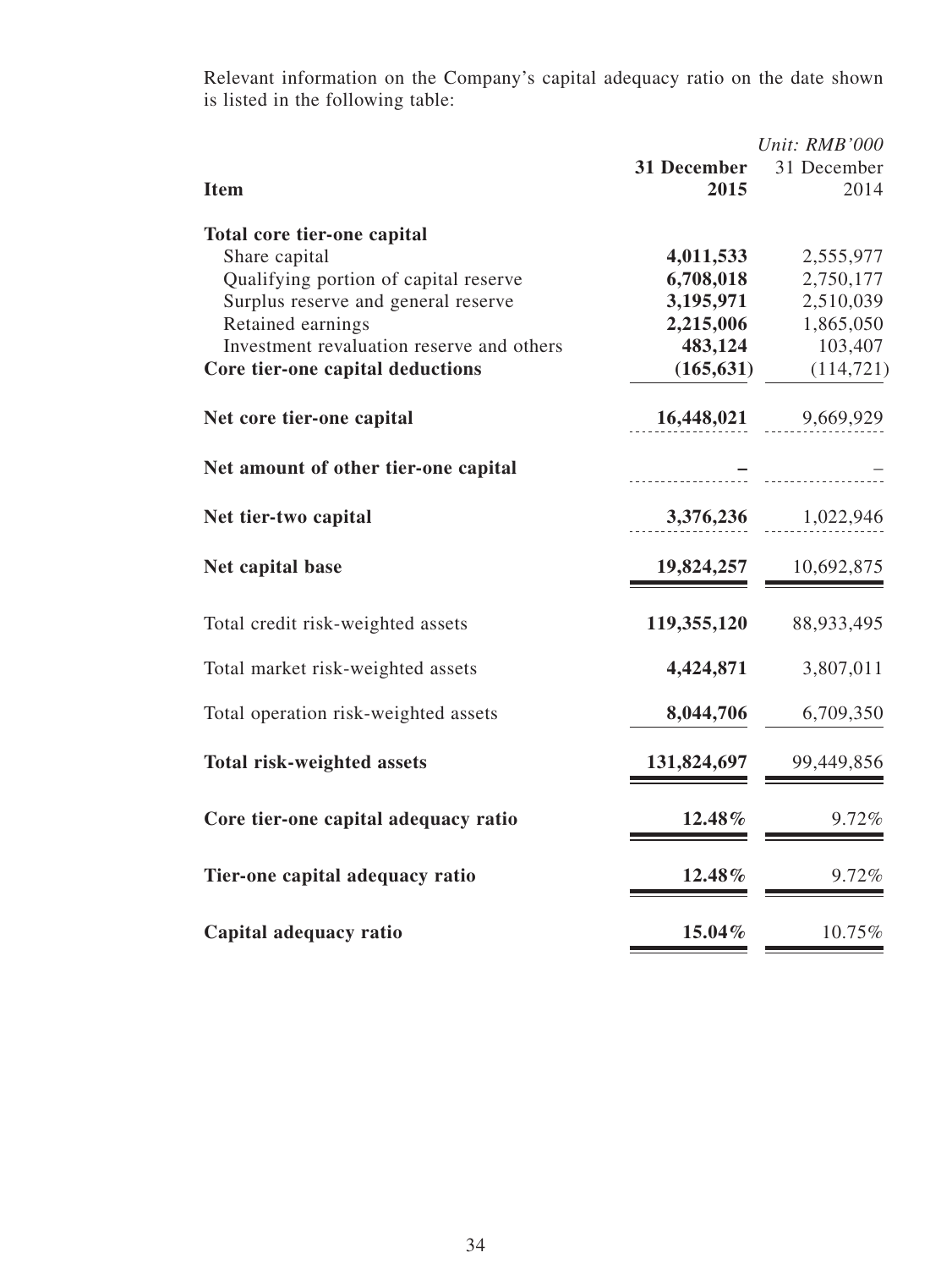Relevant information on the Company's capital adequacy ratio on the date shown is listed in the following table:

*Unit: RMB'000*

| Item | **31 December 2015** | 31 December 2014 |
|---|---|---|
| **Total core tier-one capital** | | |
| Share capital | **4,011,533** | 2,555,977 |
| Qualifying portion of capital reserve | **6,708,018** | 2,750,177 |
| Surplus reserve and general reserve | **3,195,971** | 2,510,039 |
| Retained earnings | **2,215,006** | 1,865,050 |
| Investment revaluation reserve and others | **483,124** | 103,407 |
| **Core tier-one capital deductions** | **(165,631)** | (114,721) |
| **Net core tier-one capital** | **16,448,021** | 9,669,929 |
| **Net amount of other tier-one capital** | **–** | – |
| **Net tier-two capital** | **3,376,236** | 1,022,946 |
| **Net capital base** | **19,824,257** | 10,692,875 |
| Total credit risk-weighted assets | **119,355,120** | 88,933,495 |
| Total market risk-weighted assets | **4,424,871** | 3,807,011 |
| Total operation risk-weighted assets | **8,044,706** | 6,709,350 |
| **Total risk-weighted assets** | **131,824,697** | 99,449,856 |
| **Core tier-one capital adequacy ratio** | **12.48%** | 9.72% |
| **Tier-one capital adequacy ratio** | **12.48%** | 9.72% |
| **Capital adequacy ratio** | **15.04%** | 10.75% |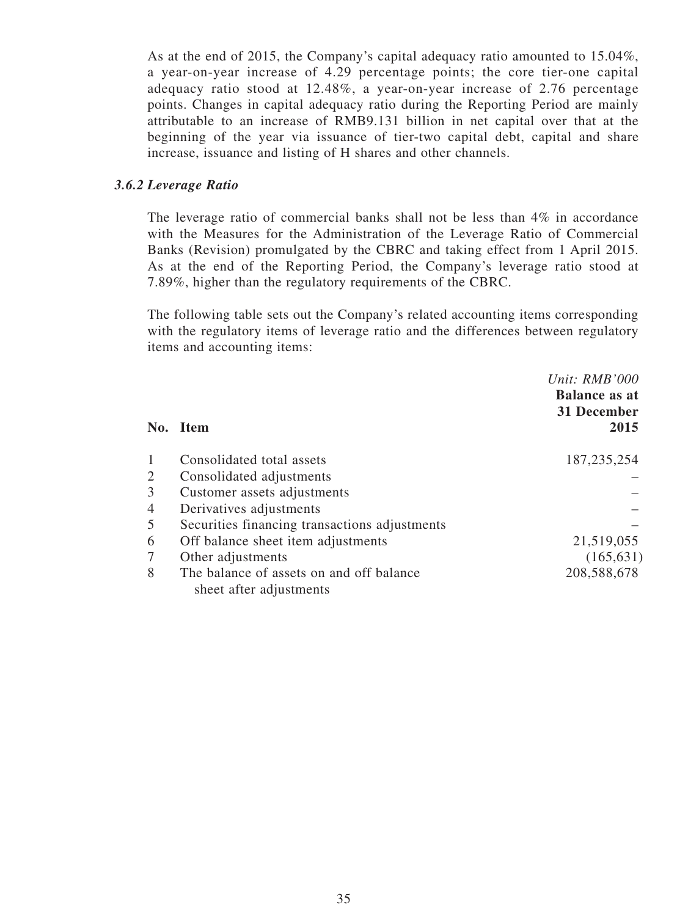As at the end of 2015, the Company's capital adequacy ratio amounted to 15.04%, a year-on-year increase of 4.29 percentage points; the core tier-one capital adequacy ratio stood at 12.48%, a year-on-year increase of 2.76 percentage points. Changes in capital adequacy ratio during the Reporting Period are mainly attributable to an increase of RMB9.131 billion in net capital over that at the beginning of the year via issuance of tier-two capital debt, capital and share increase, issuance and listing of H shares and other channels.

### *3.6.2 Leverage Ratio*

The leverage ratio of commercial banks shall not be less than 4% in accordance with the Measures for the Administration of the Leverage Ratio of Commercial Banks (Revision) promulgated by the CBRC and taking effect from 1 April 2015. As at the end of the Reporting Period, the Company's leverage ratio stood at 7.89%, higher than the regulatory requirements of the CBRC.

The following table sets out the Company's related accounting items corresponding with the regulatory items of leverage ratio and the differences between regulatory items and accounting items:

*Unit: RMB'000*

| No. | Item | Balance as at 31 December 2015 |
|---|---|---|
| 1 | Consolidated total assets | 187,235,254 |
| 2 | Consolidated adjustments | – |
| 3 | Customer assets adjustments | – |
| 4 | Derivatives adjustments | – |
| 5 | Securities financing transactions adjustments | – |
| 6 | Off balance sheet item adjustments | 21,519,055 |
| 7 | Other adjustments | (165,631) |
| 8 | The balance of assets on and off balance sheet after adjustments | 208,588,678 |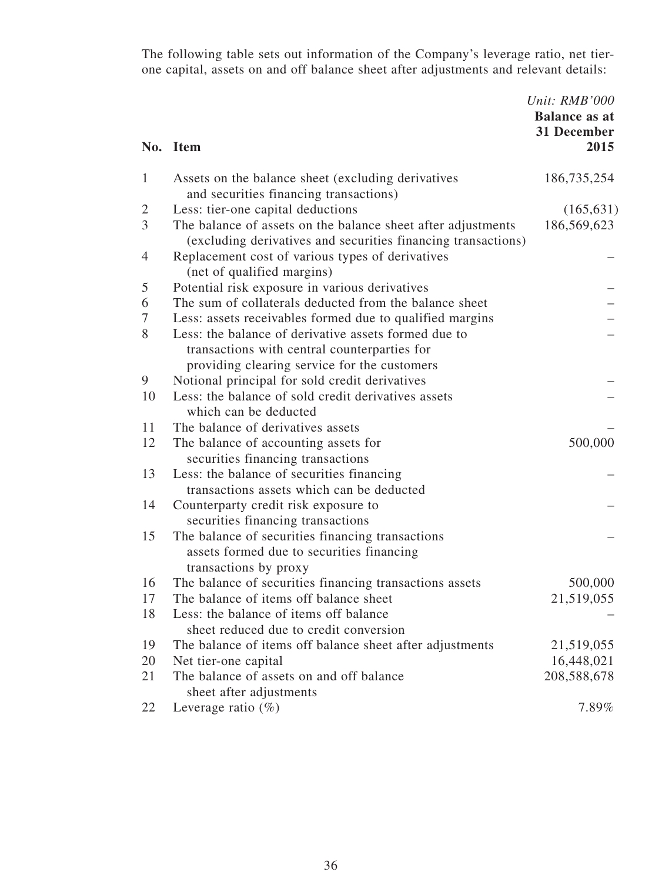The following table sets out information of the Company's leverage ratio, net tier-one capital, assets on and off balance sheet after adjustments and relevant details:

*Unit: RMB'000*

| No. | Item | Balance as at 31 December 2015 |
|---|---|---|
| 1 | Assets on the balance sheet (excluding derivatives and securities financing transactions) | 186,735,254 |
| 2 | Less: tier-one capital deductions | (165,631) |
| 3 | The balance of assets on the balance sheet after adjustments (excluding derivatives and securities financing transactions) | 186,569,623 |
| 4 | Replacement cost of various types of derivatives (net of qualified margins) | – |
| 5 | Potential risk exposure in various derivatives | – |
| 6 | The sum of collaterals deducted from the balance sheet | – |
| 7 | Less: assets receivables formed due to qualified margins | – |
| 8 | Less: the balance of derivative assets formed due to transactions with central counterparties for providing clearing service for the customers | – |
| 9 | Notional principal for sold credit derivatives | – |
| 10 | Less: the balance of sold credit derivatives assets which can be deducted | – |
| 11 | The balance of derivatives assets | – |
| 12 | The balance of accounting assets for securities financing transactions | 500,000 |
| 13 | Less: the balance of securities financing transactions assets which can be deducted | – |
| 14 | Counterparty credit risk exposure to securities financing transactions | – |
| 15 | The balance of securities financing transactions assets formed due to securities financing transactions by proxy | – |
| 16 | The balance of securities financing transactions assets | 500,000 |
| 17 | The balance of items off balance sheet | 21,519,055 |
| 18 | Less: the balance of items off balance sheet reduced due to credit conversion | – |
| 19 | The balance of items off balance sheet after adjustments | 21,519,055 |
| 20 | Net tier-one capital | 16,448,021 |
| 21 | The balance of assets on and off balance sheet after adjustments | 208,588,678 |
| 22 | Leverage ratio (%) | 7.89% |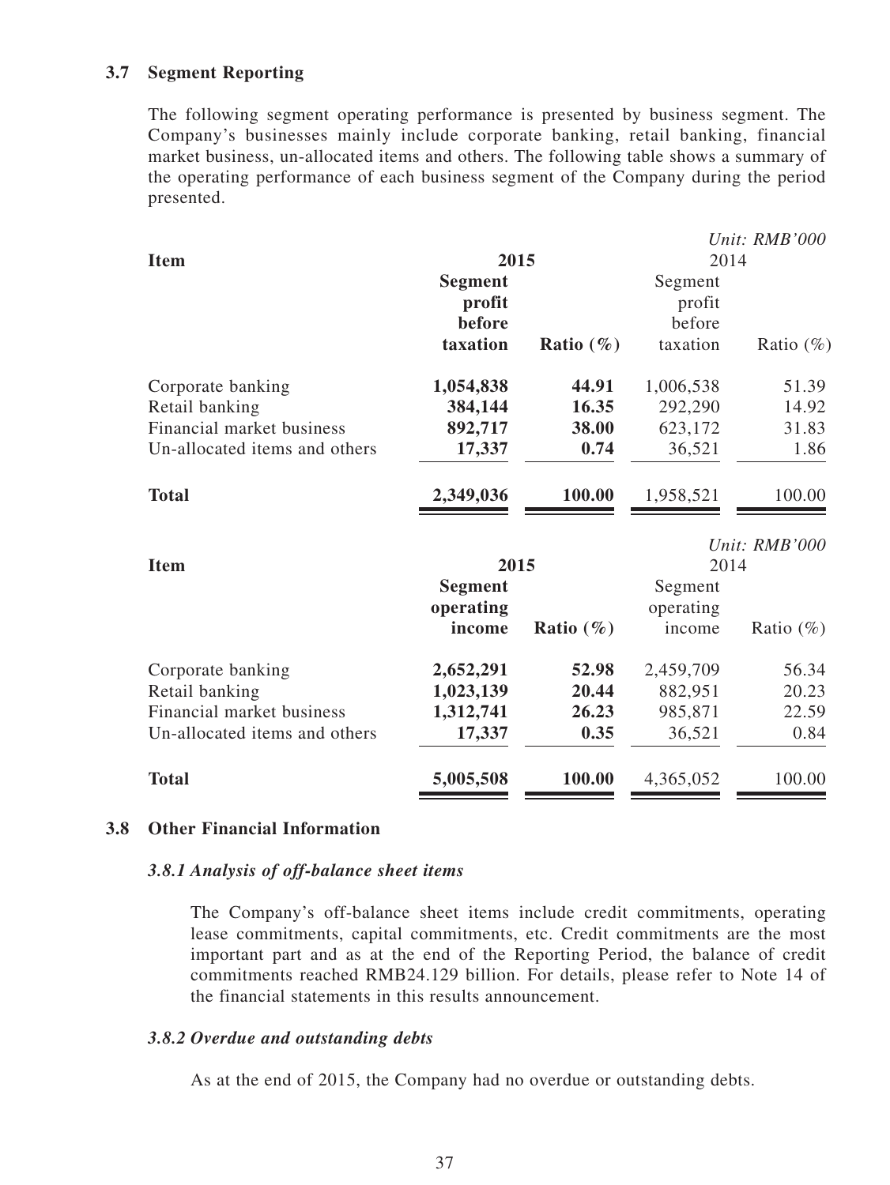### 3.7 Segment Reporting

The following segment operating performance is presented by business segment. The Company's businesses mainly include corporate banking, retail banking, financial market business, un-allocated items and others. The following table shows a summary of the operating performance of each business segment of the Company during the period presented.

*Unit: RMB'000*

| Item | 2015 | | 2014 | |
|---|---|---|---|---|
| | **Segment profit before taxation** | **Ratio (%)** | Segment profit before taxation | Ratio (%) |
| Corporate banking | **1,054,838** | **44.91** | 1,006,538 | 51.39 |
| Retail banking | **384,144** | **16.35** | 292,290 | 14.92 |
| Financial market business | **892,717** | **38.00** | 623,172 | 31.83 |
| Un-allocated items and others | **17,337** | **0.74** | 36,521 | 1.86 |
| **Total** | **2,349,036** | **100.00** | 1,958,521 | 100.00 |

*Unit: RMB'000*

| Item | 2015 | | 2014 | |
|---|---|---|---|---|
| | **Segment operating income** | **Ratio (%)** | Segment operating income | Ratio (%) |
| Corporate banking | **2,652,291** | **52.98** | 2,459,709 | 56.34 |
| Retail banking | **1,023,139** | **20.44** | 882,951 | 20.23 |
| Financial market business | **1,312,741** | **26.23** | 985,871 | 22.59 |
| Un-allocated items and others | **17,337** | **0.35** | 36,521 | 0.84 |
| **Total** | **5,005,508** | **100.00** | 4,365,052 | 100.00 |

### 3.8 Other Financial Information

#### *3.8.1 Analysis of off-balance sheet items*

The Company's off-balance sheet items include credit commitments, operating lease commitments, capital commitments, etc. Credit commitments are the most important part and as at the end of the Reporting Period, the balance of credit commitments reached RMB24.129 billion. For details, please refer to Note 14 of the financial statements in this results announcement.

#### *3.8.2 Overdue and outstanding debts*

As at the end of 2015, the Company had no overdue or outstanding debts.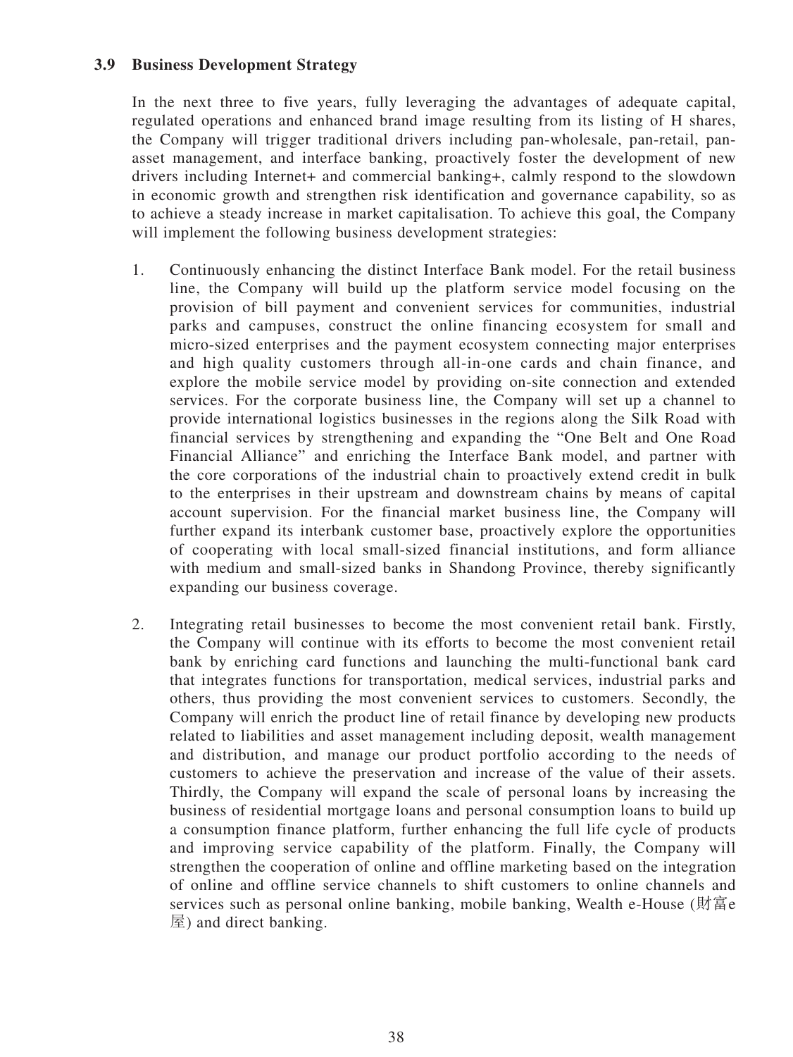### 3.9 Business Development Strategy

In the next three to five years, fully leveraging the advantages of adequate capital, regulated operations and enhanced brand image resulting from its listing of H shares, the Company will trigger traditional drivers including pan-wholesale, pan-retail, pan-asset management, and interface banking, proactively foster the development of new drivers including Internet+ and commercial banking+, calmly respond to the slowdown in economic growth and strengthen risk identification and governance capability, so as to achieve a steady increase in market capitalisation. To achieve this goal, the Company will implement the following business development strategies:

1. Continuously enhancing the distinct Interface Bank model. For the retail business line, the Company will build up the platform service model focusing on the provision of bill payment and convenient services for communities, industrial parks and campuses, construct the online financing ecosystem for small and micro-sized enterprises and the payment ecosystem connecting major enterprises and high quality customers through all-in-one cards and chain finance, and explore the mobile service model by providing on-site connection and extended services. For the corporate business line, the Company will set up a channel to provide international logistics businesses in the regions along the Silk Road with financial services by strengthening and expanding the "One Belt and One Road Financial Alliance" and enriching the Interface Bank model, and partner with the core corporations of the industrial chain to proactively extend credit in bulk to the enterprises in their upstream and downstream chains by means of capital account supervision. For the financial market business line, the Company will further expand its interbank customer base, proactively explore the opportunities of cooperating with local small-sized financial institutions, and form alliance with medium and small-sized banks in Shandong Province, thereby significantly expanding our business coverage.

2. Integrating retail businesses to become the most convenient retail bank. Firstly, the Company will continue with its efforts to become the most convenient retail bank by enriching card functions and launching the multi-functional bank card that integrates functions for transportation, medical services, industrial parks and others, thus providing the most convenient services to customers. Secondly, the Company will enrich the product line of retail finance by developing new products related to liabilities and asset management including deposit, wealth management and distribution, and manage our product portfolio according to the needs of customers to achieve the preservation and increase of the value of their assets. Thirdly, the Company will expand the scale of personal loans by increasing the business of residential mortgage loans and personal consumption loans to build up a consumption finance platform, further enhancing the full life cycle of products and improving service capability of the platform. Finally, the Company will strengthen the cooperation of online and offline marketing based on the integration of online and offline service channels to shift customers to online channels and services such as personal online banking, mobile banking, Wealth e-House (財富e屋) and direct banking.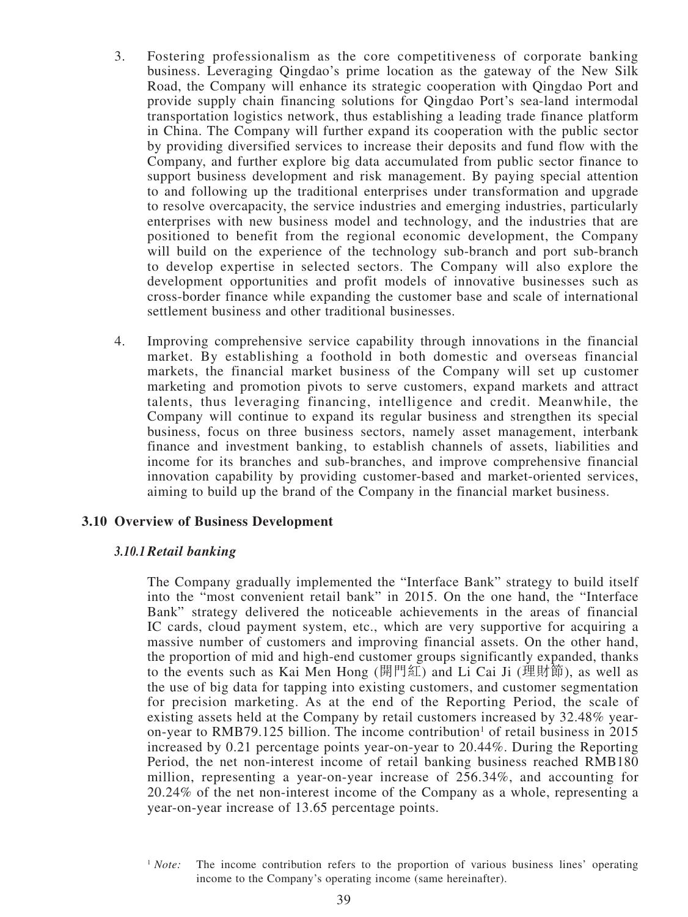3. Fostering professionalism as the core competitiveness of corporate banking business. Leveraging Qingdao's prime location as the gateway of the New Silk Road, the Company will enhance its strategic cooperation with Qingdao Port and provide supply chain financing solutions for Qingdao Port's sea-land intermodal transportation logistics network, thus establishing a leading trade finance platform in China. The Company will further expand its cooperation with the public sector by providing diversified services to increase their deposits and fund flow with the Company, and further explore big data accumulated from public sector finance to support business development and risk management. By paying special attention to and following up the traditional enterprises under transformation and upgrade to resolve overcapacity, the service industries and emerging industries, particularly enterprises with new business model and technology, and the industries that are positioned to benefit from the regional economic development, the Company will build on the experience of the technology sub-branch and port sub-branch to develop expertise in selected sectors. The Company will also explore the development opportunities and profit models of innovative businesses such as cross-border finance while expanding the customer base and scale of international settlement business and other traditional businesses.

4. Improving comprehensive service capability through innovations in the financial market. By establishing a foothold in both domestic and overseas financial markets, the financial market business of the Company will set up customer marketing and promotion pivots to serve customers, expand markets and attract talents, thus leveraging financing, intelligence and credit. Meanwhile, the Company will continue to expand its regular business and strengthen its special business, focus on three business sectors, namely asset management, interbank finance and investment banking, to establish channels of assets, liabilities and income for its branches and sub-branches, and improve comprehensive financial innovation capability by providing customer-based and market-oriented services, aiming to build up the brand of the Company in the financial market business.

## 3.10 Overview of Business Development

### *3.10.1 Retail banking*

The Company gradually implemented the "Interface Bank" strategy to build itself into the "most convenient retail bank" in 2015. On the one hand, the "Interface Bank" strategy delivered the noticeable achievements in the areas of financial IC cards, cloud payment system, etc., which are very supportive for acquiring a massive number of customers and improving financial assets. On the other hand, the proportion of mid and high-end customer groups significantly expanded, thanks to the events such as Kai Men Hong (開門紅) and Li Cai Ji (理財節), as well as the use of big data for tapping into existing customers, and customer segmentation for precision marketing. As at the end of the Reporting Period, the scale of existing assets held at the Company by retail customers increased by 32.48% year-on-year to RMB79.125 billion. The income contribution[1] of retail business in 2015 increased by 0.21 percentage points year-on-year to 20.44%. During the Reporting Period, the net non-interest income of retail banking business reached RMB180 million, representing a year-on-year increase of 256.34%, and accounting for 20.24% of the net non-interest income of the Company as a whole, representing a year-on-year increase of 13.65 percentage points.

[1] *Note:* The income contribution refers to the proportion of various business lines' operating income to the Company's operating income (same hereinafter).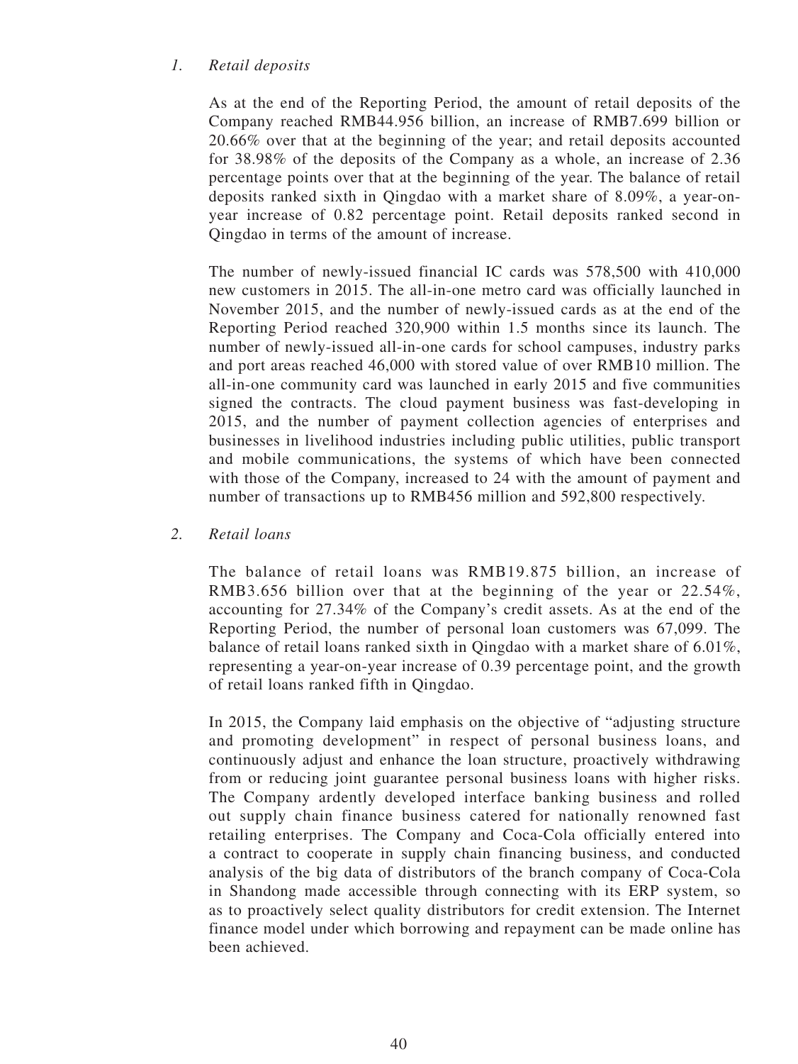*1. Retail deposits*

As at the end of the Reporting Period, the amount of retail deposits of the Company reached RMB44.956 billion, an increase of RMB7.699 billion or 20.66% over that at the beginning of the year; and retail deposits accounted for 38.98% of the deposits of the Company as a whole, an increase of 2.36 percentage points over that at the beginning of the year. The balance of retail deposits ranked sixth in Qingdao with a market share of 8.09%, a year-on-year increase of 0.82 percentage point. Retail deposits ranked second in Qingdao in terms of the amount of increase.

The number of newly-issued financial IC cards was 578,500 with 410,000 new customers in 2015. The all-in-one metro card was officially launched in November 2015, and the number of newly-issued cards as at the end of the Reporting Period reached 320,900 within 1.5 months since its launch. The number of newly-issued all-in-one cards for school campuses, industry parks and port areas reached 46,000 with stored value of over RMB10 million. The all-in-one community card was launched in early 2015 and five communities signed the contracts. The cloud payment business was fast-developing in 2015, and the number of payment collection agencies of enterprises and businesses in livelihood industries including public utilities, public transport and mobile communications, the systems of which have been connected with those of the Company, increased to 24 with the amount of payment and number of transactions up to RMB456 million and 592,800 respectively.

*2. Retail loans*

The balance of retail loans was RMB19.875 billion, an increase of RMB3.656 billion over that at the beginning of the year or 22.54%, accounting for 27.34% of the Company's credit assets. As at the end of the Reporting Period, the number of personal loan customers was 67,099. The balance of retail loans ranked sixth in Qingdao with a market share of 6.01%, representing a year-on-year increase of 0.39 percentage point, and the growth of retail loans ranked fifth in Qingdao.

In 2015, the Company laid emphasis on the objective of "adjusting structure and promoting development" in respect of personal business loans, and continuously adjust and enhance the loan structure, proactively withdrawing from or reducing joint guarantee personal business loans with higher risks. The Company ardently developed interface banking business and rolled out supply chain finance business catered for nationally renowned fast retailing enterprises. The Company and Coca-Cola officially entered into a contract to cooperate in supply chain financing business, and conducted analysis of the big data of distributors of the branch company of Coca-Cola in Shandong made accessible through connecting with its ERP system, so as to proactively select quality distributors for credit extension. The Internet finance model under which borrowing and repayment can be made online has been achieved.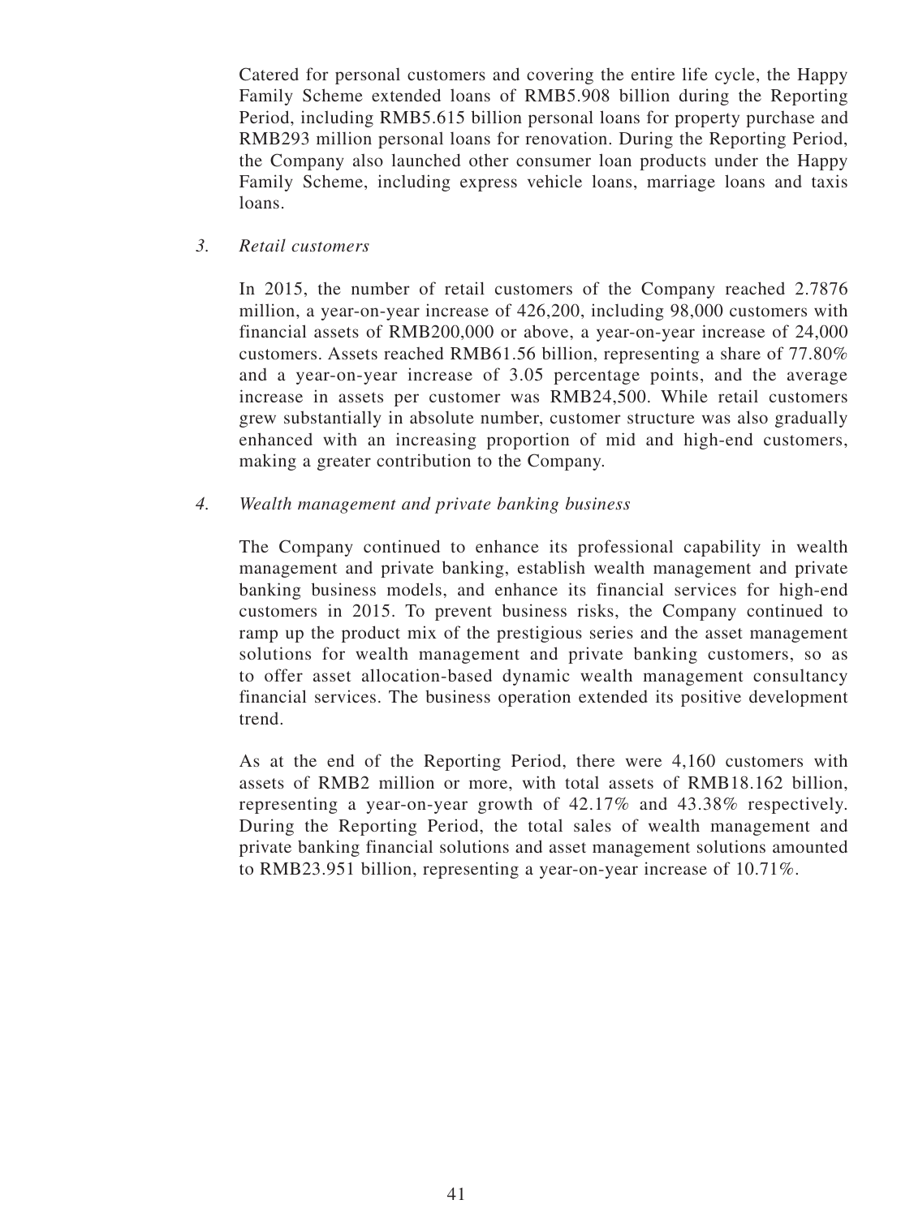Catered for personal customers and covering the entire life cycle, the Happy Family Scheme extended loans of RMB5.908 billion during the Reporting Period, including RMB5.615 billion personal loans for property purchase and RMB293 million personal loans for renovation. During the Reporting Period, the Company also launched other consumer loan products under the Happy Family Scheme, including express vehicle loans, marriage loans and taxis loans.

*3. Retail customers*

In 2015, the number of retail customers of the Company reached 2.7876 million, a year-on-year increase of 426,200, including 98,000 customers with financial assets of RMB200,000 or above, a year-on-year increase of 24,000 customers. Assets reached RMB61.56 billion, representing a share of 77.80% and a year-on-year increase of 3.05 percentage points, and the average increase in assets per customer was RMB24,500. While retail customers grew substantially in absolute number, customer structure was also gradually enhanced with an increasing proportion of mid and high-end customers, making a greater contribution to the Company.

*4. Wealth management and private banking business*

The Company continued to enhance its professional capability in wealth management and private banking, establish wealth management and private banking business models, and enhance its financial services for high-end customers in 2015. To prevent business risks, the Company continued to ramp up the product mix of the prestigious series and the asset management solutions for wealth management and private banking customers, so as to offer asset allocation-based dynamic wealth management consultancy financial services. The business operation extended its positive development trend.

As at the end of the Reporting Period, there were 4,160 customers with assets of RMB2 million or more, with total assets of RMB18.162 billion, representing a year-on-year growth of 42.17% and 43.38% respectively. During the Reporting Period, the total sales of wealth management and private banking financial solutions and asset management solutions amounted to RMB23.951 billion, representing a year-on-year increase of 10.71%.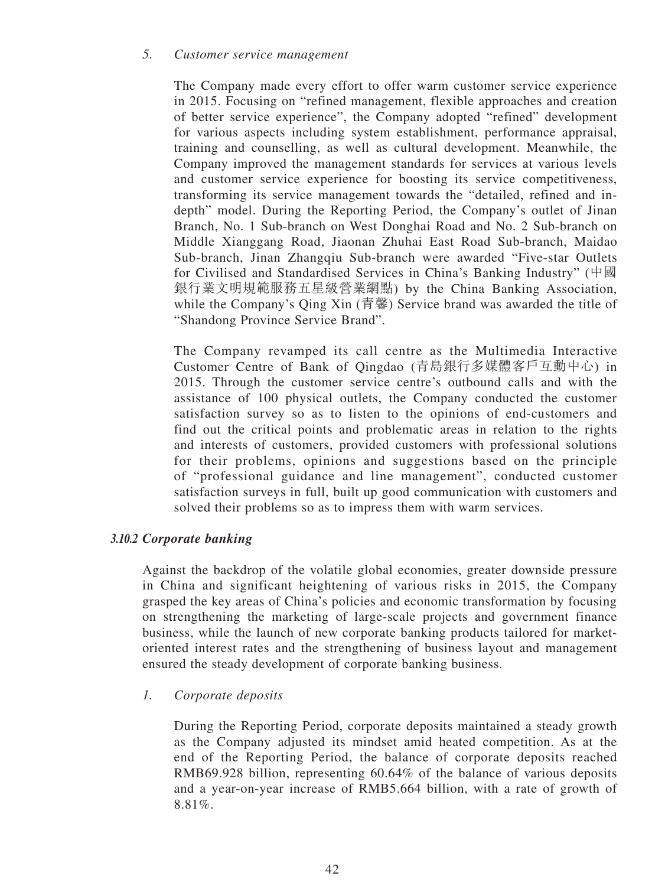*5. Customer service management*

The Company made every effort to offer warm customer service experience in 2015. Focusing on "refined management, flexible approaches and creation of better service experience", the Company adopted "refined" development for various aspects including system establishment, performance appraisal, training and counselling, as well as cultural development. Meanwhile, the Company improved the management standards for services at various levels and customer service experience for boosting its service competitiveness, transforming its service management towards the "detailed, refined and in-depth" model. During the Reporting Period, the Company's outlet of Jinan Branch, No. 1 Sub-branch on West Donghai Road and No. 2 Sub-branch on Middle Xianggang Road, Jiaonan Zhuhai East Road Sub-branch, Maidao Sub-branch, Jinan Zhangqiu Sub-branch were awarded "Five-star Outlets for Civilised and Standardised Services in China's Banking Industry" (中國銀行業文明規範服務五星級營業網點) by the China Banking Association, while the Company's Qing Xin (青馨) Service brand was awarded the title of "Shandong Province Service Brand".

The Company revamped its call centre as the Multimedia Interactive Customer Centre of Bank of Qingdao (青島銀行多媒體客戶互動中心) in 2015. Through the customer service centre's outbound calls and with the assistance of 100 physical outlets, the Company conducted the customer satisfaction survey so as to listen to the opinions of end-customers and find out the critical points and problematic areas in relation to the rights and interests of customers, provided customers with professional solutions for their problems, opinions and suggestions based on the principle of "professional guidance and line management", conducted customer satisfaction surveys in full, built up good communication with customers and solved their problems so as to impress them with warm services.

### *3.10.2 Corporate banking*

Against the backdrop of the volatile global economies, greater downside pressure in China and significant heightening of various risks in 2015, the Company grasped the key areas of China's policies and economic transformation by focusing on strengthening the marketing of large-scale projects and government finance business, while the launch of new corporate banking products tailored for market-oriented interest rates and the strengthening of business layout and management ensured the steady development of corporate banking business.

*1. Corporate deposits*

During the Reporting Period, corporate deposits maintained a steady growth as the Company adjusted its mindset amid heated competition. As at the end of the Reporting Period, the balance of corporate deposits reached RMB69.928 billion, representing 60.64% of the balance of various deposits and a year-on-year increase of RMB5.664 billion, with a rate of growth of 8.81%.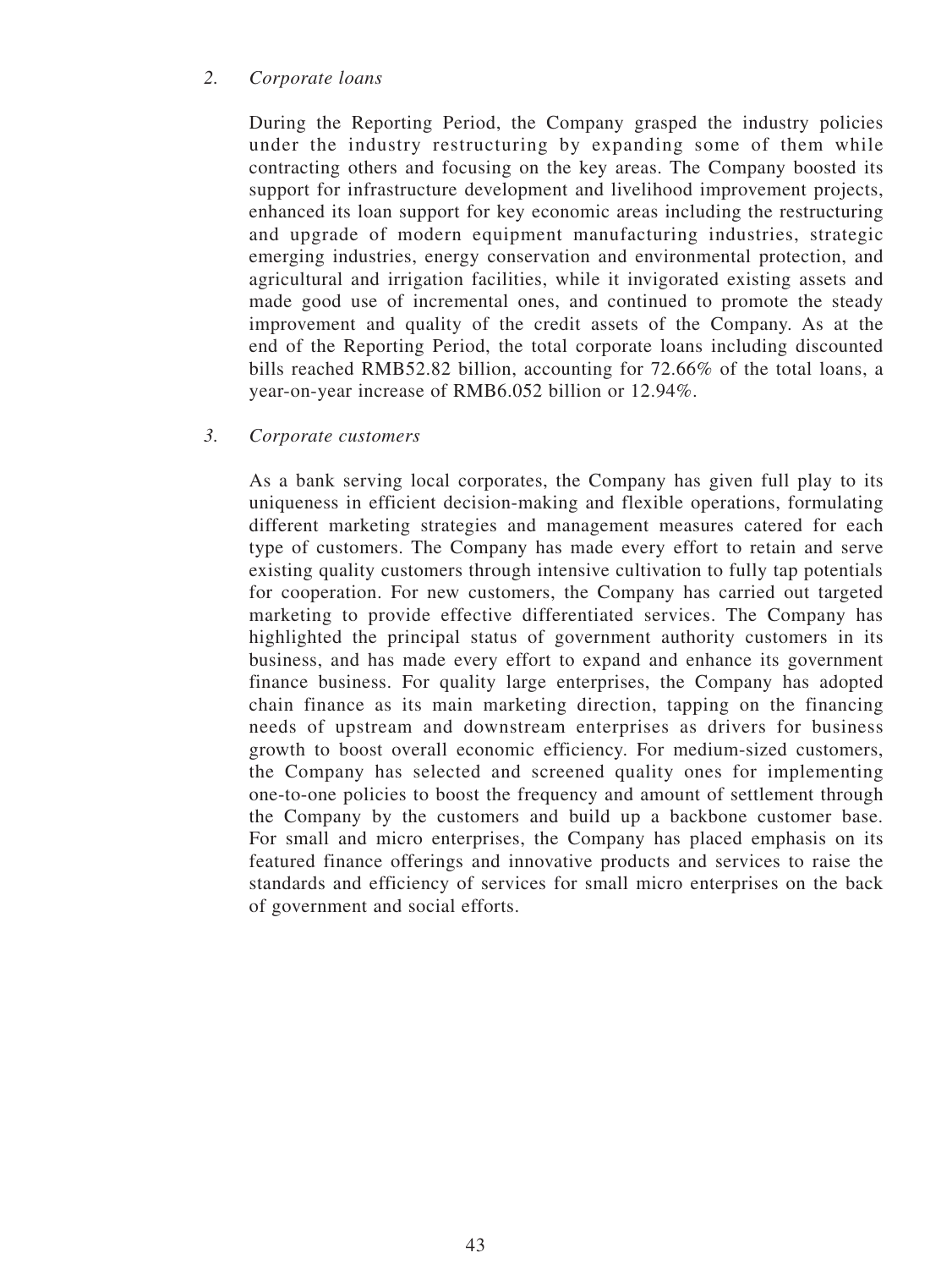*2. Corporate loans*

During the Reporting Period, the Company grasped the industry policies under the industry restructuring by expanding some of them while contracting others and focusing on the key areas. The Company boosted its support for infrastructure development and livelihood improvement projects, enhanced its loan support for key economic areas including the restructuring and upgrade of modern equipment manufacturing industries, strategic emerging industries, energy conservation and environmental protection, and agricultural and irrigation facilities, while it invigorated existing assets and made good use of incremental ones, and continued to promote the steady improvement and quality of the credit assets of the Company. As at the end of the Reporting Period, the total corporate loans including discounted bills reached RMB52.82 billion, accounting for 72.66% of the total loans, a year-on-year increase of RMB6.052 billion or 12.94%.

*3. Corporate customers*

As a bank serving local corporates, the Company has given full play to its uniqueness in efficient decision-making and flexible operations, formulating different marketing strategies and management measures catered for each type of customers. The Company has made every effort to retain and serve existing quality customers through intensive cultivation to fully tap potentials for cooperation. For new customers, the Company has carried out targeted marketing to provide effective differentiated services. The Company has highlighted the principal status of government authority customers in its business, and has made every effort to expand and enhance its government finance business. For quality large enterprises, the Company has adopted chain finance as its main marketing direction, tapping on the financing needs of upstream and downstream enterprises as drivers for business growth to boost overall economic efficiency. For medium-sized customers, the Company has selected and screened quality ones for implementing one-to-one policies to boost the frequency and amount of settlement through the Company by the customers and build up a backbone customer base. For small and micro enterprises, the Company has placed emphasis on its featured finance offerings and innovative products and services to raise the standards and efficiency of services for small micro enterprises on the back of government and social efforts.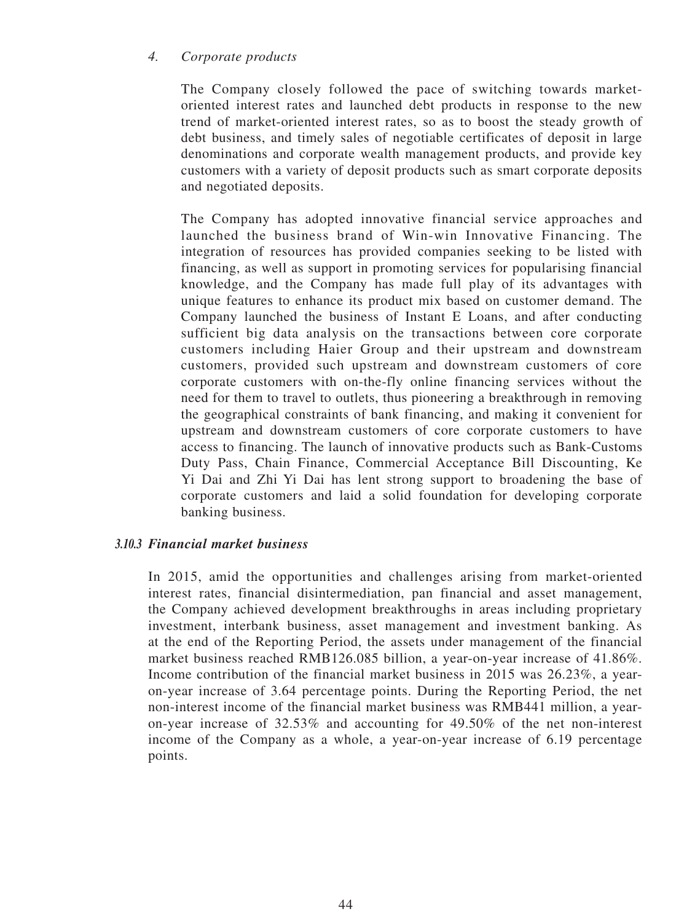#### 4. *Corporate products*

The Company closely followed the pace of switching towards market-oriented interest rates and launched debt products in response to the new trend of market-oriented interest rates, so as to boost the steady growth of debt business, and timely sales of negotiable certificates of deposit in large denominations and corporate wealth management products, and provide key customers with a variety of deposit products such as smart corporate deposits and negotiated deposits.

The Company has adopted innovative financial service approaches and launched the business brand of Win-win Innovative Financing. The integration of resources has provided companies seeking to be listed with financing, as well as support in promoting services for popularising financial knowledge, and the Company has made full play of its advantages with unique features to enhance its product mix based on customer demand. The Company launched the business of Instant E Loans, and after conducting sufficient big data analysis on the transactions between core corporate customers including Haier Group and their upstream and downstream customers, provided such upstream and downstream customers of core corporate customers with on-the-fly online financing services without the need for them to travel to outlets, thus pioneering a breakthrough in removing the geographical constraints of bank financing, and making it convenient for upstream and downstream customers of core corporate customers to have access to financing. The launch of innovative products such as Bank-Customs Duty Pass, Chain Finance, Commercial Acceptance Bill Discounting, Ke Yi Dai and Zhi Yi Dai has lent strong support to broadening the base of corporate customers and laid a solid foundation for developing corporate banking business.

### *3.10.3 Financial market business*

In 2015, amid the opportunities and challenges arising from market-oriented interest rates, financial disintermediation, pan financial and asset management, the Company achieved development breakthroughs in areas including proprietary investment, interbank business, asset management and investment banking. As at the end of the Reporting Period, the assets under management of the financial market business reached RMB126.085 billion, a year-on-year increase of 41.86%. Income contribution of the financial market business in 2015 was 26.23%, a year-on-year increase of 3.64 percentage points. During the Reporting Period, the net non-interest income of the financial market business was RMB441 million, a year-on-year increase of 32.53% and accounting for 49.50% of the net non-interest income of the Company as a whole, a year-on-year increase of 6.19 percentage points.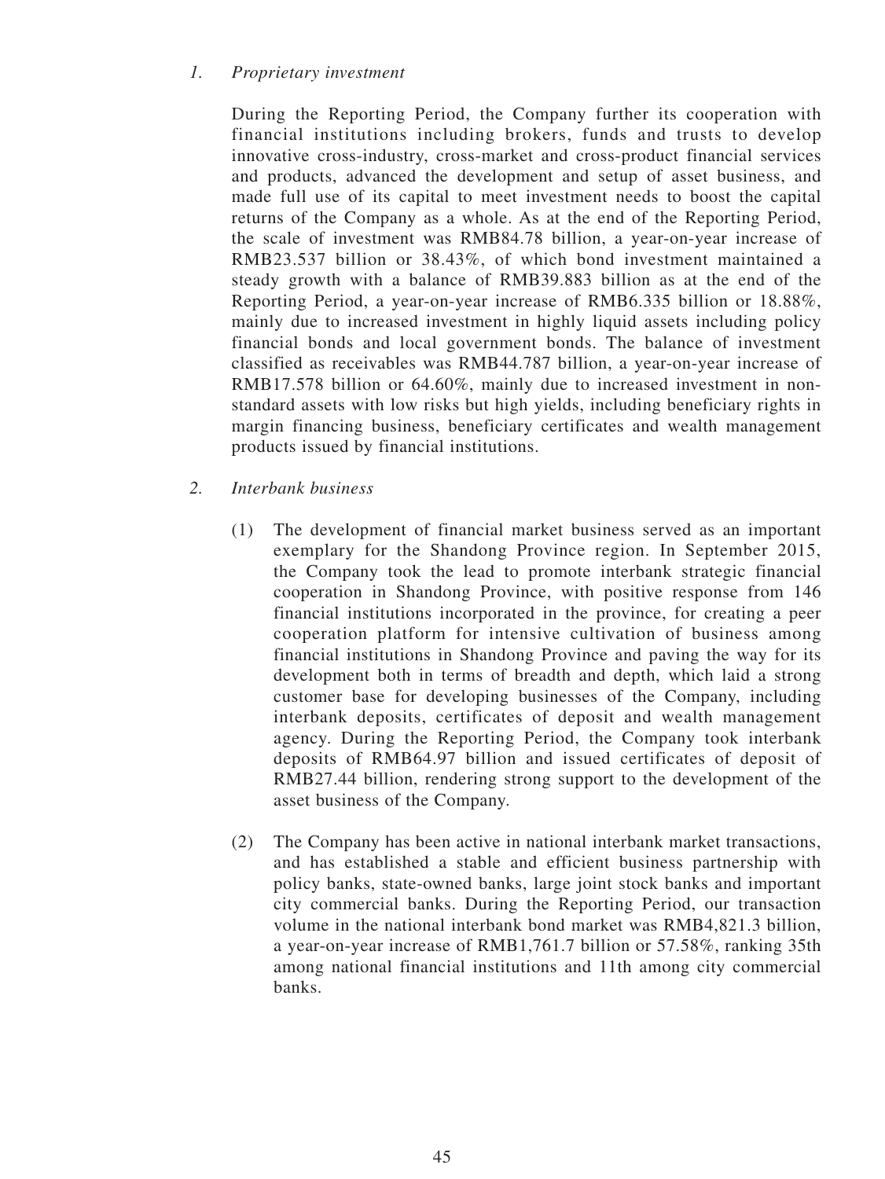*1. Proprietary investment*

During the Reporting Period, the Company further its cooperation with financial institutions including brokers, funds and trusts to develop innovative cross-industry, cross-market and cross-product financial services and products, advanced the development and setup of asset business, and made full use of its capital to meet investment needs to boost the capital returns of the Company as a whole. As at the end of the Reporting Period, the scale of investment was RMB84.78 billion, a year-on-year increase of RMB23.537 billion or 38.43%, of which bond investment maintained a steady growth with a balance of RMB39.883 billion as at the end of the Reporting Period, a year-on-year increase of RMB6.335 billion or 18.88%, mainly due to increased investment in highly liquid assets including policy financial bonds and local government bonds. The balance of investment classified as receivables was RMB44.787 billion, a year-on-year increase of RMB17.578 billion or 64.60%, mainly due to increased investment in non-standard assets with low risks but high yields, including beneficiary rights in margin financing business, beneficiary certificates and wealth management products issued by financial institutions.

*2. Interbank business*

(1) The development of financial market business served as an important exemplary for the Shandong Province region. In September 2015, the Company took the lead to promote interbank strategic financial cooperation in Shandong Province, with positive response from 146 financial institutions incorporated in the province, for creating a peer cooperation platform for intensive cultivation of business among financial institutions in Shandong Province and paving the way for its development both in terms of breadth and depth, which laid a strong customer base for developing businesses of the Company, including interbank deposits, certificates of deposit and wealth management agency. During the Reporting Period, the Company took interbank deposits of RMB64.97 billion and issued certificates of deposit of RMB27.44 billion, rendering strong support to the development of the asset business of the Company.

(2) The Company has been active in national interbank market transactions, and has established a stable and efficient business partnership with policy banks, state-owned banks, large joint stock banks and important city commercial banks. During the Reporting Period, our transaction volume in the national interbank bond market was RMB4,821.3 billion, a year-on-year increase of RMB1,761.7 billion or 57.58%, ranking 35th among national financial institutions and 11th among city commercial banks.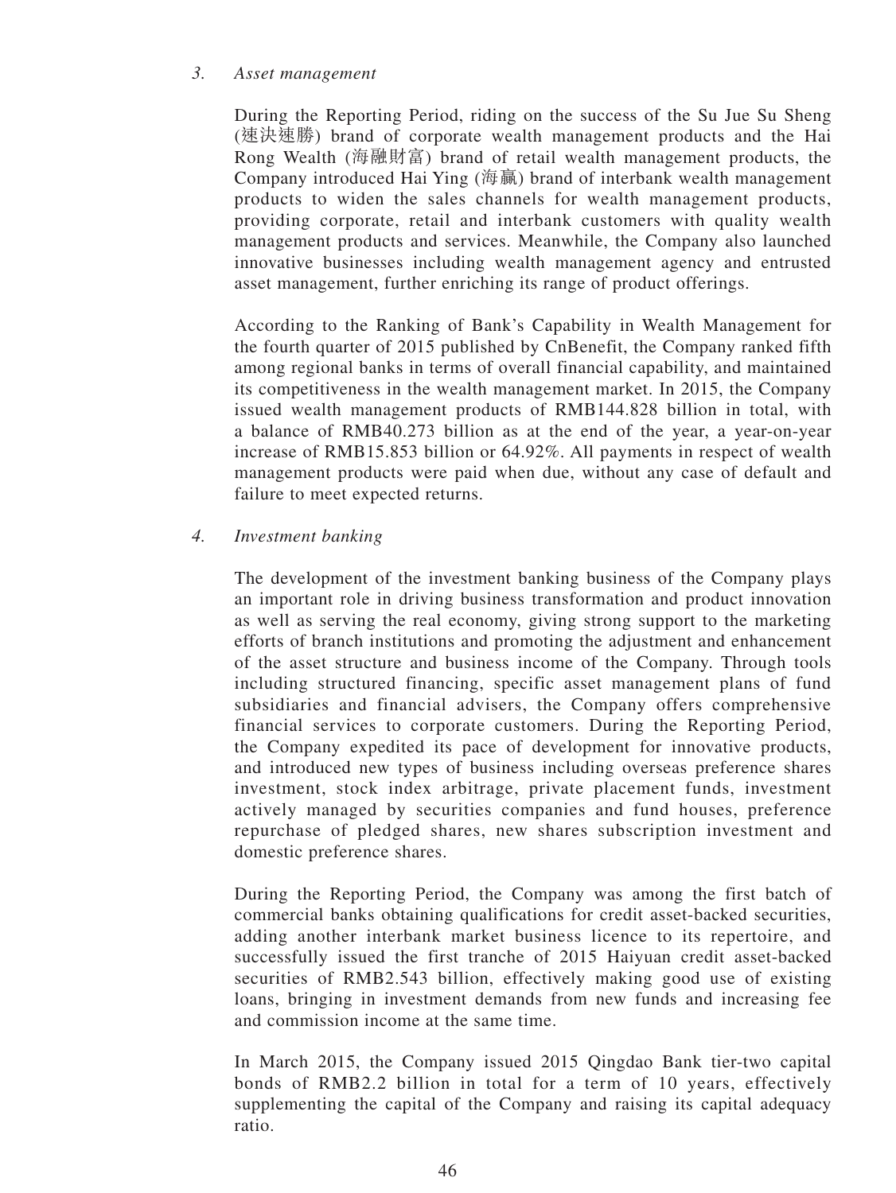*3. Asset management*

During the Reporting Period, riding on the success of the Su Jue Su Sheng (速决速勝) brand of corporate wealth management products and the Hai Rong Wealth (海融財富) brand of retail wealth management products, the Company introduced Hai Ying (海贏) brand of interbank wealth management products to widen the sales channels for wealth management products, providing corporate, retail and interbank customers with quality wealth management products and services. Meanwhile, the Company also launched innovative businesses including wealth management agency and entrusted asset management, further enriching its range of product offerings.

According to the Ranking of Bank's Capability in Wealth Management for the fourth quarter of 2015 published by CnBenefit, the Company ranked fifth among regional banks in terms of overall financial capability, and maintained its competitiveness in the wealth management market. In 2015, the Company issued wealth management products of RMB144.828 billion in total, with a balance of RMB40.273 billion as at the end of the year, a year-on-year increase of RMB15.853 billion or 64.92%. All payments in respect of wealth management products were paid when due, without any case of default and failure to meet expected returns.

*4. Investment banking*

The development of the investment banking business of the Company plays an important role in driving business transformation and product innovation as well as serving the real economy, giving strong support to the marketing efforts of branch institutions and promoting the adjustment and enhancement of the asset structure and business income of the Company. Through tools including structured financing, specific asset management plans of fund subsidiaries and financial advisers, the Company offers comprehensive financial services to corporate customers. During the Reporting Period, the Company expedited its pace of development for innovative products, and introduced new types of business including overseas preference shares investment, stock index arbitrage, private placement funds, investment actively managed by securities companies and fund houses, preference repurchase of pledged shares, new shares subscription investment and domestic preference shares.

During the Reporting Period, the Company was among the first batch of commercial banks obtaining qualifications for credit asset-backed securities, adding another interbank market business licence to its repertoire, and successfully issued the first tranche of 2015 Haiyuan credit asset-backed securities of RMB2.543 billion, effectively making good use of existing loans, bringing in investment demands from new funds and increasing fee and commission income at the same time.

In March 2015, the Company issued 2015 Qingdao Bank tier-two capital bonds of RMB2.2 billion in total for a term of 10 years, effectively supplementing the capital of the Company and raising its capital adequacy ratio.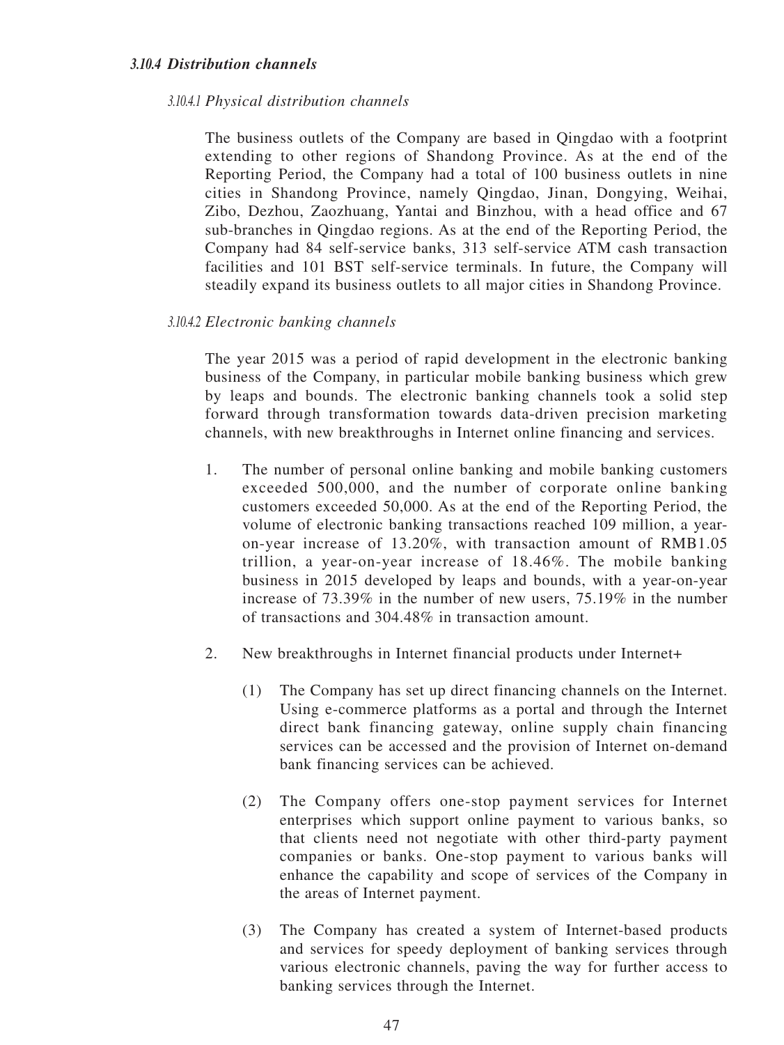### *3.10.4 Distribution channels*

#### *3.10.4.1 Physical distribution channels*

The business outlets of the Company are based in Qingdao with a footprint extending to other regions of Shandong Province. As at the end of the Reporting Period, the Company had a total of 100 business outlets in nine cities in Shandong Province, namely Qingdao, Jinan, Dongying, Weihai, Zibo, Dezhou, Zaozhuang, Yantai and Binzhou, with a head office and 67 sub-branches in Qingdao regions. As at the end of the Reporting Period, the Company had 84 self-service banks, 313 self-service ATM cash transaction facilities and 101 BST self-service terminals. In future, the Company will steadily expand its business outlets to all major cities in Shandong Province.

#### *3.10.4.2 Electronic banking channels*

The year 2015 was a period of rapid development in the electronic banking business of the Company, in particular mobile banking business which grew by leaps and bounds. The electronic banking channels took a solid step forward through transformation towards data-driven precision marketing channels, with new breakthroughs in Internet online financing and services.

1. The number of personal online banking and mobile banking customers exceeded 500,000, and the number of corporate online banking customers exceeded 50,000. As at the end of the Reporting Period, the volume of electronic banking transactions reached 109 million, a year-on-year increase of 13.20%, with transaction amount of RMB1.05 trillion, a year-on-year increase of 18.46%. The mobile banking business in 2015 developed by leaps and bounds, with a year-on-year increase of 73.39% in the number of new users, 75.19% in the number of transactions and 304.48% in transaction amount.

2. New breakthroughs in Internet financial products under Internet+

   (1) The Company has set up direct financing channels on the Internet. Using e-commerce platforms as a portal and through the Internet direct bank financing gateway, online supply chain financing services can be accessed and the provision of Internet on-demand bank financing services can be achieved.

   (2) The Company offers one-stop payment services for Internet enterprises which support online payment to various banks, so that clients need not negotiate with other third-party payment companies or banks. One-stop payment to various banks will enhance the capability and scope of services of the Company in the areas of Internet payment.

   (3) The Company has created a system of Internet-based products and services for speedy deployment of banking services through various electronic channels, paving the way for further access to banking services through the Internet.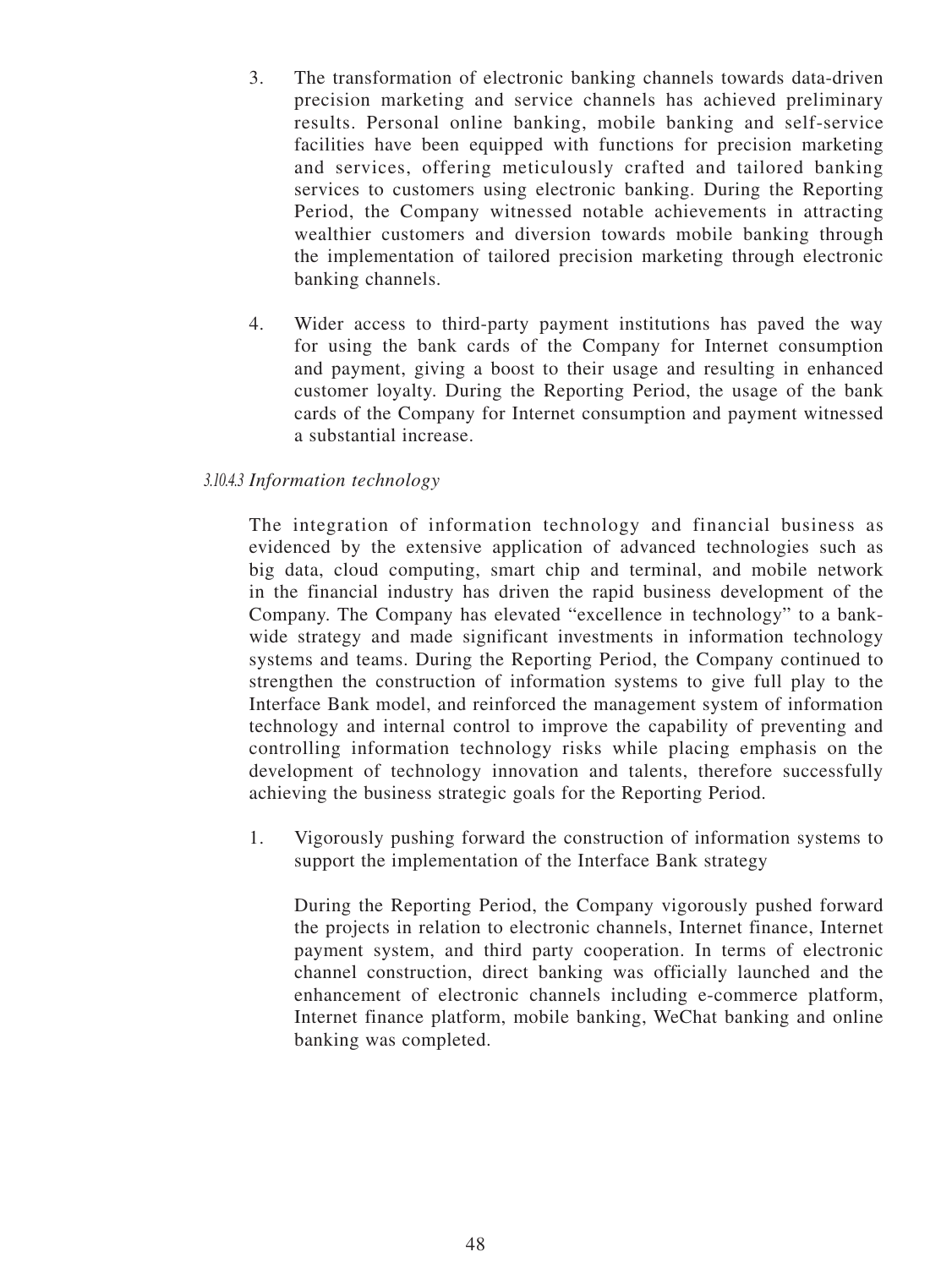3. The transformation of electronic banking channels towards data-driven precision marketing and service channels has achieved preliminary results. Personal online banking, mobile banking and self-service facilities have been equipped with functions for precision marketing and services, offering meticulously crafted and tailored banking services to customers using electronic banking. During the Reporting Period, the Company witnessed notable achievements in attracting wealthier customers and diversion towards mobile banking through the implementation of tailored precision marketing through electronic banking channels.

4. Wider access to third-party payment institutions has paved the way for using the bank cards of the Company for Internet consumption and payment, giving a boost to their usage and resulting in enhanced customer loyalty. During the Reporting Period, the usage of the bank cards of the Company for Internet consumption and payment witnessed a substantial increase.

#### 3.10.4.3 *Information technology*

The integration of information technology and financial business as evidenced by the extensive application of advanced technologies such as big data, cloud computing, smart chip and terminal, and mobile network in the financial industry has driven the rapid business development of the Company. The Company has elevated "excellence in technology" to a bank-wide strategy and made significant investments in information technology systems and teams. During the Reporting Period, the Company continued to strengthen the construction of information systems to give full play to the Interface Bank model, and reinforced the management system of information technology and internal control to improve the capability of preventing and controlling information technology risks while placing emphasis on the development of technology innovation and talents, therefore successfully achieving the business strategic goals for the Reporting Period.

1. Vigorously pushing forward the construction of information systems to support the implementation of the Interface Bank strategy

   During the Reporting Period, the Company vigorously pushed forward the projects in relation to electronic channels, Internet finance, Internet payment system, and third party cooperation. In terms of electronic channel construction, direct banking was officially launched and the enhancement of electronic channels including e-commerce platform, Internet finance platform, mobile banking, WeChat banking and online banking was completed.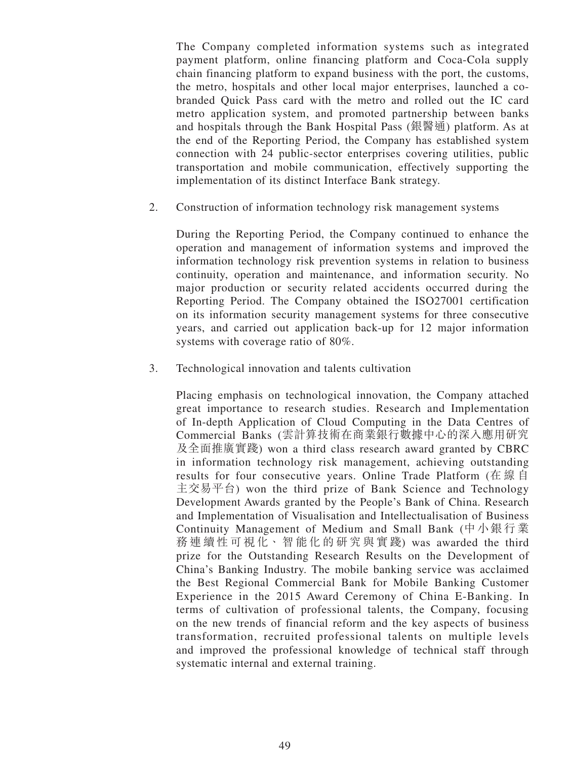The Company completed information systems such as integrated payment platform, online financing platform and Coca-Cola supply chain financing platform to expand business with the port, the customs, the metro, hospitals and other local major enterprises, launched a co-branded Quick Pass card with the metro and rolled out the IC card metro application system, and promoted partnership between banks and hospitals through the Bank Hospital Pass (銀醫通) platform. As at the end of the Reporting Period, the Company has established system connection with 24 public-sector enterprises covering utilities, public transportation and mobile communication, effectively supporting the implementation of its distinct Interface Bank strategy.

2. Construction of information technology risk management systems

   During the Reporting Period, the Company continued to enhance the operation and management of information systems and improved the information technology risk prevention systems in relation to business continuity, operation and maintenance, and information security. No major production or security related accidents occurred during the Reporting Period. The Company obtained the ISO27001 certification on its information security management systems for three consecutive years, and carried out application back-up for 12 major information systems with coverage ratio of 80%.

3. Technological innovation and talents cultivation

   Placing emphasis on technological innovation, the Company attached great importance to research studies. Research and Implementation of In-depth Application of Cloud Computing in the Data Centres of Commercial Banks (雲計算技術在商業銀行數據中心的深入應用研究及全面推廣實踐) won a third class research award granted by CBRC in information technology risk management, achieving outstanding results for four consecutive years. Online Trade Platform (在線自主交易平台) won the third prize of Bank Science and Technology Development Awards granted by the People's Bank of China. Research and Implementation of Visualisation and Intellectualisation of Business Continuity Management of Medium and Small Bank (中小銀行業務連續性可視化、智能化的研究與實踐) was awarded the third prize for the Outstanding Research Results on the Development of China's Banking Industry. The mobile banking service was acclaimed the Best Regional Commercial Bank for Mobile Banking Customer Experience in the 2015 Award Ceremony of China E-Banking. In terms of cultivation of professional talents, the Company, focusing on the new trends of financial reform and the key aspects of business transformation, recruited professional talents on multiple levels and improved the professional knowledge of technical staff through systematic internal and external training.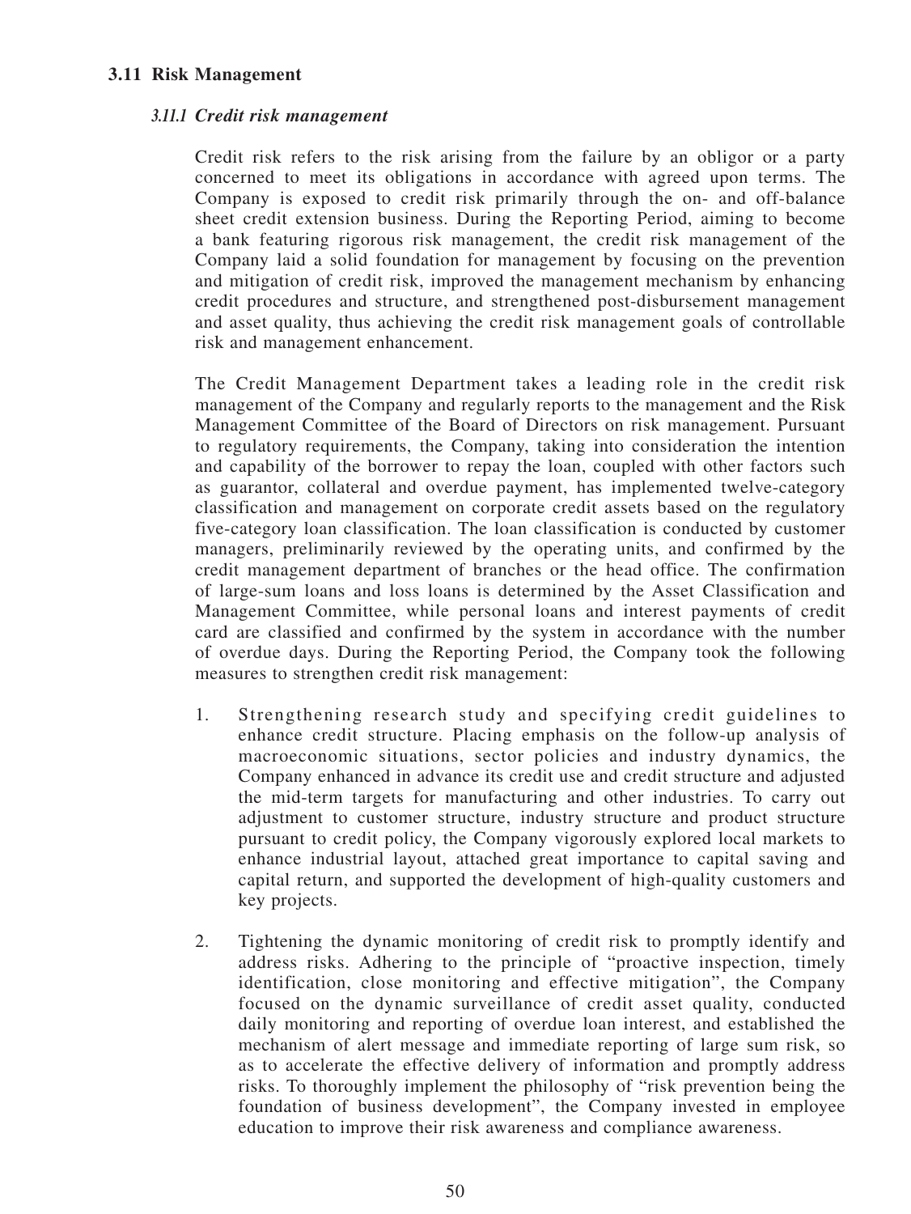### 3.11 Risk Management

#### *3.11.1 Credit risk management*

Credit risk refers to the risk arising from the failure by an obligor or a party concerned to meet its obligations in accordance with agreed upon terms. The Company is exposed to credit risk primarily through the on- and off-balance sheet credit extension business. During the Reporting Period, aiming to become a bank featuring rigorous risk management, the credit risk management of the Company laid a solid foundation for management by focusing on the prevention and mitigation of credit risk, improved the management mechanism by enhancing credit procedures and structure, and strengthened post-disbursement management and asset quality, thus achieving the credit risk management goals of controllable risk and management enhancement.

The Credit Management Department takes a leading role in the credit risk management of the Company and regularly reports to the management and the Risk Management Committee of the Board of Directors on risk management. Pursuant to regulatory requirements, the Company, taking into consideration the intention and capability of the borrower to repay the loan, coupled with other factors such as guarantor, collateral and overdue payment, has implemented twelve-category classification and management on corporate credit assets based on the regulatory five-category loan classification. The loan classification is conducted by customer managers, preliminarily reviewed by the operating units, and confirmed by the credit management department of branches or the head office. The confirmation of large-sum loans and loss loans is determined by the Asset Classification and Management Committee, while personal loans and interest payments of credit card are classified and confirmed by the system in accordance with the number of overdue days. During the Reporting Period, the Company took the following measures to strengthen credit risk management:

1. Strengthening research study and specifying credit guidelines to enhance credit structure. Placing emphasis on the follow-up analysis of macroeconomic situations, sector policies and industry dynamics, the Company enhanced in advance its credit use and credit structure and adjusted the mid-term targets for manufacturing and other industries. To carry out adjustment to customer structure, industry structure and product structure pursuant to credit policy, the Company vigorously explored local markets to enhance industrial layout, attached great importance to capital saving and capital return, and supported the development of high-quality customers and key projects.

2. Tightening the dynamic monitoring of credit risk to promptly identify and address risks. Adhering to the principle of "proactive inspection, timely identification, close monitoring and effective mitigation", the Company focused on the dynamic surveillance of credit asset quality, conducted daily monitoring and reporting of overdue loan interest, and established the mechanism of alert message and immediate reporting of large sum risk, so as to accelerate the effective delivery of information and promptly address risks. To thoroughly implement the philosophy of "risk prevention being the foundation of business development", the Company invested in employee education to improve their risk awareness and compliance awareness.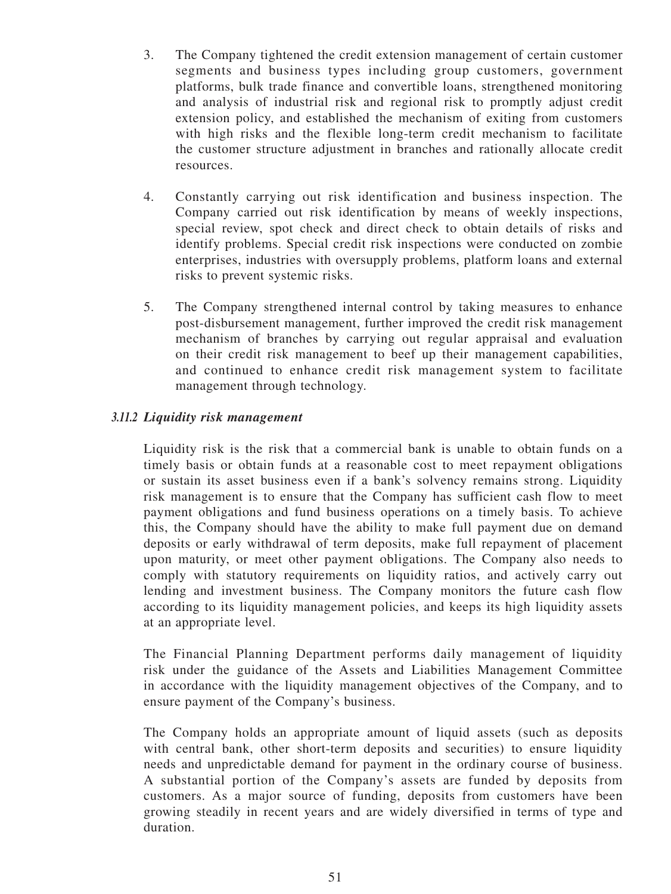3. The Company tightened the credit extension management of certain customer segments and business types including group customers, government platforms, bulk trade finance and convertible loans, strengthened monitoring and analysis of industrial risk and regional risk to promptly adjust credit extension policy, and established the mechanism of exiting from customers with high risks and the flexible long-term credit mechanism to facilitate the customer structure adjustment in branches and rationally allocate credit resources.

4. Constantly carrying out risk identification and business inspection. The Company carried out risk identification by means of weekly inspections, special review, spot check and direct check to obtain details of risks and identify problems. Special credit risk inspections were conducted on zombie enterprises, industries with oversupply problems, platform loans and external risks to prevent systemic risks.

5. The Company strengthened internal control by taking measures to enhance post-disbursement management, further improved the credit risk management mechanism of branches by carrying out regular appraisal and evaluation on their credit risk management to beef up their management capabilities, and continued to enhance credit risk management system to facilitate management through technology.

### *3.11.2 Liquidity risk management*

Liquidity risk is the risk that a commercial bank is unable to obtain funds on a timely basis or obtain funds at a reasonable cost to meet repayment obligations or sustain its asset business even if a bank's solvency remains strong. Liquidity risk management is to ensure that the Company has sufficient cash flow to meet payment obligations and fund business operations on a timely basis. To achieve this, the Company should have the ability to make full payment due on demand deposits or early withdrawal of term deposits, make full repayment of placement upon maturity, or meet other payment obligations. The Company also needs to comply with statutory requirements on liquidity ratios, and actively carry out lending and investment business. The Company monitors the future cash flow according to its liquidity management policies, and keeps its high liquidity assets at an appropriate level.

The Financial Planning Department performs daily management of liquidity risk under the guidance of the Assets and Liabilities Management Committee in accordance with the liquidity management objectives of the Company, and to ensure payment of the Company's business.

The Company holds an appropriate amount of liquid assets (such as deposits with central bank, other short-term deposits and securities) to ensure liquidity needs and unpredictable demand for payment in the ordinary course of business. A substantial portion of the Company's assets are funded by deposits from customers. As a major source of funding, deposits from customers have been growing steadily in recent years and are widely diversified in terms of type and duration.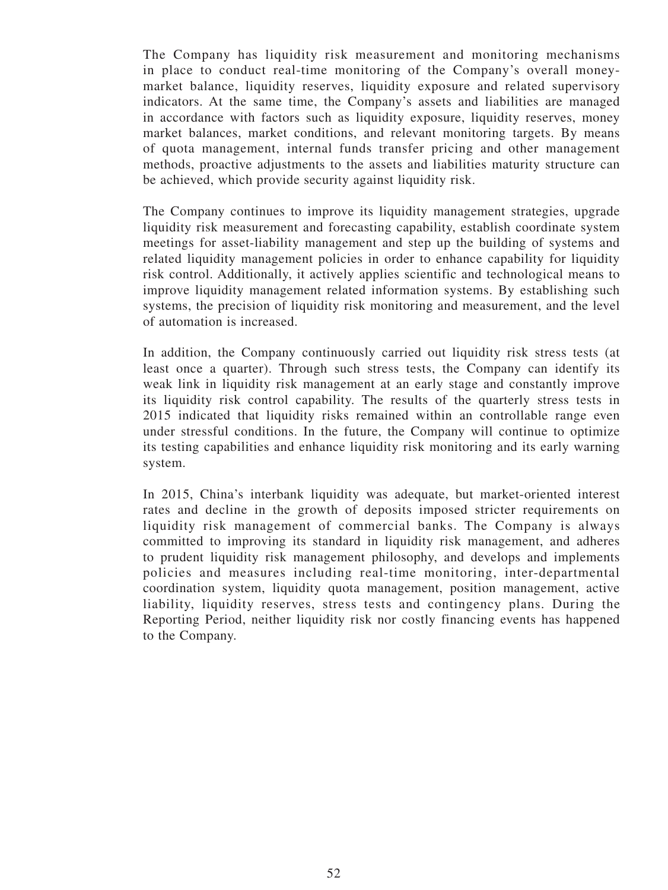The Company has liquidity risk measurement and monitoring mechanisms in place to conduct real-time monitoring of the Company's overall money-market balance, liquidity reserves, liquidity exposure and related supervisory indicators. At the same time, the Company's assets and liabilities are managed in accordance with factors such as liquidity exposure, liquidity reserves, money market balances, market conditions, and relevant monitoring targets. By means of quota management, internal funds transfer pricing and other management methods, proactive adjustments to the assets and liabilities maturity structure can be achieved, which provide security against liquidity risk.

The Company continues to improve its liquidity management strategies, upgrade liquidity risk measurement and forecasting capability, establish coordinate system meetings for asset-liability management and step up the building of systems and related liquidity management policies in order to enhance capability for liquidity risk control. Additionally, it actively applies scientific and technological means to improve liquidity management related information systems. By establishing such systems, the precision of liquidity risk monitoring and measurement, and the level of automation is increased.

In addition, the Company continuously carried out liquidity risk stress tests (at least once a quarter). Through such stress tests, the Company can identify its weak link in liquidity risk management at an early stage and constantly improve its liquidity risk control capability. The results of the quarterly stress tests in 2015 indicated that liquidity risks remained within an controllable range even under stressful conditions. In the future, the Company will continue to optimize its testing capabilities and enhance liquidity risk monitoring and its early warning system.

In 2015, China's interbank liquidity was adequate, but market-oriented interest rates and decline in the growth of deposits imposed stricter requirements on liquidity risk management of commercial banks. The Company is always committed to improving its standard in liquidity risk management, and adheres to prudent liquidity risk management philosophy, and develops and implements policies and measures including real-time monitoring, inter-departmental coordination system, liquidity quota management, position management, active liability, liquidity reserves, stress tests and contingency plans. During the Reporting Period, neither liquidity risk nor costly financing events has happened to the Company.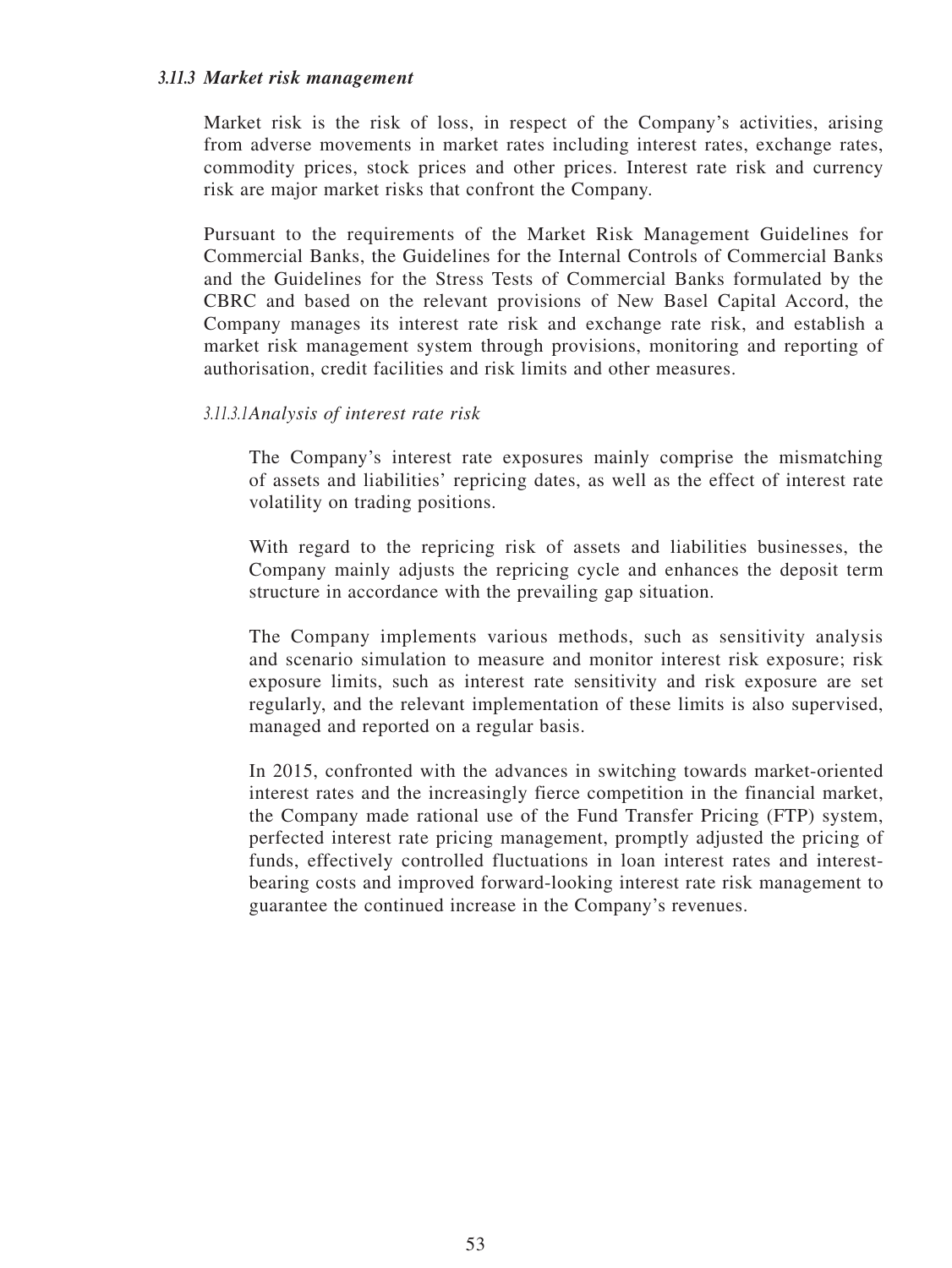### *3.11.3 Market risk management*

Market risk is the risk of loss, in respect of the Company's activities, arising from adverse movements in market rates including interest rates, exchange rates, commodity prices, stock prices and other prices. Interest rate risk and currency risk are major market risks that confront the Company.

Pursuant to the requirements of the Market Risk Management Guidelines for Commercial Banks, the Guidelines for the Internal Controls of Commercial Banks and the Guidelines for the Stress Tests of Commercial Banks formulated by the CBRC and based on the relevant provisions of New Basel Capital Accord, the Company manages its interest rate risk and exchange rate risk, and establish a market risk management system through provisions, monitoring and reporting of authorisation, credit facilities and risk limits and other measures.

#### *3.11.3.1 Analysis of interest rate risk*

The Company's interest rate exposures mainly comprise the mismatching of assets and liabilities' repricing dates, as well as the effect of interest rate volatility on trading positions.

With regard to the repricing risk of assets and liabilities businesses, the Company mainly adjusts the repricing cycle and enhances the deposit term structure in accordance with the prevailing gap situation.

The Company implements various methods, such as sensitivity analysis and scenario simulation to measure and monitor interest risk exposure; risk exposure limits, such as interest rate sensitivity and risk exposure are set regularly, and the relevant implementation of these limits is also supervised, managed and reported on a regular basis.

In 2015, confronted with the advances in switching towards market-oriented interest rates and the increasingly fierce competition in the financial market, the Company made rational use of the Fund Transfer Pricing (FTP) system, perfected interest rate pricing management, promptly adjusted the pricing of funds, effectively controlled fluctuations in loan interest rates and interest-bearing costs and improved forward-looking interest rate risk management to guarantee the continued increase in the Company's revenues.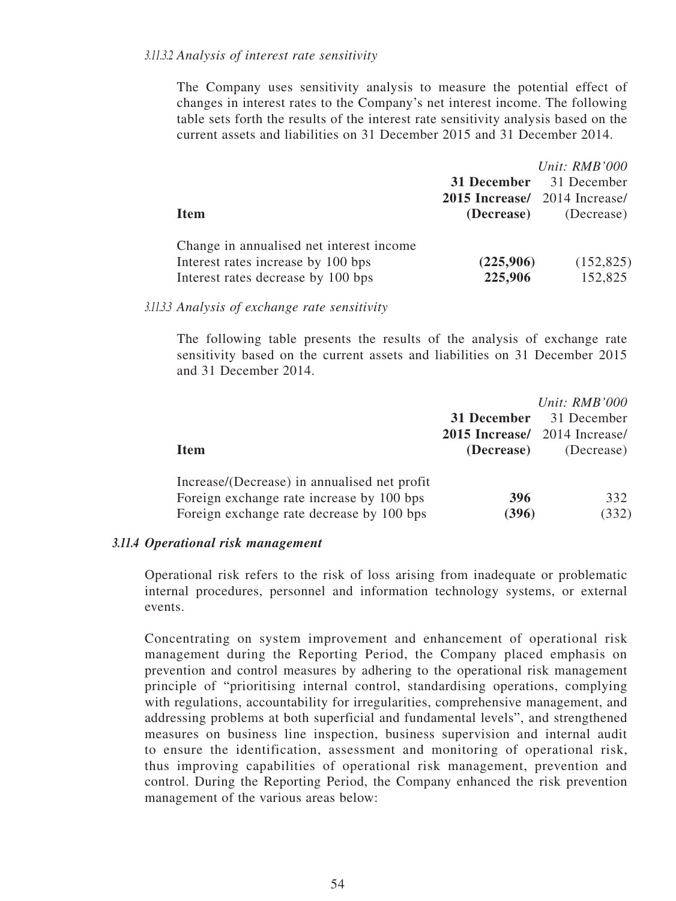*3.11.3.2 Analysis of interest rate sensitivity*

The Company uses sensitivity analysis to measure the potential effect of changes in interest rates to the Company's net interest income. The following table sets forth the results of the interest rate sensitivity analysis based on the current assets and liabilities on 31 December 2015 and 31 December 2014.

*Unit: RMB'000*

| Item | **31 December 2015 Increase/ (Decrease)** | 31 December 2014 Increase/ (Decrease) |
|---|---|---|
| Change in annualised net interest income | | |
| Interest rates increase by 100 bps | **(225,906)** | (152,825) |
| Interest rates decrease by 100 bps | **225,906** | 152,825 |

*3.11.3.3 Analysis of exchange rate sensitivity*

The following table presents the results of the analysis of exchange rate sensitivity based on the current assets and liabilities on 31 December 2015 and 31 December 2014.

*Unit: RMB'000*

| Item | **31 December 2015 Increase/ (Decrease)** | 31 December 2014 Increase/ (Decrease) |
|---|---|---|
| Increase/(Decrease) in annualised net profit | | |
| Foreign exchange rate increase by 100 bps | **396** | 332 |
| Foreign exchange rate decrease by 100 bps | **(396)** | (332) |

### *3.11.4 Operational risk management*

Operational risk refers to the risk of loss arising from inadequate or problematic internal procedures, personnel and information technology systems, or external events.

Concentrating on system improvement and enhancement of operational risk management during the Reporting Period, the Company placed emphasis on prevention and control measures by adhering to the operational risk management principle of "prioritising internal control, standardising operations, complying with regulations, accountability for irregularities, comprehensive management, and addressing problems at both superficial and fundamental levels", and strengthened measures on business line inspection, business supervision and internal audit to ensure the identification, assessment and monitoring of operational risk, thus improving capabilities of operational risk management, prevention and control. During the Reporting Period, the Company enhanced the risk prevention management of the various areas below: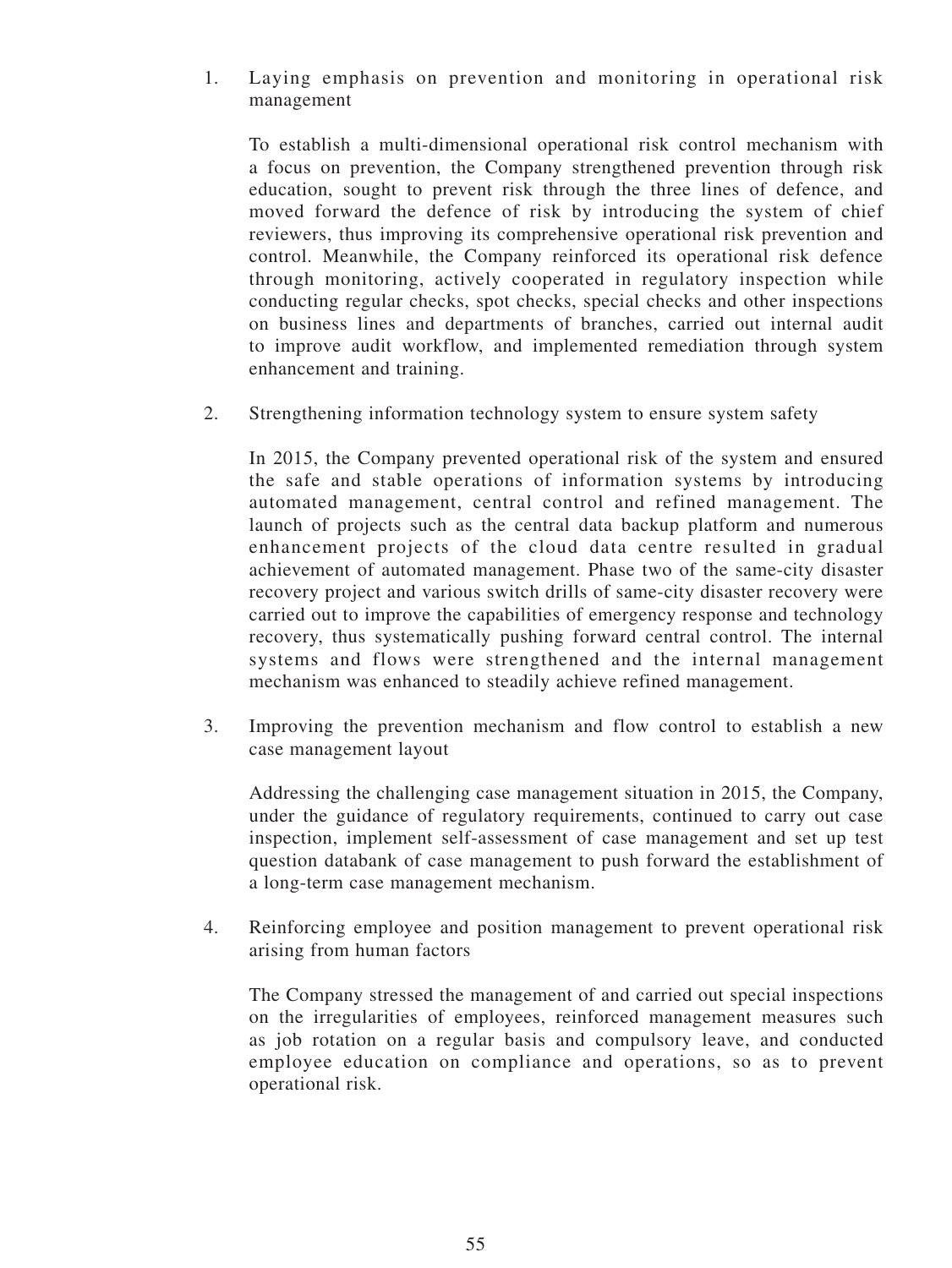1. Laying emphasis on prevention and monitoring in operational risk management

   To establish a multi-dimensional operational risk control mechanism with a focus on prevention, the Company strengthened prevention through risk education, sought to prevent risk through the three lines of defence, and moved forward the defence of risk by introducing the system of chief reviewers, thus improving its comprehensive operational risk prevention and control. Meanwhile, the Company reinforced its operational risk defence through monitoring, actively cooperated in regulatory inspection while conducting regular checks, spot checks, special checks and other inspections on business lines and departments of branches, carried out internal audit to improve audit workflow, and implemented remediation through system enhancement and training.

2. Strengthening information technology system to ensure system safety

   In 2015, the Company prevented operational risk of the system and ensured the safe and stable operations of information systems by introducing automated management, central control and refined management. The launch of projects such as the central data backup platform and numerous enhancement projects of the cloud data centre resulted in gradual achievement of automated management. Phase two of the same-city disaster recovery project and various switch drills of same-city disaster recovery were carried out to improve the capabilities of emergency response and technology recovery, thus systematically pushing forward central control. The internal systems and flows were strengthened and the internal management mechanism was enhanced to steadily achieve refined management.

3. Improving the prevention mechanism and flow control to establish a new case management layout

   Addressing the challenging case management situation in 2015, the Company, under the guidance of regulatory requirements, continued to carry out case inspection, implement self-assessment of case management and set up test question databank of case management to push forward the establishment of a long-term case management mechanism.

4. Reinforcing employee and position management to prevent operational risk arising from human factors

   The Company stressed the management of and carried out special inspections on the irregularities of employees, reinforced management measures such as job rotation on a regular basis and compulsory leave, and conducted employee education on compliance and operations, so as to prevent operational risk.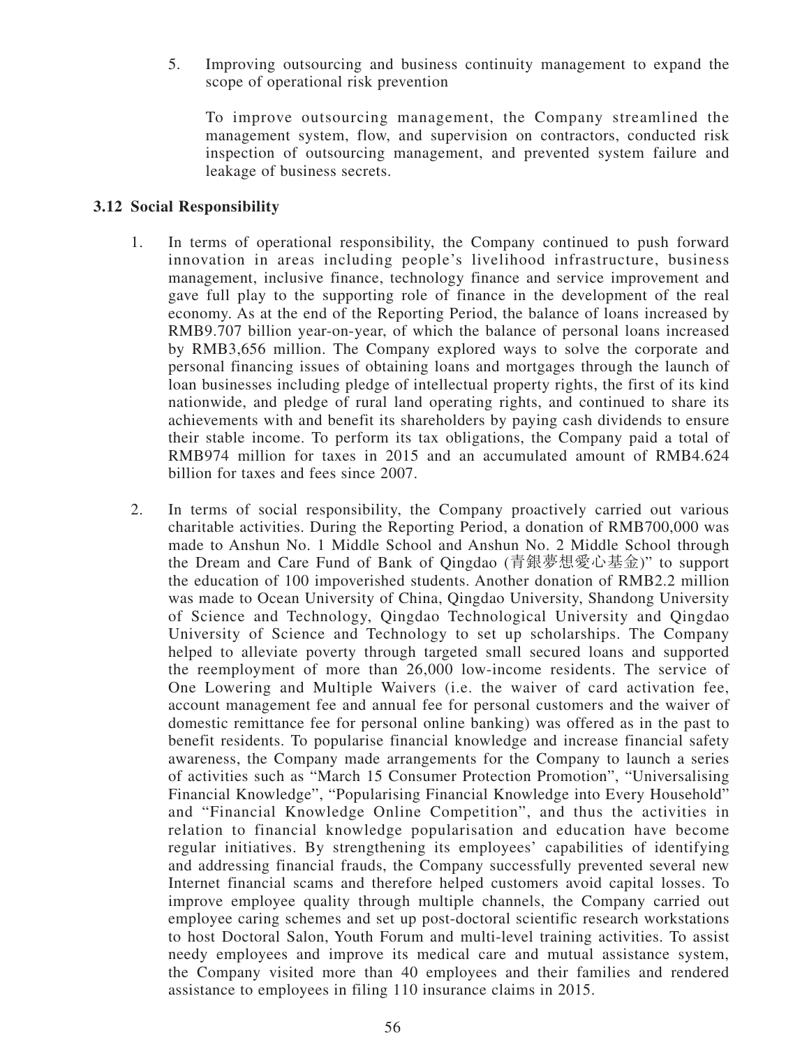5. Improving outsourcing and business continuity management to expand the scope of operational risk prevention

   To improve outsourcing management, the Company streamlined the management system, flow, and supervision on contractors, conducted risk inspection of outsourcing management, and prevented system failure and leakage of business secrets.

### 3.12 Social Responsibility

1. In terms of operational responsibility, the Company continued to push forward innovation in areas including people's livelihood infrastructure, business management, inclusive finance, technology finance and service improvement and gave full play to the supporting role of finance in the development of the real economy. As at the end of the Reporting Period, the balance of loans increased by RMB9.707 billion year-on-year, of which the balance of personal loans increased by RMB3,656 million. The Company explored ways to solve the corporate and personal financing issues of obtaining loans and mortgages through the launch of loan businesses including pledge of intellectual property rights, the first of its kind nationwide, and pledge of rural land operating rights, and continued to share its achievements with and benefit its shareholders by paying cash dividends to ensure their stable income. To perform its tax obligations, the Company paid a total of RMB974 million for taxes in 2015 and an accumulated amount of RMB4.624 billion for taxes and fees since 2007.

2. In terms of social responsibility, the Company proactively carried out various charitable activities. During the Reporting Period, a donation of RMB700,000 was made to Anshun No. 1 Middle School and Anshun No. 2 Middle School through the Dream and Care Fund of Bank of Qingdao (青銀夢想愛心基金)" to support the education of 100 impoverished students. Another donation of RMB2.2 million was made to Ocean University of China, Qingdao University, Shandong University of Science and Technology, Qingdao Technological University and Qingdao University of Science and Technology to set up scholarships. The Company helped to alleviate poverty through targeted small secured loans and supported the reemployment of more than 26,000 low-income residents. The service of One Lowering and Multiple Waivers (i.e. the waiver of card activation fee, account management fee and annual fee for personal customers and the waiver of domestic remittance fee for personal online banking) was offered as in the past to benefit residents. To popularise financial knowledge and increase financial safety awareness, the Company made arrangements for the Company to launch a series of activities such as "March 15 Consumer Protection Promotion", "Universalising Financial Knowledge", "Popularising Financial Knowledge into Every Household" and "Financial Knowledge Online Competition", and thus the activities in relation to financial knowledge popularisation and education have become regular initiatives. By strengthening its employees' capabilities of identifying and addressing financial frauds, the Company successfully prevented several new Internet financial scams and therefore helped customers avoid capital losses. To improve employee quality through multiple channels, the Company carried out employee caring schemes and set up post-doctoral scientific research workstations to host Doctoral Salon, Youth Forum and multi-level training activities. To assist needy employees and improve its medical care and mutual assistance system, the Company visited more than 40 employees and their families and rendered assistance to employees in filing 110 insurance claims in 2015.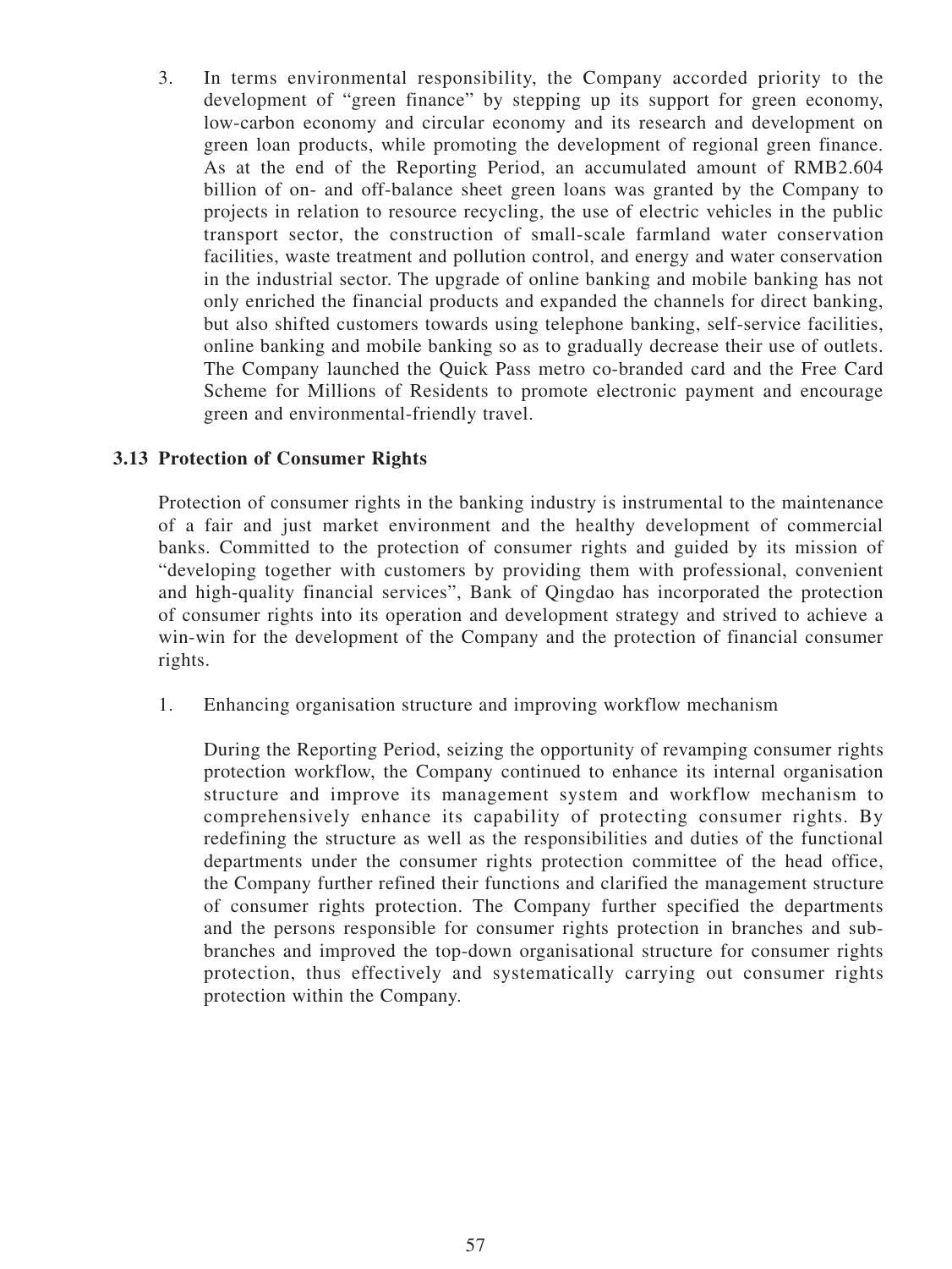3. In terms environmental responsibility, the Company accorded priority to the development of "green finance" by stepping up its support for green economy, low-carbon economy and circular economy and its research and development on green loan products, while promoting the development of regional green finance. As at the end of the Reporting Period, an accumulated amount of RMB2.604 billion of on- and off-balance sheet green loans was granted by the Company to projects in relation to resource recycling, the use of electric vehicles in the public transport sector, the construction of small-scale farmland water conservation facilities, waste treatment and pollution control, and energy and water conservation in the industrial sector. The upgrade of online banking and mobile banking has not only enriched the financial products and expanded the channels for direct banking, but also shifted customers towards using telephone banking, self-service facilities, online banking and mobile banking so as to gradually decrease their use of outlets. The Company launched the Quick Pass metro co-branded card and the Free Card Scheme for Millions of Residents to promote electronic payment and encourage green and environmental-friendly travel.

### 3.13 Protection of Consumer Rights

Protection of consumer rights in the banking industry is instrumental to the maintenance of a fair and just market environment and the healthy development of commercial banks. Committed to the protection of consumer rights and guided by its mission of "developing together with customers by providing them with professional, convenient and high-quality financial services", Bank of Qingdao has incorporated the protection of consumer rights into its operation and development strategy and strived to achieve a win-win for the development of the Company and the protection of financial consumer rights.

1. Enhancing organisation structure and improving workflow mechanism

   During the Reporting Period, seizing the opportunity of revamping consumer rights protection workflow, the Company continued to enhance its internal organisation structure and improve its management system and workflow mechanism to comprehensively enhance its capability of protecting consumer rights. By redefining the structure as well as the responsibilities and duties of the functional departments under the consumer rights protection committee of the head office, the Company further refined their functions and clarified the management structure of consumer rights protection. The Company further specified the departments and the persons responsible for consumer rights protection in branches and sub-branches and improved the top-down organisational structure for consumer rights protection, thus effectively and systematically carrying out consumer rights protection within the Company.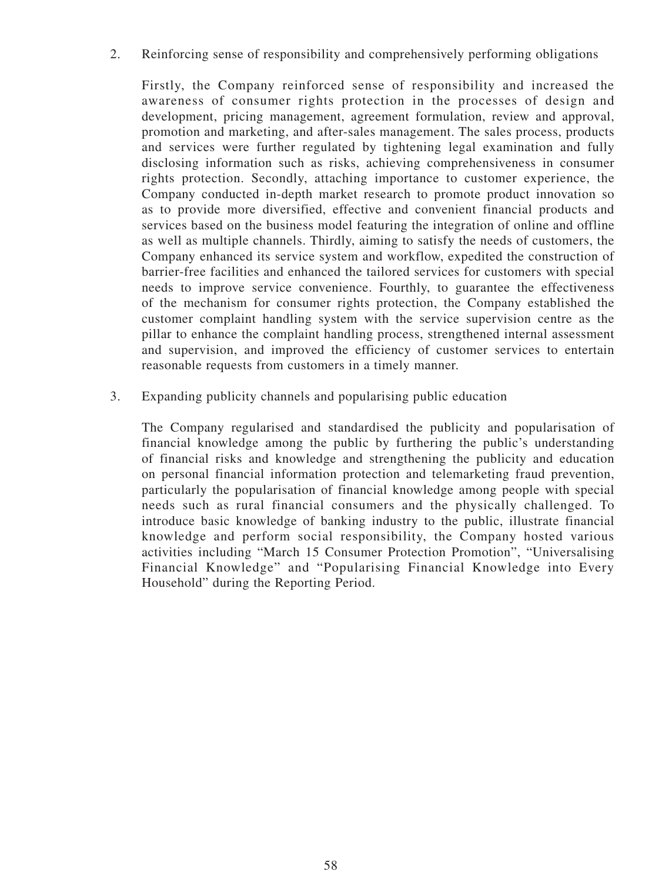2. Reinforcing sense of responsibility and comprehensively performing obligations

   Firstly, the Company reinforced sense of responsibility and increased the awareness of consumer rights protection in the processes of design and development, pricing management, agreement formulation, review and approval, promotion and marketing, and after-sales management. The sales process, products and services were further regulated by tightening legal examination and fully disclosing information such as risks, achieving comprehensiveness in consumer rights protection. Secondly, attaching importance to customer experience, the Company conducted in-depth market research to promote product innovation so as to provide more diversified, effective and convenient financial products and services based on the business model featuring the integration of online and offline as well as multiple channels. Thirdly, aiming to satisfy the needs of customers, the Company enhanced its service system and workflow, expedited the construction of barrier-free facilities and enhanced the tailored services for customers with special needs to improve service convenience. Fourthly, to guarantee the effectiveness of the mechanism for consumer rights protection, the Company established the customer complaint handling system with the service supervision centre as the pillar to enhance the complaint handling process, strengthened internal assessment and supervision, and improved the efficiency of customer services to entertain reasonable requests from customers in a timely manner.

3. Expanding publicity channels and popularising public education

   The Company regularised and standardised the publicity and popularisation of financial knowledge among the public by furthering the public's understanding of financial risks and knowledge and strengthening the publicity and education on personal financial information protection and telemarketing fraud prevention, particularly the popularisation of financial knowledge among people with special needs such as rural financial consumers and the physically challenged. To introduce basic knowledge of banking industry to the public, illustrate financial knowledge and perform social responsibility, the Company hosted various activities including "March 15 Consumer Protection Promotion", "Universalising Financial Knowledge" and "Popularising Financial Knowledge into Every Household" during the Reporting Period.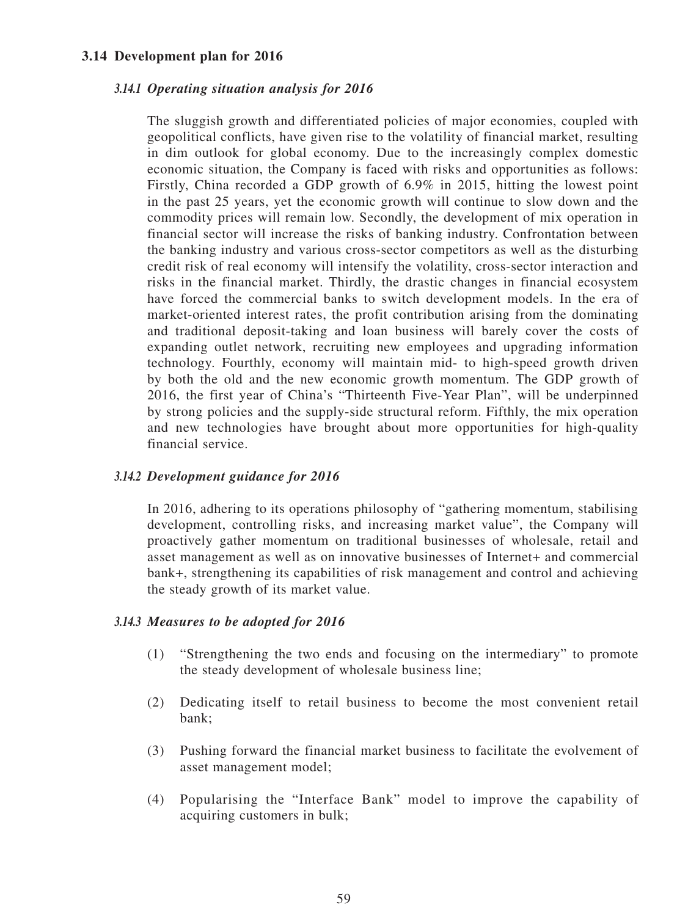## 3.14 Development plan for 2016

### *3.14.1 Operating situation analysis for 2016*

The sluggish growth and differentiated policies of major economies, coupled with geopolitical conflicts, have given rise to the volatility of financial market, resulting in dim outlook for global economy. Due to the increasingly complex domestic economic situation, the Company is faced with risks and opportunities as follows: Firstly, China recorded a GDP growth of 6.9% in 2015, hitting the lowest point in the past 25 years, yet the economic growth will continue to slow down and the commodity prices will remain low. Secondly, the development of mix operation in financial sector will increase the risks of banking industry. Confrontation between the banking industry and various cross-sector competitors as well as the disturbing credit risk of real economy will intensify the volatility, cross-sector interaction and risks in the financial market. Thirdly, the drastic changes in financial ecosystem have forced the commercial banks to switch development models. In the era of market-oriented interest rates, the profit contribution arising from the dominating and traditional deposit-taking and loan business will barely cover the costs of expanding outlet network, recruiting new employees and upgrading information technology. Fourthly, economy will maintain mid- to high-speed growth driven by both the old and the new economic growth momentum. The GDP growth of 2016, the first year of China's "Thirteenth Five-Year Plan", will be underpinned by strong policies and the supply-side structural reform. Fifthly, the mix operation and new technologies have brought about more opportunities for high-quality financial service.

### *3.14.2 Development guidance for 2016*

In 2016, adhering to its operations philosophy of "gathering momentum, stabilising development, controlling risks, and increasing market value", the Company will proactively gather momentum on traditional businesses of wholesale, retail and asset management as well as on innovative businesses of Internet+ and commercial bank+, strengthening its capabilities of risk management and control and achieving the steady growth of its market value.

### *3.14.3 Measures to be adopted for 2016*

(1) "Strengthening the two ends and focusing on the intermediary" to promote the steady development of wholesale business line;

(2) Dedicating itself to retail business to become the most convenient retail bank;

(3) Pushing forward the financial market business to facilitate the evolvement of asset management model;

(4) Popularising the "Interface Bank" model to improve the capability of acquiring customers in bulk;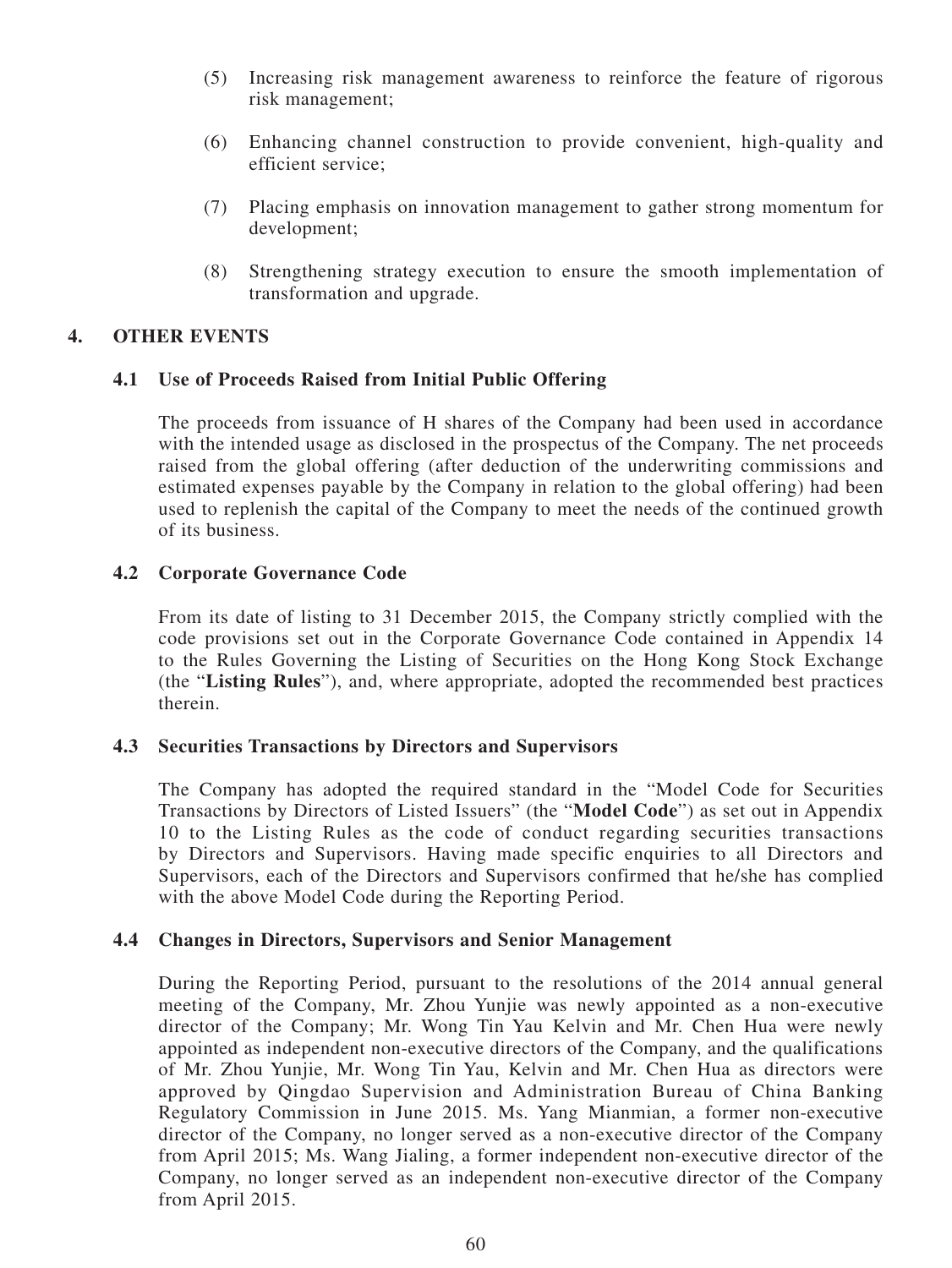(5) Increasing risk management awareness to reinforce the feature of rigorous risk management;

(6) Enhancing channel construction to provide convenient, high-quality and efficient service;

(7) Placing emphasis on innovation management to gather strong momentum for development;

(8) Strengthening strategy execution to ensure the smooth implementation of transformation and upgrade.

## 4. OTHER EVENTS

### 4.1 Use of Proceeds Raised from Initial Public Offering

The proceeds from issuance of H shares of the Company had been used in accordance with the intended usage as disclosed in the prospectus of the Company. The net proceeds raised from the global offering (after deduction of the underwriting commissions and estimated expenses payable by the Company in relation to the global offering) had been used to replenish the capital of the Company to meet the needs of the continued growth of its business.

### 4.2 Corporate Governance Code

From its date of listing to 31 December 2015, the Company strictly complied with the code provisions set out in the Corporate Governance Code contained in Appendix 14 to the Rules Governing the Listing of Securities on the Hong Kong Stock Exchange (the "**Listing Rules**"), and, where appropriate, adopted the recommended best practices therein.

### 4.3 Securities Transactions by Directors and Supervisors

The Company has adopted the required standard in the "Model Code for Securities Transactions by Directors of Listed Issuers" (the "**Model Code**") as set out in Appendix 10 to the Listing Rules as the code of conduct regarding securities transactions by Directors and Supervisors. Having made specific enquiries to all Directors and Supervisors, each of the Directors and Supervisors confirmed that he/she has complied with the above Model Code during the Reporting Period.

### 4.4 Changes in Directors, Supervisors and Senior Management

During the Reporting Period, pursuant to the resolutions of the 2014 annual general meeting of the Company, Mr. Zhou Yunjie was newly appointed as a non-executive director of the Company; Mr. Wong Tin Yau Kelvin and Mr. Chen Hua were newly appointed as independent non-executive directors of the Company, and the qualifications of Mr. Zhou Yunjie, Mr. Wong Tin Yau, Kelvin and Mr. Chen Hua as directors were approved by Qingdao Supervision and Administration Bureau of China Banking Regulatory Commission in June 2015. Ms. Yang Mianmian, a former non-executive director of the Company, no longer served as a non-executive director of the Company from April 2015; Ms. Wang Jialing, a former independent non-executive director of the Company, no longer served as an independent non-executive director of the Company from April 2015.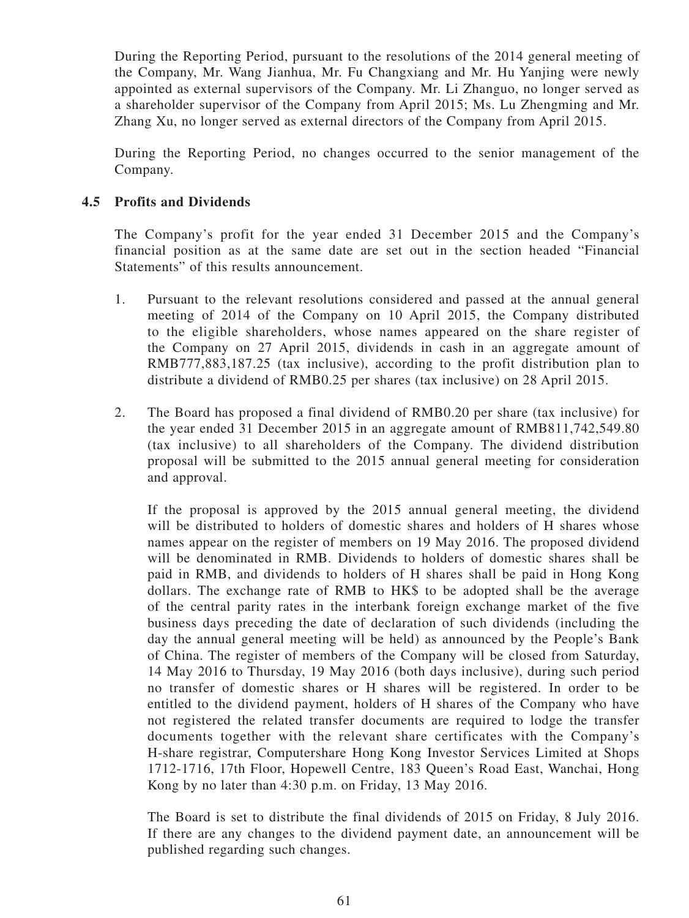During the Reporting Period, pursuant to the resolutions of the 2014 general meeting of the Company, Mr. Wang Jianhua, Mr. Fu Changxiang and Mr. Hu Yanjing were newly appointed as external supervisors of the Company. Mr. Li Zhanguo, no longer served as a shareholder supervisor of the Company from April 2015; Ms. Lu Zhengming and Mr. Zhang Xu, no longer served as external directors of the Company from April 2015.

During the Reporting Period, no changes occurred to the senior management of the Company.

### 4.5 Profits and Dividends

The Company's profit for the year ended 31 December 2015 and the Company's financial position as at the same date are set out in the section headed "Financial Statements" of this results announcement.

1. Pursuant to the relevant resolutions considered and passed at the annual general meeting of 2014 of the Company on 10 April 2015, the Company distributed to the eligible shareholders, whose names appeared on the share register of the Company on 27 April 2015, dividends in cash in an aggregate amount of RMB777,883,187.25 (tax inclusive), according to the profit distribution plan to distribute a dividend of RMB0.25 per shares (tax inclusive) on 28 April 2015.

2. The Board has proposed a final dividend of RMB0.20 per share (tax inclusive) for the year ended 31 December 2015 in an aggregate amount of RMB811,742,549.80 (tax inclusive) to all shareholders of the Company. The dividend distribution proposal will be submitted to the 2015 annual general meeting for consideration and approval.

   If the proposal is approved by the 2015 annual general meeting, the dividend will be distributed to holders of domestic shares and holders of H shares whose names appear on the register of members on 19 May 2016. The proposed dividend will be denominated in RMB. Dividends to holders of domestic shares shall be paid in RMB, and dividends to holders of H shares shall be paid in Hong Kong dollars. The exchange rate of RMB to HK$ to be adopted shall be the average of the central parity rates in the interbank foreign exchange market of the five business days preceding the date of declaration of such dividends (including the day the annual general meeting will be held) as announced by the People's Bank of China. The register of members of the Company will be closed from Saturday, 14 May 2016 to Thursday, 19 May 2016 (both days inclusive), during such period no transfer of domestic shares or H shares will be registered. In order to be entitled to the dividend payment, holders of H shares of the Company who have not registered the related transfer documents are required to lodge the transfer documents together with the relevant share certificates with the Company's H-share registrar, Computershare Hong Kong Investor Services Limited at Shops 1712-1716, 17th Floor, Hopewell Centre, 183 Queen's Road East, Wanchai, Hong Kong by no later than 4:30 p.m. on Friday, 13 May 2016.

   The Board is set to distribute the final dividends of 2015 on Friday, 8 July 2016. If there are any changes to the dividend payment date, an announcement will be published regarding such changes.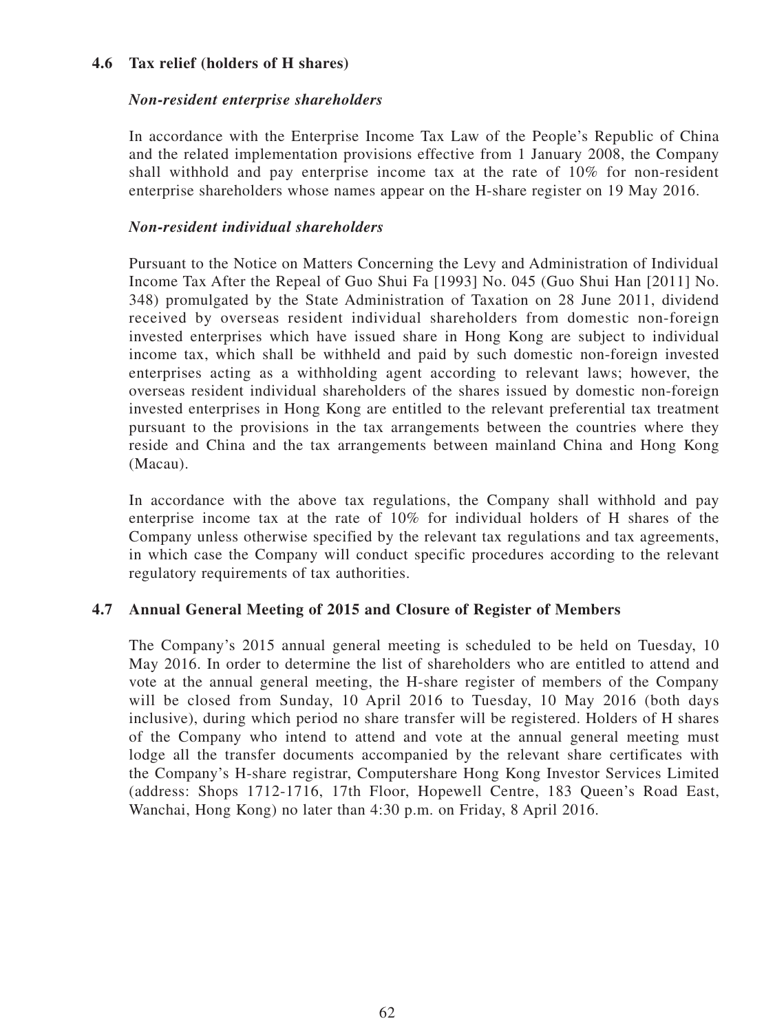### 4.6 Tax relief (holders of H shares)

***Non-resident enterprise shareholders***

In accordance with the Enterprise Income Tax Law of the People's Republic of China and the related implementation provisions effective from 1 January 2008, the Company shall withhold and pay enterprise income tax at the rate of 10% for non-resident enterprise shareholders whose names appear on the H-share register on 19 May 2016.

***Non-resident individual shareholders***

Pursuant to the Notice on Matters Concerning the Levy and Administration of Individual Income Tax After the Repeal of Guo Shui Fa [1993] No. 045 (Guo Shui Han [2011] No. 348) promulgated by the State Administration of Taxation on 28 June 2011, dividend received by overseas resident individual shareholders from domestic non-foreign invested enterprises which have issued share in Hong Kong are subject to individual income tax, which shall be withheld and paid by such domestic non-foreign invested enterprises acting as a withholding agent according to relevant laws; however, the overseas resident individual shareholders of the shares issued by domestic non-foreign invested enterprises in Hong Kong are entitled to the relevant preferential tax treatment pursuant to the provisions in the tax arrangements between the countries where they reside and China and the tax arrangements between mainland China and Hong Kong (Macau).

In accordance with the above tax regulations, the Company shall withhold and pay enterprise income tax at the rate of 10% for individual holders of H shares of the Company unless otherwise specified by the relevant tax regulations and tax agreements, in which case the Company will conduct specific procedures according to the relevant regulatory requirements of tax authorities.

### 4.7 Annual General Meeting of 2015 and Closure of Register of Members

The Company's 2015 annual general meeting is scheduled to be held on Tuesday, 10 May 2016. In order to determine the list of shareholders who are entitled to attend and vote at the annual general meeting, the H-share register of members of the Company will be closed from Sunday, 10 April 2016 to Tuesday, 10 May 2016 (both days inclusive), during which period no share transfer will be registered. Holders of H shares of the Company who intend to attend and vote at the annual general meeting must lodge all the transfer documents accompanied by the relevant share certificates with the Company's H-share registrar, Computershare Hong Kong Investor Services Limited (address: Shops 1712-1716, 17th Floor, Hopewell Centre, 183 Queen's Road East, Wanchai, Hong Kong) no later than 4:30 p.m. on Friday, 8 April 2016.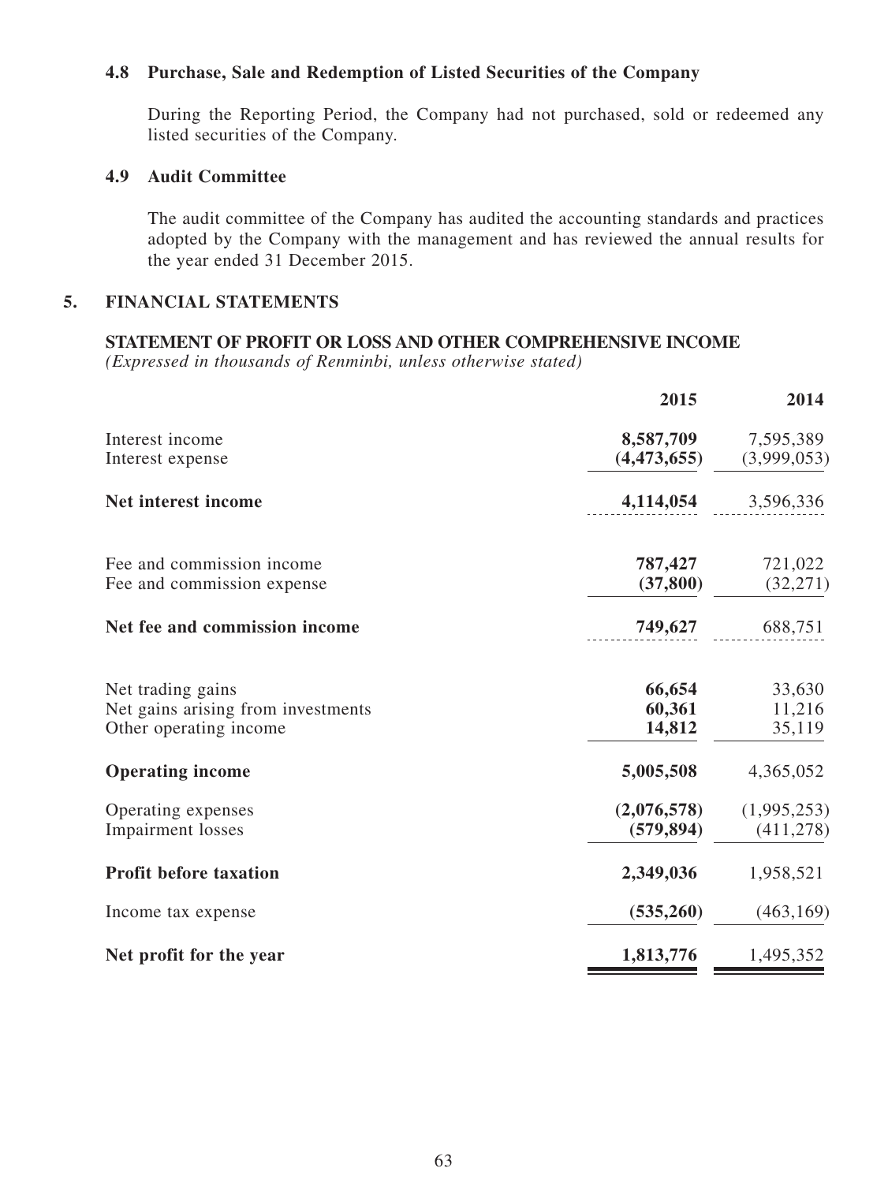### 4.8 Purchase, Sale and Redemption of Listed Securities of the Company

During the Reporting Period, the Company had not purchased, sold or redeemed any listed securities of the Company.

### 4.9 Audit Committee

The audit committee of the Company has audited the accounting standards and practices adopted by the Company with the management and has reviewed the annual results for the year ended 31 December 2015.

## 5. FINANCIAL STATEMENTS

**STATEMENT OF PROFIT OR LOSS AND OTHER COMPREHENSIVE INCOME**

*(Expressed in thousands of Renminbi, unless otherwise stated)*

| | 2015 | 2014 |
|---|---|---|
| Interest income | **8,587,709** | 7,595,389 |
| Interest expense | **(4,473,655)** | (3,999,053) |
| **Net interest income** | **4,114,054** | 3,596,336 |
| Fee and commission income | **787,427** | 721,022 |
| Fee and commission expense | **(37,800)** | (32,271) |
| **Net fee and commission income** | **749,627** | 688,751 |
| Net trading gains | **66,654** | 33,630 |
| Net gains arising from investments | **60,361** | 11,216 |
| Other operating income | **14,812** | 35,119 |
| **Operating income** | **5,005,508** | 4,365,052 |
| Operating expenses | **(2,076,578)** | (1,995,253) |
| Impairment losses | **(579,894)** | (411,278) |
| **Profit before taxation** | **2,349,036** | 1,958,521 |
| Income tax expense | **(535,260)** | (463,169) |
| **Net profit for the year** | **1,813,776** | 1,495,352 |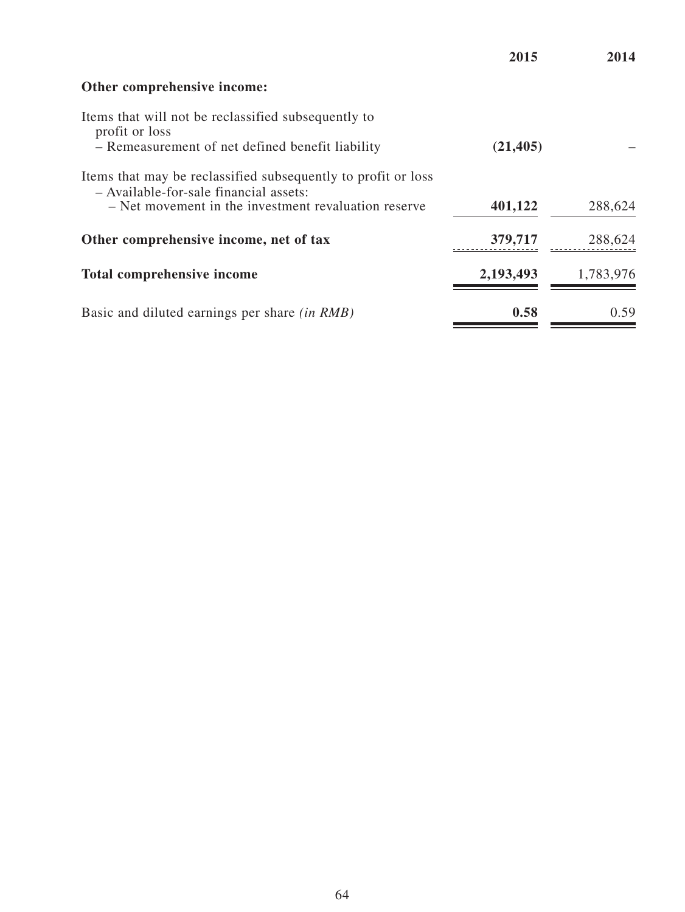| | 2015 | 2014 |
|---|---|---|
| **Other comprehensive income:** | | |
| Items that will not be reclassified subsequently to profit or loss | | |
| – Remeasurement of net defined benefit liability | **(21,405)** | – |
| Items that may be reclassified subsequently to profit or loss | | |
| – Available-for-sale financial assets: | | |
| – Net movement in the investment revaluation reserve | **401,122** | 288,624 |
| **Other comprehensive income, net of tax** | **379,717** | 288,624 |
| **Total comprehensive income** | **2,193,493** | 1,783,976 |
| Basic and diluted earnings per share *(in RMB)* | **0.58** | 0.59 |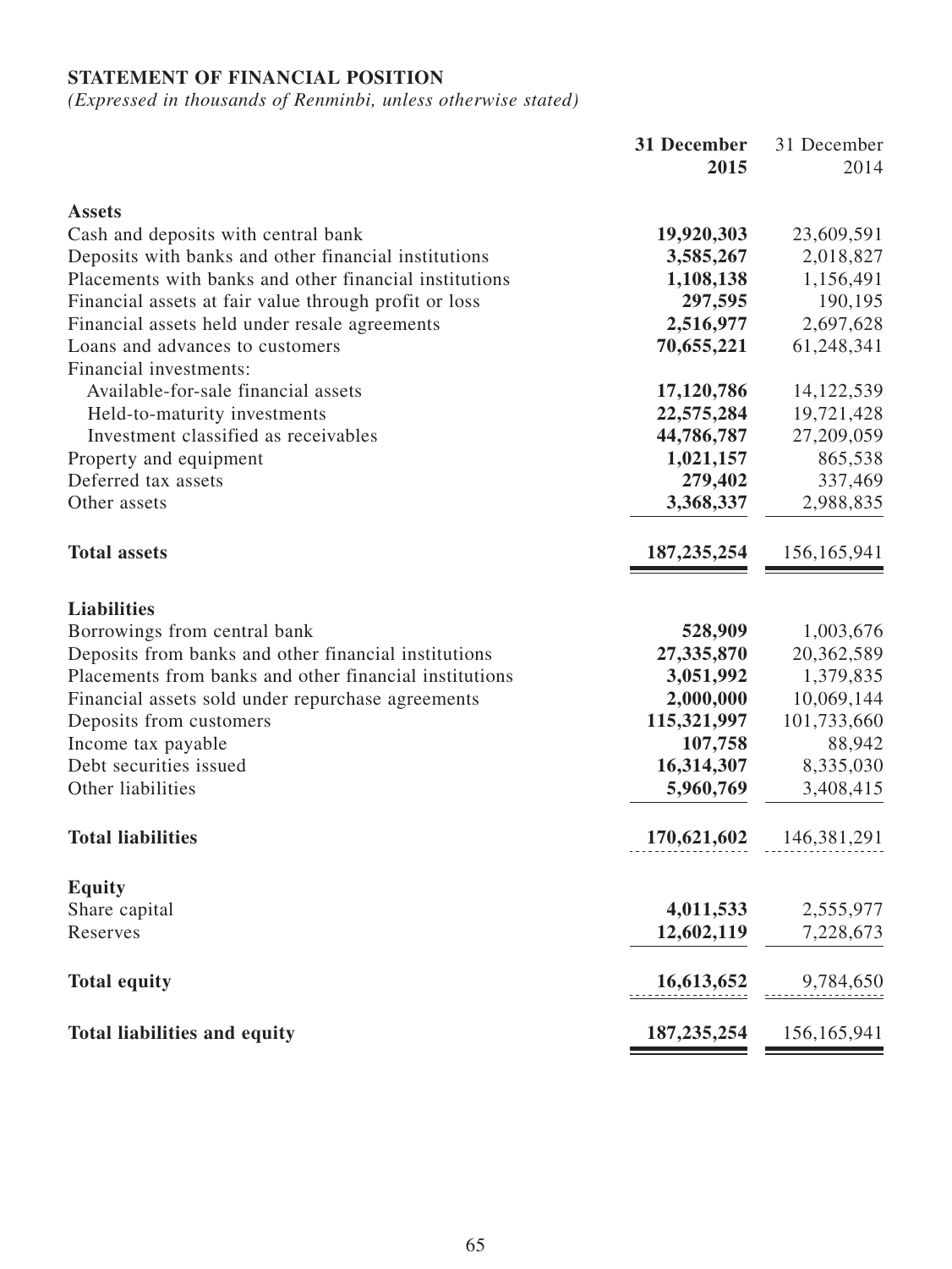**STATEMENT OF FINANCIAL POSITION**

*(Expressed in thousands of Renminbi, unless otherwise stated)*

| | **31 December 2015** | 31 December 2014 |
|---|---|---|
| **Assets** | | |
| Cash and deposits with central bank | **19,920,303** | 23,609,591 |
| Deposits with banks and other financial institutions | **3,585,267** | 2,018,827 |
| Placements with banks and other financial institutions | **1,108,138** | 1,156,491 |
| Financial assets at fair value through profit or loss | **297,595** | 190,195 |
| Financial assets held under resale agreements | **2,516,977** | 2,697,628 |
| Loans and advances to customers | **70,655,221** | 61,248,341 |
| Financial investments: | | |
| Available-for-sale financial assets | **17,120,786** | 14,122,539 |
| Held-to-maturity investments | **22,575,284** | 19,721,428 |
| Investment classified as receivables | **44,786,787** | 27,209,059 |
| Property and equipment | **1,021,157** | 865,538 |
| Deferred tax assets | **279,402** | 337,469 |
| Other assets | **3,368,337** | 2,988,835 |
| **Total assets** | **187,235,254** | 156,165,941 |
| **Liabilities** | | |
| Borrowings from central bank | **528,909** | 1,003,676 |
| Deposits from banks and other financial institutions | **27,335,870** | 20,362,589 |
| Placements from banks and other financial institutions | **3,051,992** | 1,379,835 |
| Financial assets sold under repurchase agreements | **2,000,000** | 10,069,144 |
| Deposits from customers | **115,321,997** | 101,733,660 |
| Income tax payable | **107,758** | 88,942 |
| Debt securities issued | **16,314,307** | 8,335,030 |
| Other liabilities | **5,960,769** | 3,408,415 |
| **Total liabilities** | **170,621,602** | 146,381,291 |
| **Equity** | | |
| Share capital | **4,011,533** | 2,555,977 |
| Reserves | **12,602,119** | 7,228,673 |
| **Total equity** | **16,613,652** | 9,784,650 |
| **Total liabilities and equity** | **187,235,254** | 156,165,941 |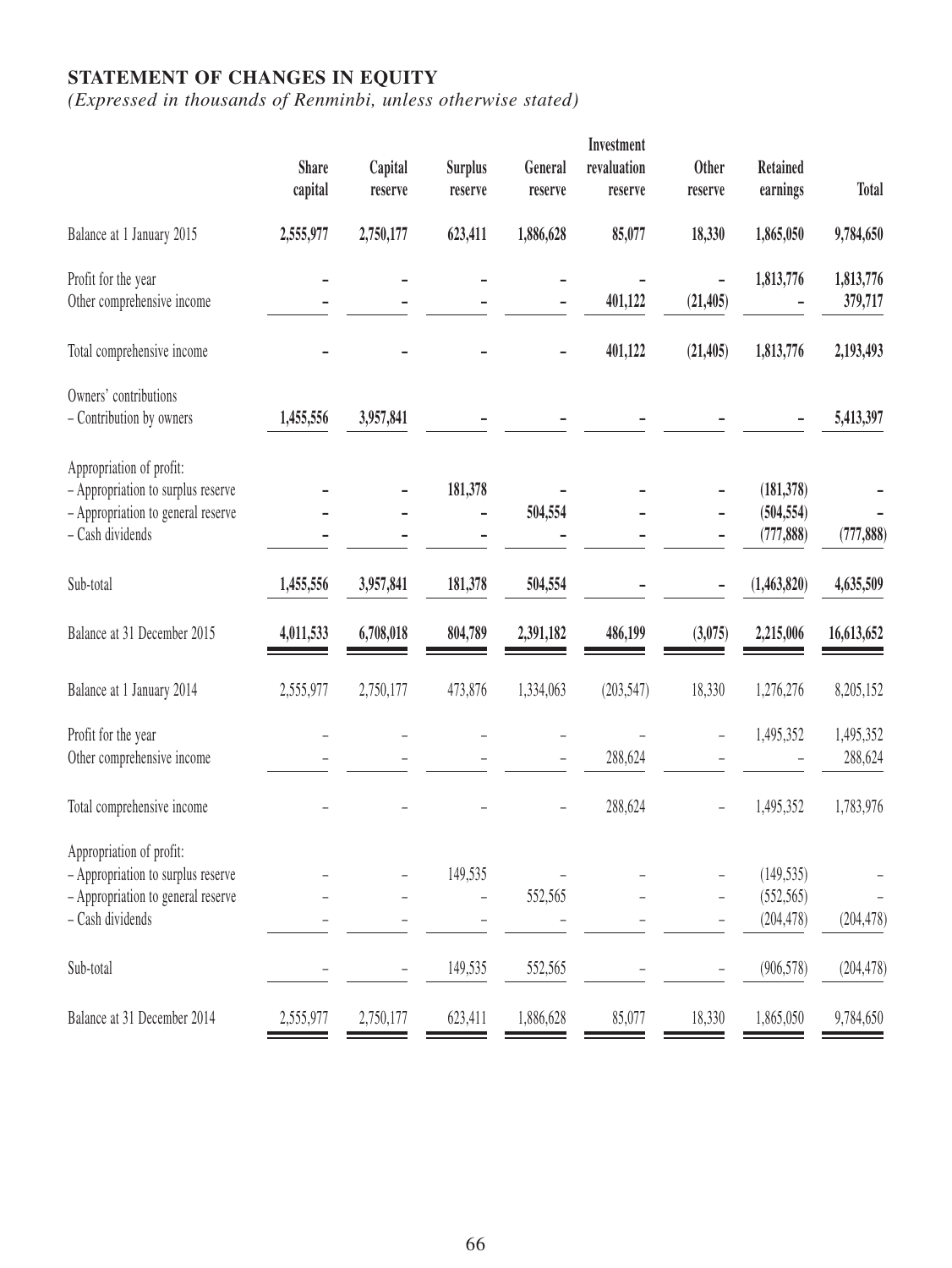## STATEMENT OF CHANGES IN EQUITY

*(Expressed in thousands of Renminbi, unless otherwise stated)*

| | Share capital | Capital reserve | Surplus reserve | General reserve | Investment revaluation reserve | Other reserve | Retained earnings | Total |
|---|---|---|---|---|---|---|---|---|
| **Balance at 1 January 2015** | **2,555,977** | **2,750,177** | **623,411** | **1,886,628** | **85,077** | **18,330** | **1,865,050** | **9,784,650** |
| Profit for the year | **–** | **–** | **–** | **–** | **–** | **–** | **1,813,776** | **1,813,776** |
| Other comprehensive income | **–** | **–** | **–** | **–** | **401,122** | **(21,405)** | **–** | **379,717** |
| Total comprehensive income | **–** | **–** | **–** | **–** | **401,122** | **(21,405)** | **1,813,776** | **2,193,493** |
| Owners' contributions | | | | | | | | |
| – Contribution by owners | **1,455,556** | **3,957,841** | **–** | **–** | **–** | **–** | **–** | **5,413,397** |
| Appropriation of profit: | | | | | | | | |
| – Appropriation to surplus reserve | **–** | **–** | **181,378** | **–** | **–** | **–** | **(181,378)** | **–** |
| – Appropriation to general reserve | **–** | **–** | **–** | **504,554** | **–** | **–** | **(504,554)** | **–** |
| – Cash dividends | **–** | **–** | **–** | **–** | **–** | **–** | **(777,888)** | **(777,888)** |
| Sub-total | **1,455,556** | **3,957,841** | **181,378** | **504,554** | **–** | **–** | **(1,463,820)** | **4,635,509** |
| **Balance at 31 December 2015** | **4,011,533** | **6,708,018** | **804,789** | **2,391,182** | **486,199** | **(3,075)** | **2,215,006** | **16,613,652** |
| Balance at 1 January 2014 | 2,555,977 | 2,750,177 | 473,876 | 1,334,063 | (203,547) | 18,330 | 1,276,276 | 8,205,152 |
| Profit for the year | – | – | – | – | – | – | 1,495,352 | 1,495,352 |
| Other comprehensive income | – | – | – | – | 288,624 | – | – | 288,624 |
| Total comprehensive income | – | – | – | – | 288,624 | – | 1,495,352 | 1,783,976 |
| Appropriation of profit: | | | | | | | | |
| – Appropriation to surplus reserve | – | – | 149,535 | – | – | – | (149,535) | – |
| – Appropriation to general reserve | – | – | – | 552,565 | – | – | (552,565) | – |
| – Cash dividends | – | – | – | – | – | – | (204,478) | (204,478) |
| Sub-total | – | – | 149,535 | 552,565 | – | – | (906,578) | (204,478) |
| Balance at 31 December 2014 | 2,555,977 | 2,750,177 | 623,411 | 1,886,628 | 85,077 | 18,330 | 1,865,050 | 9,784,650 |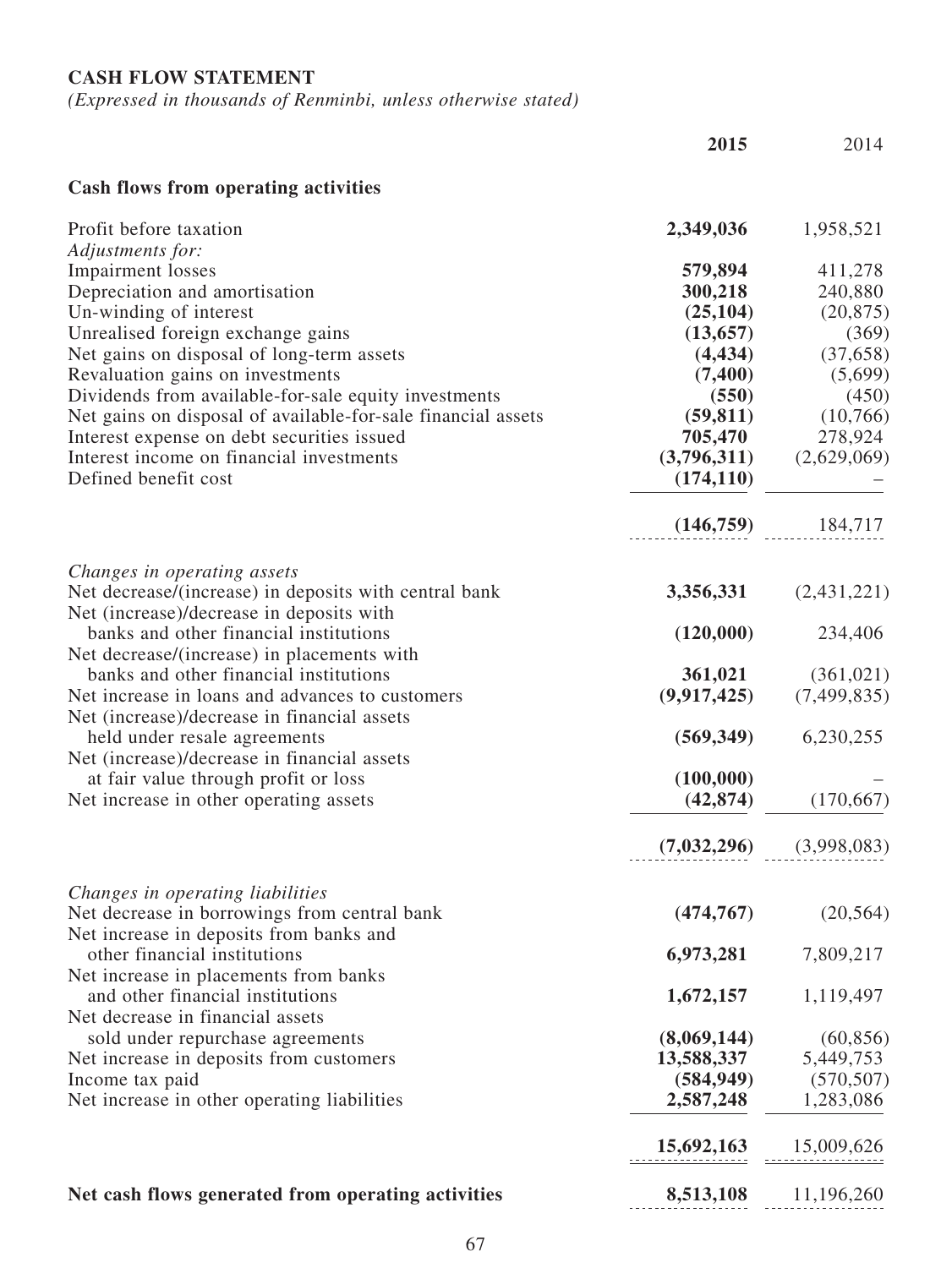**CASH FLOW STATEMENT**

*(Expressed in thousands of Renminbi, unless otherwise stated)*

| | **2015** | 2014 |
|---|---|---|
| **Cash flows from operating activities** | | |
| Profit before taxation | **2,349,036** | 1,958,521 |
| *Adjustments for:* | | |
| Impairment losses | **579,894** | 411,278 |
| Depreciation and amortisation | **300,218** | 240,880 |
| Un-winding of interest | **(25,104)** | (20,875) |
| Unrealised foreign exchange gains | **(13,657)** | (369) |
| Net gains on disposal of long-term assets | **(4,434)** | (37,658) |
| Revaluation gains on investments | **(7,400)** | (5,699) |
| Dividends from available-for-sale equity investments | **(550)** | (450) |
| Net gains on disposal of available-for-sale financial assets | **(59,811)** | (10,766) |
| Interest expense on debt securities issued | **705,470** | 278,924 |
| Interest income on financial investments | **(3,796,311)** | (2,629,069) |
| Defined benefit cost | **(174,110)** | – |
| | **(146,759)** | 184,717 |
| *Changes in operating assets* | | |
| Net decrease/(increase) in deposits with central bank | **3,356,331** | (2,431,221) |
| Net (increase)/decrease in deposits with banks and other financial institutions | **(120,000)** | 234,406 |
| Net decrease/(increase) in placements with banks and other financial institutions | **361,021** | (361,021) |
| Net increase in loans and advances to customers | **(9,917,425)** | (7,499,835) |
| Net (increase)/decrease in financial assets held under resale agreements | **(569,349)** | 6,230,255 |
| Net (increase)/decrease in financial assets at fair value through profit or loss | **(100,000)** | – |
| Net increase in other operating assets | **(42,874)** | (170,667) |
| | **(7,032,296)** | (3,998,083) |
| *Changes in operating liabilities* | | |
| Net decrease in borrowings from central bank | **(474,767)** | (20,564) |
| Net increase in deposits from banks and other financial institutions | **6,973,281** | 7,809,217 |
| Net increase in placements from banks and other financial institutions | **1,672,157** | 1,119,497 |
| Net decrease in financial assets sold under repurchase agreements | **(8,069,144)** | (60,856) |
| Net increase in deposits from customers | **13,588,337** | 5,449,753 |
| Income tax paid | **(584,949)** | (570,507) |
| Net increase in other operating liabilities | **2,587,248** | 1,283,086 |
| | **15,692,163** | 15,009,626 |
| **Net cash flows generated from operating activities** | **8,513,108** | 11,196,260 |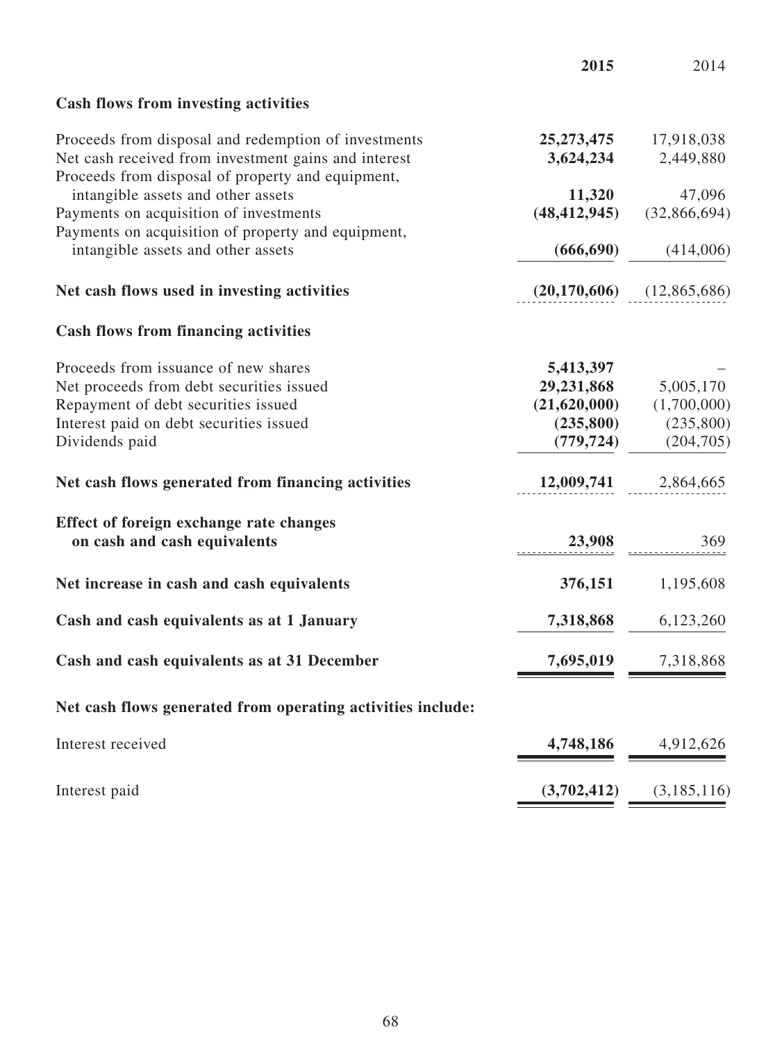| | 2015 | 2014 |
|---|---|---|
| **Cash flows from investing activities** | | |
| Proceeds from disposal and redemption of investments | **25,273,475** | 17,918,038 |
| Net cash received from investment gains and interest | **3,624,234** | 2,449,880 |
| Proceeds from disposal of property and equipment, intangible assets and other assets | **11,320** | 47,096 |
| Payments on acquisition of investments | **(48,412,945)** | (32,866,694) |
| Payments on acquisition of property and equipment, intangible assets and other assets | **(666,690)** | (414,006) |
| **Net cash flows used in investing activities** | **(20,170,606)** | (12,865,686) |
| **Cash flows from financing activities** | | |
| Proceeds from issuance of new shares | **5,413,397** | – |
| Net proceeds from debt securities issued | **29,231,868** | 5,005,170 |
| Repayment of debt securities issued | **(21,620,000)** | (1,700,000) |
| Interest paid on debt securities issued | **(235,800)** | (235,800) |
| Dividends paid | **(779,724)** | (204,705) |
| **Net cash flows generated from financing activities** | **12,009,741** | 2,864,665 |
| **Effect of foreign exchange rate changes on cash and cash equivalents** | **23,908** | 369 |
| **Net increase in cash and cash equivalents** | **376,151** | 1,195,608 |
| **Cash and cash equivalents as at 1 January** | **7,318,868** | 6,123,260 |
| **Cash and cash equivalents as at 31 December** | **7,695,019** | 7,318,868 |
| **Net cash flows generated from operating activities include:** | | |
| Interest received | **4,748,186** | 4,912,626 |
| Interest paid | **(3,702,412)** | (3,185,116) |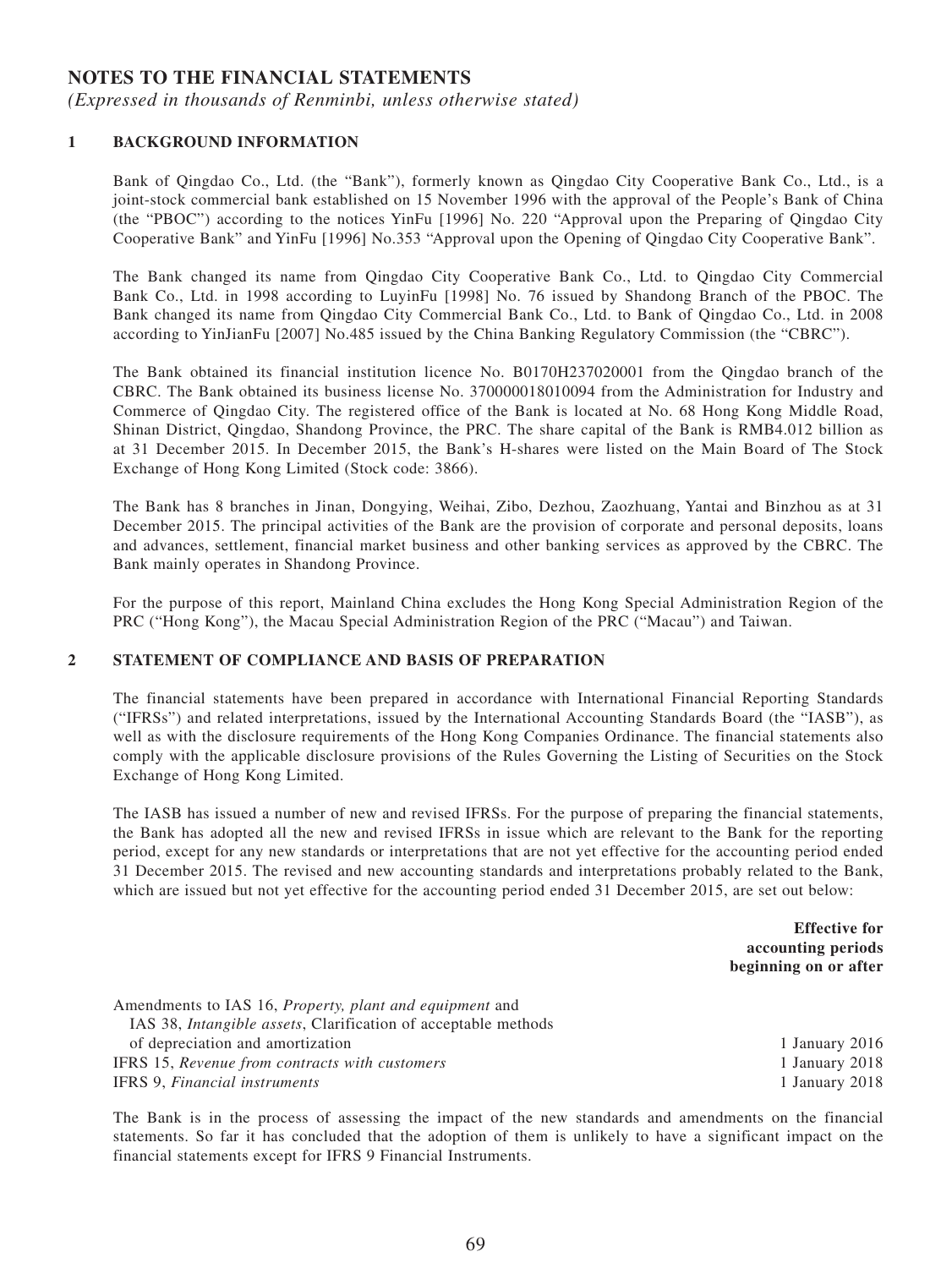# NOTES TO THE FINANCIAL STATEMENTS

*(Expressed in thousands of Renminbi, unless otherwise stated)*

## 1 BACKGROUND INFORMATION

Bank of Qingdao Co., Ltd. (the "Bank"), formerly known as Qingdao City Cooperative Bank Co., Ltd., is a joint-stock commercial bank established on 15 November 1996 with the approval of the People's Bank of China (the "PBOC") according to the notices YinFu [1996] No. 220 "Approval upon the Preparing of Qingdao City Cooperative Bank" and YinFu [1996] No.353 "Approval upon the Opening of Qingdao City Cooperative Bank".

The Bank changed its name from Qingdao City Cooperative Bank Co., Ltd. to Qingdao City Commercial Bank Co., Ltd. in 1998 according to LuyinFu [1998] No. 76 issued by Shandong Branch of the PBOC. The Bank changed its name from Qingdao City Commercial Bank Co., Ltd. to Bank of Qingdao Co., Ltd. in 2008 according to YinJianFu [2007] No.485 issued by the China Banking Regulatory Commission (the "CBRC").

The Bank obtained its financial institution licence No. B0170H237020001 from the Qingdao branch of the CBRC. The Bank obtained its business license No. 370000018010094 from the Administration for Industry and Commerce of Qingdao City. The registered office of the Bank is located at No. 68 Hong Kong Middle Road, Shinan District, Qingdao, Shandong Province, the PRC. The share capital of the Bank is RMB4.012 billion as at 31 December 2015. In December 2015, the Bank's H-shares were listed on the Main Board of The Stock Exchange of Hong Kong Limited (Stock code: 3866).

The Bank has 8 branches in Jinan, Dongying, Weihai, Zibo, Dezhou, Zaozhuang, Yantai and Binzhou as at 31 December 2015. The principal activities of the Bank are the provision of corporate and personal deposits, loans and advances, settlement, financial market business and other banking services as approved by the CBRC. The Bank mainly operates in Shandong Province.

For the purpose of this report, Mainland China excludes the Hong Kong Special Administration Region of the PRC ("Hong Kong"), the Macau Special Administration Region of the PRC ("Macau") and Taiwan.

## 2 STATEMENT OF COMPLIANCE AND BASIS OF PREPARATION

The financial statements have been prepared in accordance with International Financial Reporting Standards ("IFRSs") and related interpretations, issued by the International Accounting Standards Board (the "IASB"), as well as with the disclosure requirements of the Hong Kong Companies Ordinance. The financial statements also comply with the applicable disclosure provisions of the Rules Governing the Listing of Securities on the Stock Exchange of Hong Kong Limited.

The IASB has issued a number of new and revised IFRSs. For the purpose of preparing the financial statements, the Bank has adopted all the new and revised IFRSs in issue which are relevant to the Bank for the reporting period, except for any new standards or interpretations that are not yet effective for the accounting period ended 31 December 2015. The revised and new accounting standards and interpretations probably related to the Bank, which are issued but not yet effective for the accounting period ended 31 December 2015, are set out below:

| | **Effective for accounting periods beginning on or after** |
|---|---|
| Amendments to IAS 16, *Property, plant and equipment* and IAS 38, *Intangible assets*, Clarification of acceptable methods of depreciation and amortization | 1 January 2016 |
| IFRS 15, *Revenue from contracts with customers* | 1 January 2018 |
| IFRS 9, *Financial instruments* | 1 January 2018 |

The Bank is in the process of assessing the impact of the new standards and amendments on the financial statements. So far it has concluded that the adoption of them is unlikely to have a significant impact on the financial statements except for IFRS 9 Financial Instruments.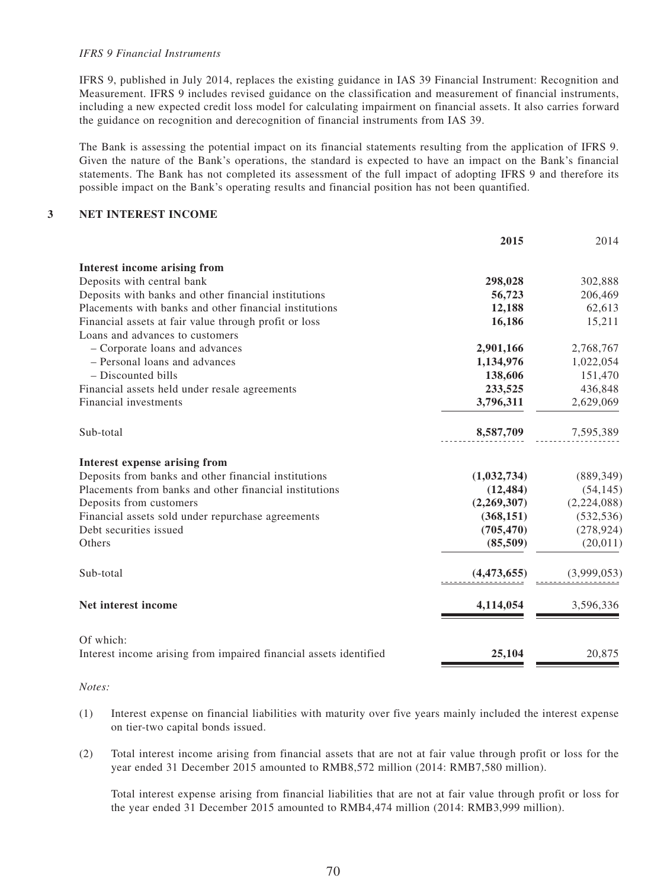*IFRS 9 Financial Instruments*

IFRS 9, published in July 2014, replaces the existing guidance in IAS 39 Financial Instrument: Recognition and Measurement. IFRS 9 includes revised guidance on the classification and measurement of financial instruments, including a new expected credit loss model for calculating impairment on financial assets. It also carries forward the guidance on recognition and derecognition of financial instruments from IAS 39.

The Bank is assessing the potential impact on its financial statements resulting from the application of IFRS 9. Given the nature of the Bank's operations, the standard is expected to have an impact on the Bank's financial statements. The Bank has not completed its assessment of the full impact of adopting IFRS 9 and therefore its possible impact on the Bank's operating results and financial position has not been quantified.

## 3 NET INTEREST INCOME

| | **2015** | 2014 |
|---|---|---|
| **Interest income arising from** | | |
| Deposits with central bank | **298,028** | 302,888 |
| Deposits with banks and other financial institutions | **56,723** | 206,469 |
| Placements with banks and other financial institutions | **12,188** | 62,613 |
| Financial assets at fair value through profit or loss | **16,186** | 15,211 |
| Loans and advances to customers | | |
| – Corporate loans and advances | **2,901,166** | 2,768,767 |
| – Personal loans and advances | **1,134,976** | 1,022,054 |
| – Discounted bills | **138,606** | 151,470 |
| Financial assets held under resale agreements | **233,525** | 436,848 |
| Financial investments | **3,796,311** | 2,629,069 |
| Sub-total | **8,587,709** | 7,595,389 |
| **Interest expense arising from** | | |
| Deposits from banks and other financial institutions | **(1,032,734)** | (889,349) |
| Placements from banks and other financial institutions | **(12,484)** | (54,145) |
| Deposits from customers | **(2,269,307)** | (2,224,088) |
| Financial assets sold under repurchase agreements | **(368,151)** | (532,536) |
| Debt securities issued | **(705,470)** | (278,924) |
| Others | **(85,509)** | (20,011) |
| Sub-total | **(4,473,655)** | (3,999,053) |
| **Net interest income** | **4,114,054** | 3,596,336 |
| Of which: | | |
| Interest income arising from impaired financial assets identified | **25,104** | 20,875 |

*Notes:*

(1) Interest expense on financial liabilities with maturity over five years mainly included the interest expense on tier-two capital bonds issued.

(2) Total interest income arising from financial assets that are not at fair value through profit or loss for the year ended 31 December 2015 amounted to RMB8,572 million (2014: RMB7,580 million).

Total interest expense arising from financial liabilities that are not at fair value through profit or loss for the year ended 31 December 2015 amounted to RMB4,474 million (2014: RMB3,999 million).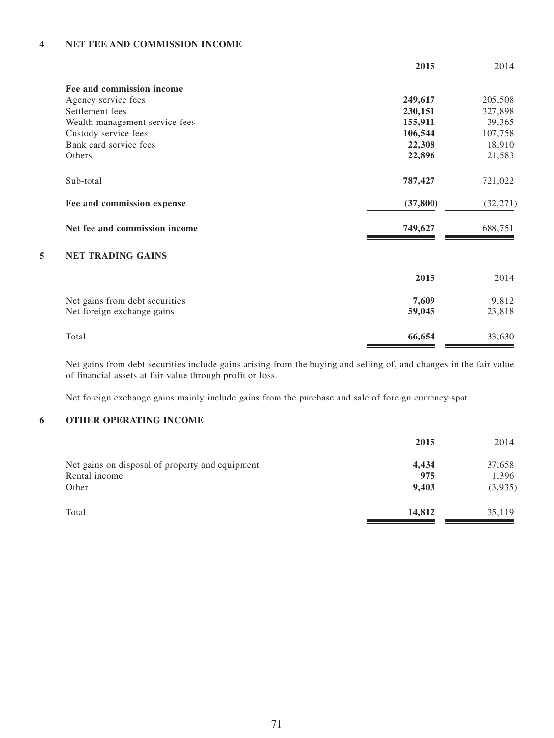## 4 NET FEE AND COMMISSION INCOME

| | **2015** | 2014 |
|---|---|---|
| **Fee and commission income** | | |
| Agency service fees | **249,617** | 205,508 |
| Settlement fees | **230,151** | 327,898 |
| Wealth management service fees | **155,911** | 39,365 |
| Custody service fees | **106,544** | 107,758 |
| Bank card service fees | **22,308** | 18,910 |
| Others | **22,896** | 21,583 |
| Sub-total | **787,427** | 721,022 |
| **Fee and commission expense** | **(37,800)** | (32,271) |
| **Net fee and commission income** | **749,627** | 688,751 |

## 5 NET TRADING GAINS

| | **2015** | 2014 |
|---|---|---|
| Net gains from debt securities | **7,609** | 9,812 |
| Net foreign exchange gains | **59,045** | 23,818 |
| Total | **66,654** | 33,630 |

Net gains from debt securities include gains arising from the buying and selling of, and changes in the fair value of financial assets at fair value through profit or loss.

Net foreign exchange gains mainly include gains from the purchase and sale of foreign currency spot.

## 6 OTHER OPERATING INCOME

| | **2015** | 2014 |
|---|---|---|
| Net gains on disposal of property and equipment | **4,434** | 37,658 |
| Rental income | **975** | 1,396 |
| Other | **9,403** | (3,935) |
| Total | **14,812** | 35,119 |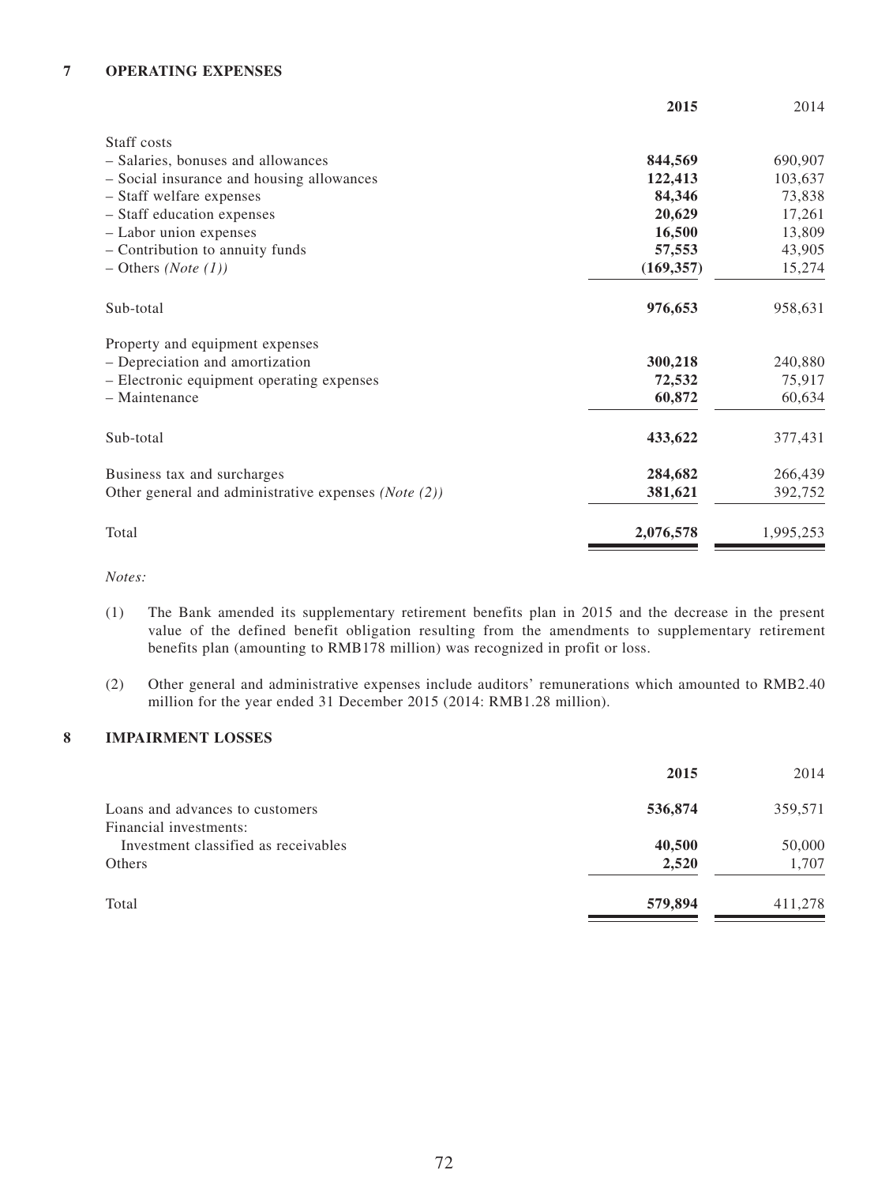## 7 OPERATING EXPENSES

| | 2015 | 2014 |
|---|---|---|
| Staff costs | | |
| – Salaries, bonuses and allowances | **844,569** | 690,907 |
| – Social insurance and housing allowances | **122,413** | 103,637 |
| – Staff welfare expenses | **84,346** | 73,838 |
| – Staff education expenses | **20,629** | 17,261 |
| – Labor union expenses | **16,500** | 13,809 |
| – Contribution to annuity funds | **57,553** | 43,905 |
| – Others *(Note (1))* | **(169,357)** | 15,274 |
| Sub-total | **976,653** | 958,631 |
| Property and equipment expenses | | |
| – Depreciation and amortization | **300,218** | 240,880 |
| – Electronic equipment operating expenses | **72,532** | 75,917 |
| – Maintenance | **60,872** | 60,634 |
| Sub-total | **433,622** | 377,431 |
| Business tax and surcharges | **284,682** | 266,439 |
| Other general and administrative expenses *(Note (2))* | **381,621** | 392,752 |
| Total | **2,076,578** | 1,995,253 |

*Notes:*

(1) The Bank amended its supplementary retirement benefits plan in 2015 and the decrease in the present value of the defined benefit obligation resulting from the amendments to supplementary retirement benefits plan (amounting to RMB178 million) was recognized in profit or loss.

(2) Other general and administrative expenses include auditors' remunerations which amounted to RMB2.40 million for the year ended 31 December 2015 (2014: RMB1.28 million).

## 8 IMPAIRMENT LOSSES

| | 2015 | 2014 |
|---|---|---|
| Loans and advances to customers | **536,874** | 359,571 |
| Financial investments: | | |
| Investment classified as receivables | **40,500** | 50,000 |
| Others | **2,520** | 1,707 |
| Total | **579,894** | 411,278 |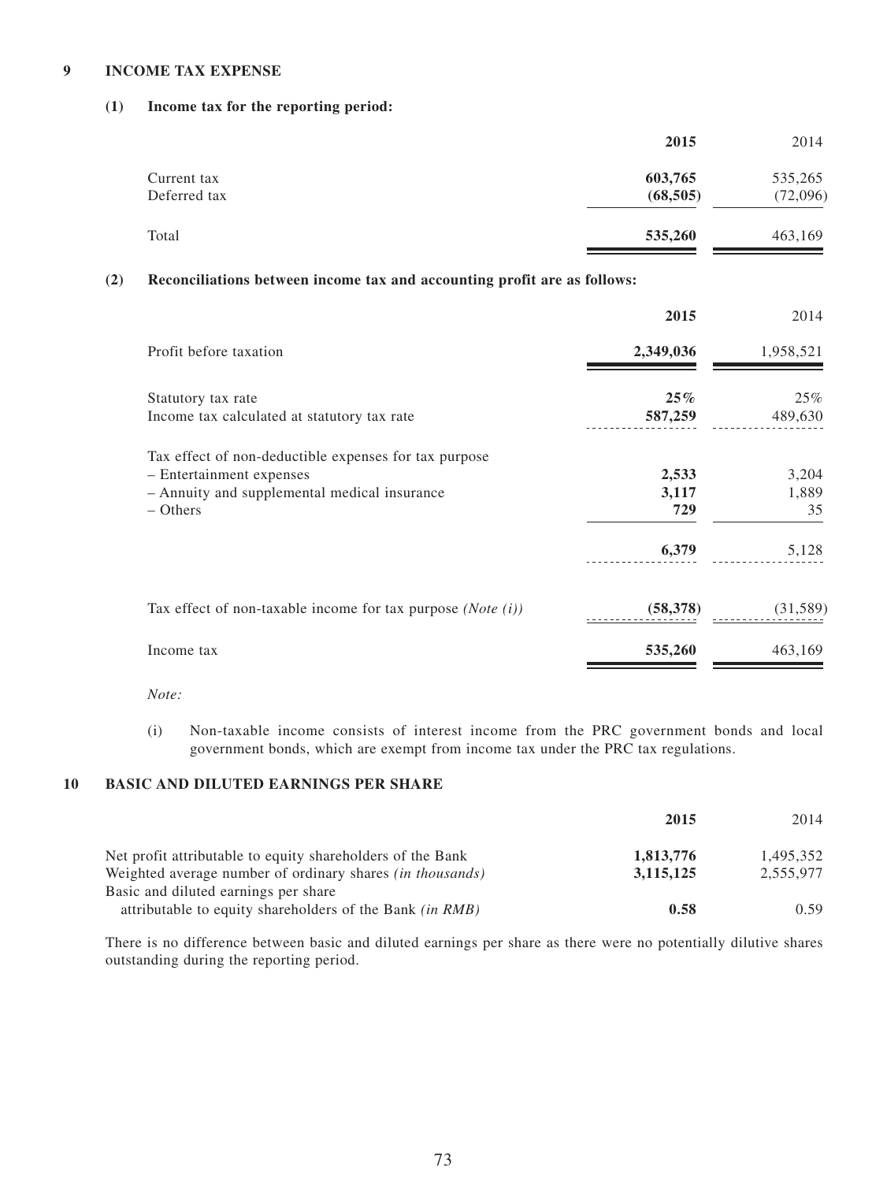## 9 INCOME TAX EXPENSE

### (1) Income tax for the reporting period:

| | **2015** | 2014 |
|---|---|---|
| Current tax | **603,765** | 535,265 |
| Deferred tax | **(68,505)** | (72,096) |
| Total | **535,260** | 463,169 |

### (2) Reconciliations between income tax and accounting profit are as follows:

| | **2015** | 2014 |
|---|---|---|
| Profit before taxation | **2,349,036** | 1,958,521 |
| Statutory tax rate | **25%** | 25% |
| Income tax calculated at statutory tax rate | **587,259** | 489,630 |
| Tax effect of non-deductible expenses for tax purpose | | |
| – Entertainment expenses | **2,533** | 3,204 |
| – Annuity and supplemental medical insurance | **3,117** | 1,889 |
| – Others | **729** | 35 |
| | **6,379** | 5,128 |
| Tax effect of non-taxable income for tax purpose *(Note (i))* | **(58,378)** | (31,589) |
| Income tax | **535,260** | 463,169 |

*Note:*

(i) Non-taxable income consists of interest income from the PRC government bonds and local government bonds, which are exempt from income tax under the PRC tax regulations.

## 10 BASIC AND DILUTED EARNINGS PER SHARE

| | **2015** | 2014 |
|---|---|---|
| Net profit attributable to equity shareholders of the Bank | **1,813,776** | 1,495,352 |
| Weighted average number of ordinary shares *(in thousands)* | **3,115,125** | 2,555,977 |
| Basic and diluted earnings per share attributable to equity shareholders of the Bank *(in RMB)* | **0.58** | 0.59 |

There is no difference between basic and diluted earnings per share as there were no potentially dilutive shares outstanding during the reporting period.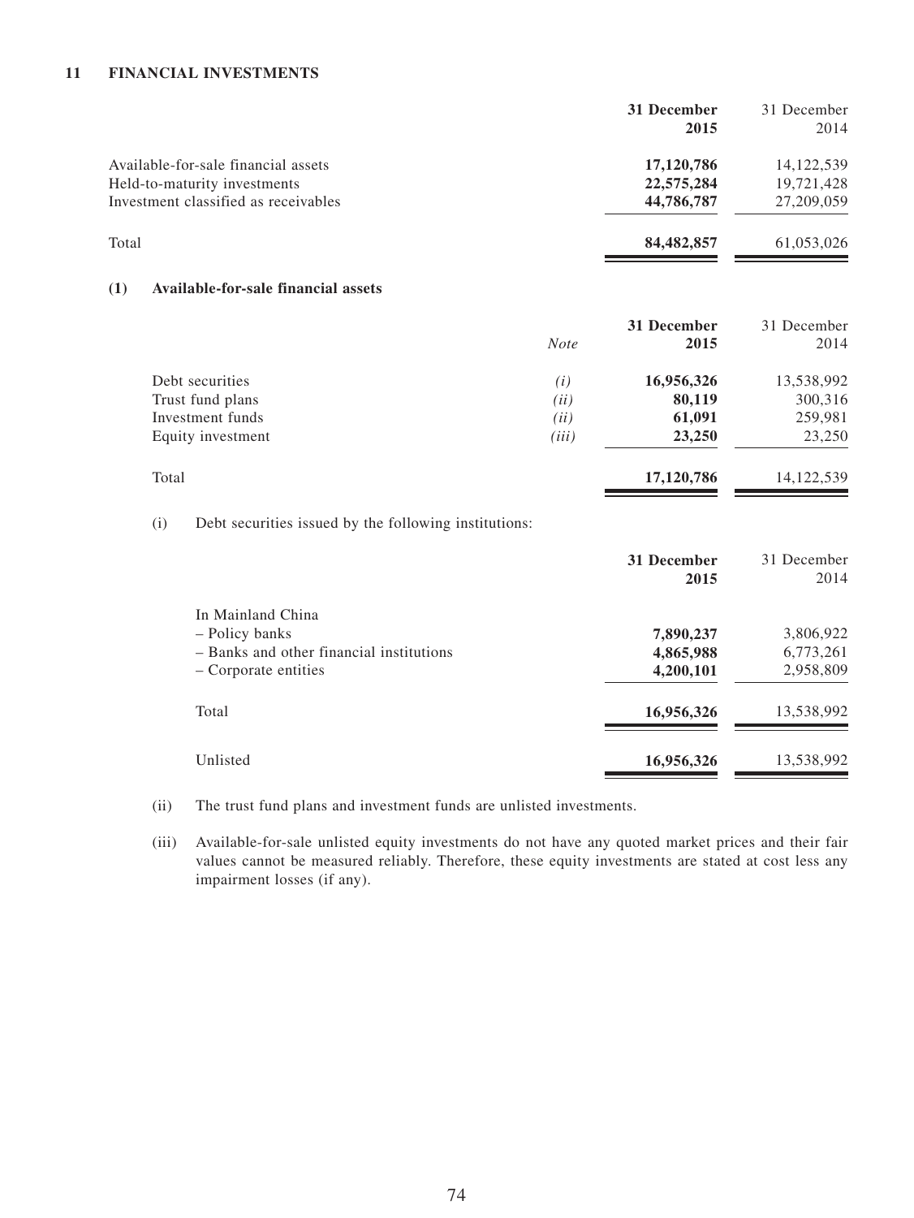## 11 FINANCIAL INVESTMENTS

| | 31 December 2015 | 31 December 2014 |
|---|---|---|
| Available-for-sale financial assets | **17,120,786** | 14,122,539 |
| Held-to-maturity investments | **22,575,284** | 19,721,428 |
| Investment classified as receivables | **44,786,787** | 27,209,059 |
| Total | **84,482,857** | 61,053,026 |

### (1) Available-for-sale financial assets

| | *Note* | 31 December 2015 | 31 December 2014 |
|---|---|---|---|
| Debt securities | *(i)* | **16,956,326** | 13,538,992 |
| Trust fund plans | *(ii)* | **80,119** | 300,316 |
| Investment funds | *(ii)* | **61,091** | 259,981 |
| Equity investment | *(iii)* | **23,250** | 23,250 |
| Total | | **17,120,786** | 14,122,539 |

(i) Debt securities issued by the following institutions:

| | 31 December 2015 | 31 December 2014 |
|---|---|---|
| In Mainland China | | |
| – Policy banks | **7,890,237** | 3,806,922 |
| – Banks and other financial institutions | **4,865,988** | 6,773,261 |
| – Corporate entities | **4,200,101** | 2,958,809 |
| Total | **16,956,326** | 13,538,992 |
| Unlisted | **16,956,326** | 13,538,992 |

(ii) The trust fund plans and investment funds are unlisted investments.

(iii) Available-for-sale unlisted equity investments do not have any quoted market prices and their fair values cannot be measured reliably. Therefore, these equity investments are stated at cost less any impairment losses (if any).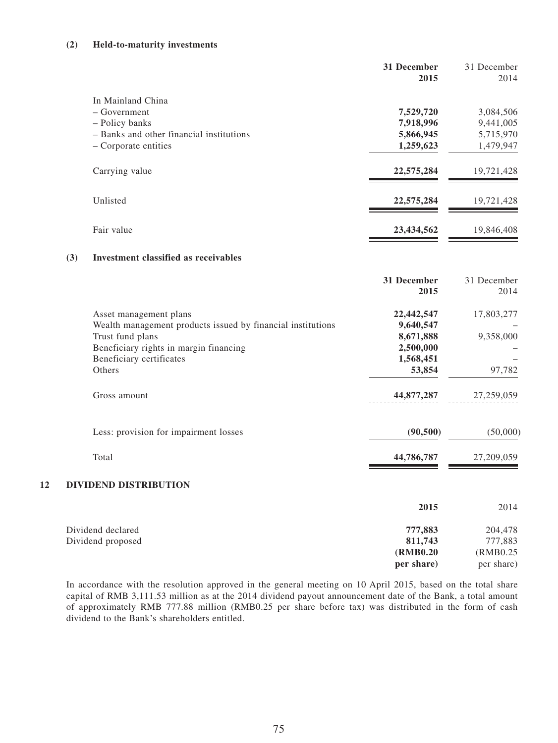### (2) Held-to-maturity investments

| | 31 December 2015 | 31 December 2014 |
|---|---|---|
| In Mainland China | | |
| – Government | **7,529,720** | 3,084,506 |
| – Policy banks | **7,918,996** | 9,441,005 |
| – Banks and other financial institutions | **5,866,945** | 5,715,970 |
| – Corporate entities | **1,259,623** | 1,479,947 |
| Carrying value | **22,575,284** | 19,721,428 |
| Unlisted | **22,575,284** | 19,721,428 |
| Fair value | **23,434,562** | 19,846,408 |

### (3) Investment classified as receivables

| | 31 December 2015 | 31 December 2014 |
|---|---|---|
| Asset management plans | **22,442,547** | 17,803,277 |
| Wealth management products issued by financial institutions | **9,640,547** | – |
| Trust fund plans | **8,671,888** | 9,358,000 |
| Beneficiary rights in margin financing | **2,500,000** | – |
| Beneficiary certificates | **1,568,451** | – |
| Others | **53,854** | 97,782 |
| Gross amount | **44,877,287** | 27,259,059 |
| Less: provision for impairment losses | **(90,500)** | (50,000) |
| Total | **44,786,787** | 27,209,059 |

## 12 DIVIDEND DISTRIBUTION

| | 2015 | 2014 |
|---|---|---|
| Dividend declared | **777,883** | 204,478 |
| Dividend proposed | **811,743** | 777,883 |
| | **(RMB0.20 per share)** | (RMB0.25 per share) |

In accordance with the resolution approved in the general meeting on 10 April 2015, based on the total share capital of RMB 3,111.53 million as at the 2014 dividend payout announcement date of the Bank, a total amount of approximately RMB 777.88 million (RMB0.25 per share before tax) was distributed in the form of cash dividend to the Bank's shareholders entitled.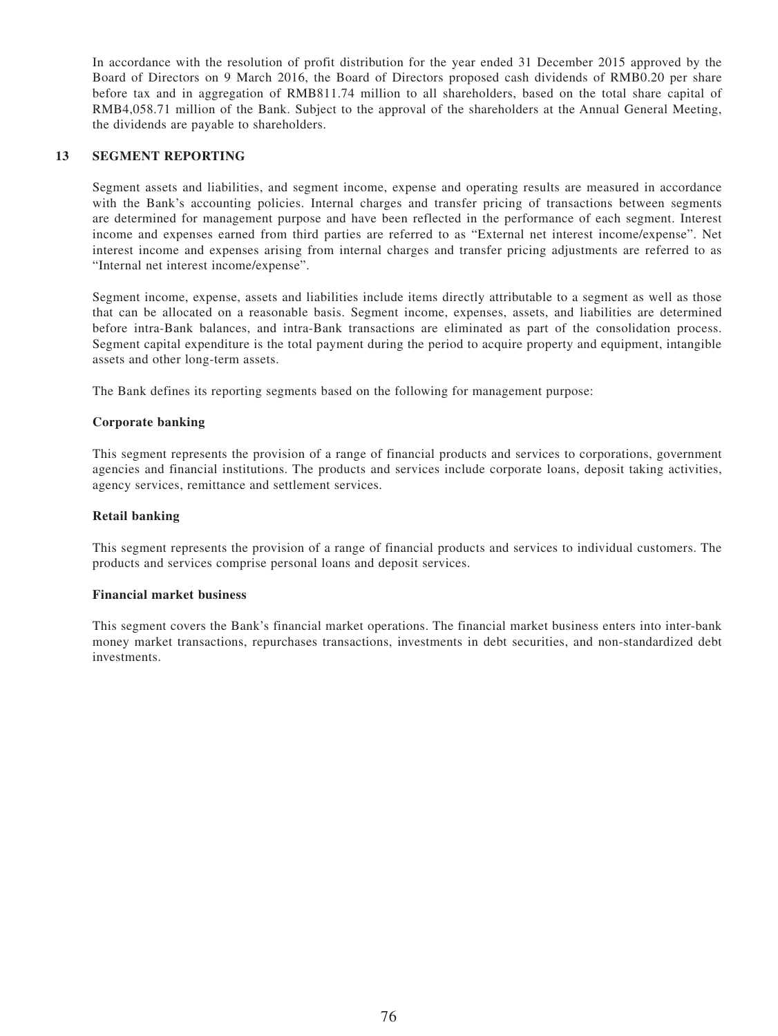In accordance with the resolution of profit distribution for the year ended 31 December 2015 approved by the Board of Directors on 9 March 2016, the Board of Directors proposed cash dividends of RMB0.20 per share before tax and in aggregation of RMB811.74 million to all shareholders, based on the total share capital of RMB4,058.71 million of the Bank. Subject to the approval of the shareholders at the Annual General Meeting, the dividends are payable to shareholders.

## 13 SEGMENT REPORTING

Segment assets and liabilities, and segment income, expense and operating results are measured in accordance with the Bank's accounting policies. Internal charges and transfer pricing of transactions between segments are determined for management purpose and have been reflected in the performance of each segment. Interest income and expenses earned from third parties are referred to as "External net interest income/expense". Net interest income and expenses arising from internal charges and transfer pricing adjustments are referred to as "Internal net interest income/expense".

Segment income, expense, assets and liabilities include items directly attributable to a segment as well as those that can be allocated on a reasonable basis. Segment income, expenses, assets, and liabilities are determined before intra-Bank balances, and intra-Bank transactions are eliminated as part of the consolidation process. Segment capital expenditure is the total payment during the period to acquire property and equipment, intangible assets and other long-term assets.

The Bank defines its reporting segments based on the following for management purpose:

**Corporate banking**

This segment represents the provision of a range of financial products and services to corporations, government agencies and financial institutions. The products and services include corporate loans, deposit taking activities, agency services, remittance and settlement services.

**Retail banking**

This segment represents the provision of a range of financial products and services to individual customers. The products and services comprise personal loans and deposit services.

**Financial market business**

This segment covers the Bank's financial market operations. The financial market business enters into inter-bank money market transactions, repurchases transactions, investments in debt securities, and non-standardized debt investments.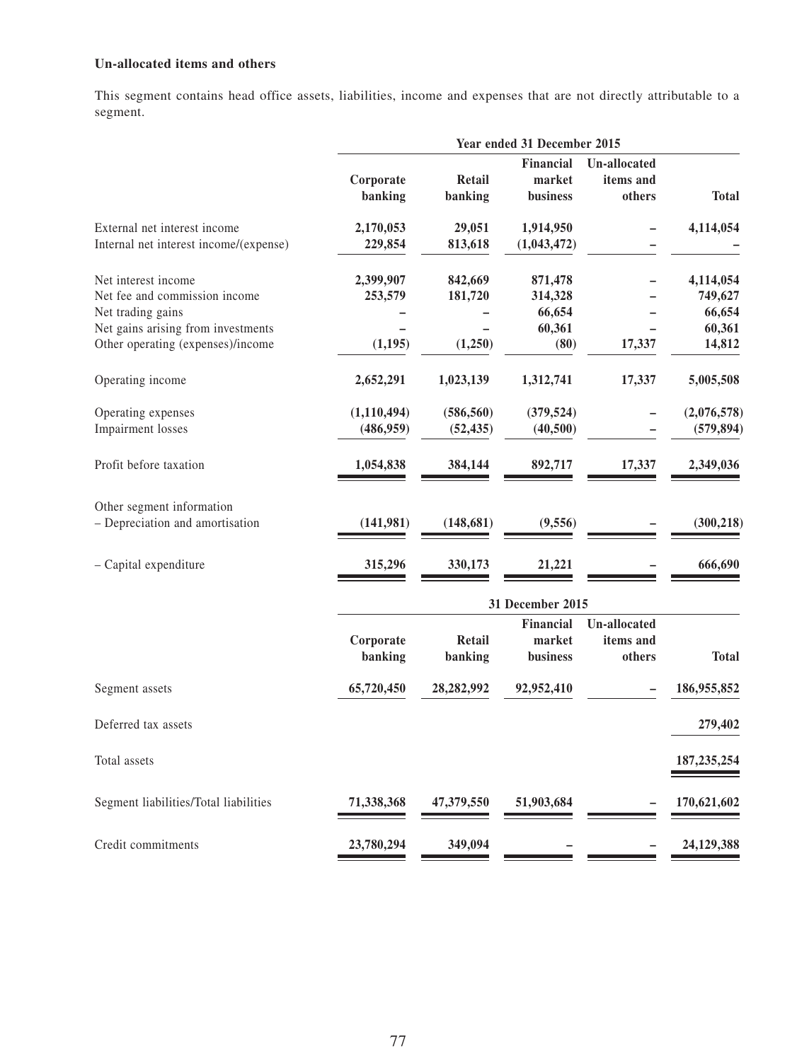**Un-allocated items and others**

This segment contains head office assets, liabilities, income and expenses that are not directly attributable to a segment.

| | Year ended 31 December 2015 | | | | |
|---|---|---|---|---|---|
| | Corporate banking | Retail banking | Financial market business | Un-allocated items and others | Total |
| External net interest income | 2,170,053 | 29,051 | 1,914,950 | – | 4,114,054 |
| Internal net interest income/(expense) | 229,854 | 813,618 | (1,043,472) | – | – |
| Net interest income | 2,399,907 | 842,669 | 871,478 | – | 4,114,054 |
| Net fee and commission income | 253,579 | 181,720 | 314,328 | – | 749,627 |
| Net trading gains | – | – | 66,654 | – | 66,654 |
| Net gains arising from investments | – | – | 60,361 | – | 60,361 |
| Other operating (expenses)/income | (1,195) | (1,250) | (80) | 17,337 | 14,812 |
| Operating income | 2,652,291 | 1,023,139 | 1,312,741 | 17,337 | 5,005,508 |
| Operating expenses | (1,110,494) | (586,560) | (379,524) | – | (2,076,578) |
| Impairment losses | (486,959) | (52,435) | (40,500) | – | (579,894) |
| Profit before taxation | 1,054,838 | 384,144 | 892,717 | 17,337 | 2,349,036 |
| Other segment information | | | | | |
| – Depreciation and amortisation | (141,981) | (148,681) | (9,556) | – | (300,218) |
| – Capital expenditure | 315,296 | 330,173 | 21,221 | – | 666,690 |

| | 31 December 2015 | | | | |
|---|---|---|---|---|---|
| | Corporate banking | Retail banking | Financial market business | Un-allocated items and others | Total |
| Segment assets | 65,720,450 | 28,282,992 | 92,952,410 | – | 186,955,852 |
| Deferred tax assets | | | | | 279,402 |
| Total assets | | | | | 187,235,254 |
| Segment liabilities/Total liabilities | 71,338,368 | 47,379,550 | 51,903,684 | – | 170,621,602 |
| Credit commitments | 23,780,294 | 349,094 | – | – | 24,129,388 |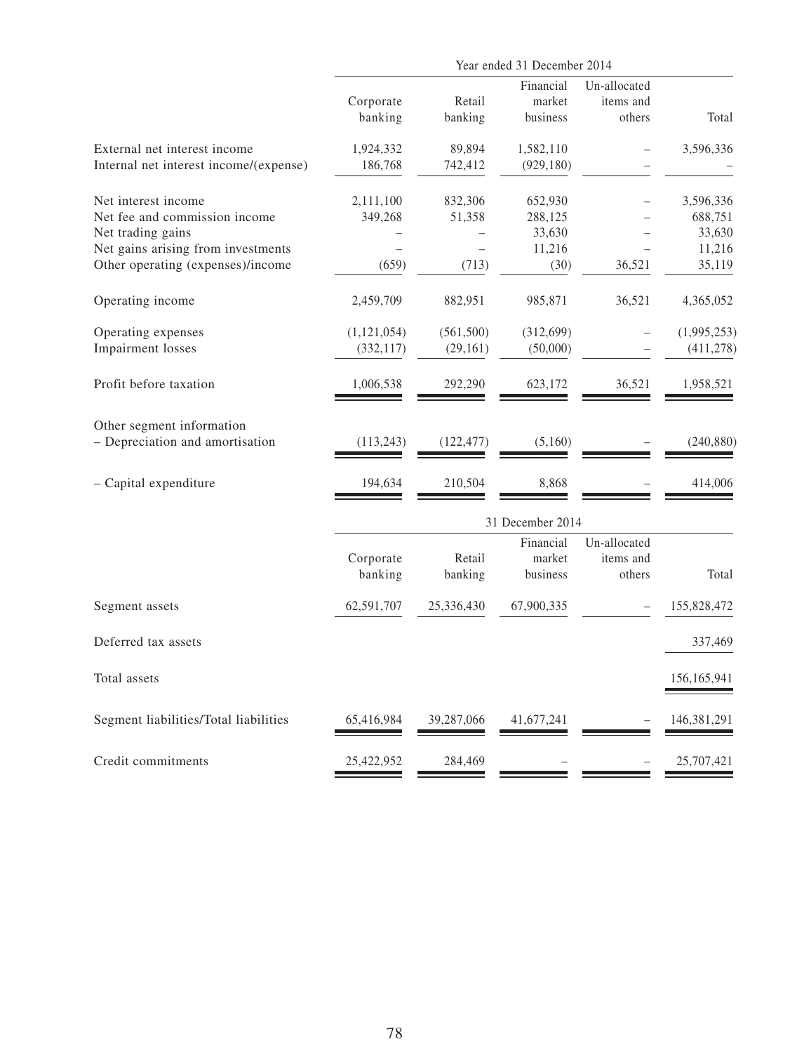| | Year ended 31 December 2014 | | | | |
|---|---|---|---|---|---|
| | Corporate banking | Retail banking | Financial market business | Un-allocated items and others | Total |
| External net interest income | 1,924,332 | 89,894 | 1,582,110 | – | 3,596,336 |
| Internal net interest income/(expense) | 186,768 | 742,412 | (929,180) | – | – |
| Net interest income | 2,111,100 | 832,306 | 652,930 | – | 3,596,336 |
| Net fee and commission income | 349,268 | 51,358 | 288,125 | – | 688,751 |
| Net trading gains | – | – | 33,630 | – | 33,630 |
| Net gains arising from investments | – | – | 11,216 | – | 11,216 |
| Other operating (expenses)/income | (659) | (713) | (30) | 36,521 | 35,119 |
| Operating income | 2,459,709 | 882,951 | 985,871 | 36,521 | 4,365,052 |
| Operating expenses | (1,121,054) | (561,500) | (312,699) | – | (1,995,253) |
| Impairment losses | (332,117) | (29,161) | (50,000) | – | (411,278) |
| Profit before taxation | 1,006,538 | 292,290 | 623,172 | 36,521 | 1,958,521 |
| Other segment information | | | | | |
| – Depreciation and amortisation | (113,243) | (122,477) | (5,160) | – | (240,880) |
| – Capital expenditure | 194,634 | 210,504 | 8,868 | – | 414,006 |

| | 31 December 2014 | | | | |
|---|---|---|---|---|---|
| | Corporate banking | Retail banking | Financial market business | Un-allocated items and others | Total |
| Segment assets | 62,591,707 | 25,336,430 | 67,900,335 | – | 155,828,472 |
| Deferred tax assets | | | | | 337,469 |
| Total assets | | | | | 156,165,941 |
| Segment liabilities/Total liabilities | 65,416,984 | 39,287,066 | 41,677,241 | – | 146,381,291 |
| Credit commitments | 25,422,952 | 284,469 | – | – | 25,707,421 |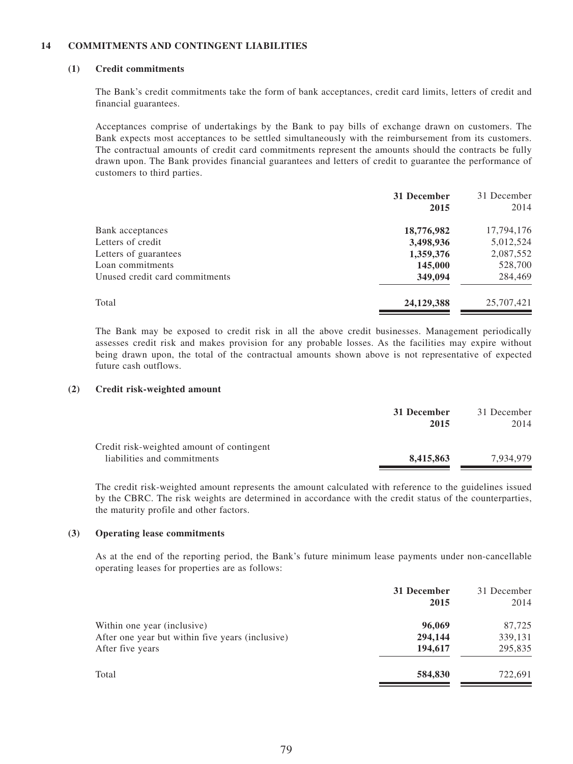## 14 COMMITMENTS AND CONTINGENT LIABILITIES

### (1) Credit commitments

The Bank's credit commitments take the form of bank acceptances, credit card limits, letters of credit and financial guarantees.

Acceptances comprise of undertakings by the Bank to pay bills of exchange drawn on customers. The Bank expects most acceptances to be settled simultaneously with the reimbursement from its customers. The contractual amounts of credit card commitments represent the amounts should the contracts be fully drawn upon. The Bank provides financial guarantees and letters of credit to guarantee the performance of customers to third parties.

| | **31 December 2015** | 31 December 2014 |
|---|---|---|
| Bank acceptances | **18,776,982** | 17,794,176 |
| Letters of credit | **3,498,936** | 5,012,524 |
| Letters of guarantees | **1,359,376** | 2,087,552 |
| Loan commitments | **145,000** | 528,700 |
| Unused credit card commitments | **349,094** | 284,469 |
| Total | **24,129,388** | 25,707,421 |

The Bank may be exposed to credit risk in all the above credit businesses. Management periodically assesses credit risk and makes provision for any probable losses. As the facilities may expire without being drawn upon, the total of the contractual amounts shown above is not representative of expected future cash outflows.

### (2) Credit risk-weighted amount

| | **31 December 2015** | 31 December 2014 |
|---|---|---|
| Credit risk-weighted amount of contingent liabilities and commitments | **8,415,863** | 7,934,979 |

The credit risk-weighted amount represents the amount calculated with reference to the guidelines issued by the CBRC. The risk weights are determined in accordance with the credit status of the counterparties, the maturity profile and other factors.

### (3) Operating lease commitments

As at the end of the reporting period, the Bank's future minimum lease payments under non-cancellable operating leases for properties are as follows:

| | **31 December 2015** | 31 December 2014 |
|---|---|---|
| Within one year (inclusive) | **96,069** | 87,725 |
| After one year but within five years (inclusive) | **294,144** | 339,131 |
| After five years | **194,617** | 295,835 |
| Total | **584,830** | 722,691 |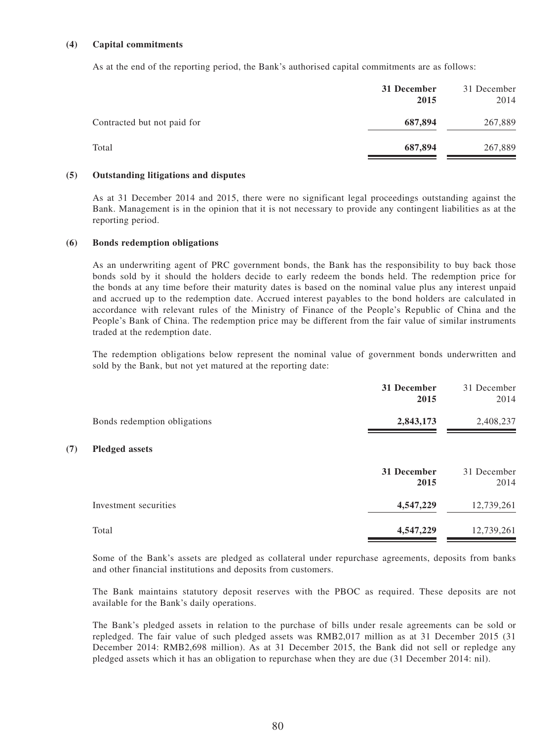#### (4) Capital commitments

As at the end of the reporting period, the Bank's authorised capital commitments are as follows:

| | **31 December 2015** | 31 December 2014 |
|---|---|---|
| Contracted but not paid for | **687,894** | 267,889 |
| Total | **687,894** | 267,889 |

#### (5) Outstanding litigations and disputes

As at 31 December 2014 and 2015, there were no significant legal proceedings outstanding against the Bank. Management is in the opinion that it is not necessary to provide any contingent liabilities as at the reporting period.

#### (6) Bonds redemption obligations

As an underwriting agent of PRC government bonds, the Bank has the responsibility to buy back those bonds sold by it should the holders decide to early redeem the bonds held. The redemption price for the bonds at any time before their maturity dates is based on the nominal value plus any interest unpaid and accrued up to the redemption date. Accrued interest payables to the bond holders are calculated in accordance with relevant rules of the Ministry of Finance of the People's Republic of China and the People's Bank of China. The redemption price may be different from the fair value of similar instruments traded at the redemption date.

The redemption obligations below represent the nominal value of government bonds underwritten and sold by the Bank, but not yet matured at the reporting date:

| | **31 December 2015** | 31 December 2014 |
|---|---|---|
| Bonds redemption obligations | **2,843,173** | 2,408,237 |

#### (7) Pledged assets

| | **31 December 2015** | 31 December 2014 |
|---|---|---|
| Investment securities | **4,547,229** | 12,739,261 |
| Total | **4,547,229** | 12,739,261 |

Some of the Bank's assets are pledged as collateral under repurchase agreements, deposits from banks and other financial institutions and deposits from customers.

The Bank maintains statutory deposit reserves with the PBOC as required. These deposits are not available for the Bank's daily operations.

The Bank's pledged assets in relation to the purchase of bills under resale agreements can be sold or repledged. The fair value of such pledged assets was RMB2,017 million as at 31 December 2015 (31 December 2014: RMB2,698 million). As at 31 December 2015, the Bank did not sell or repledge any pledged assets which it has an obligation to repurchase when they are due (31 December 2014: nil).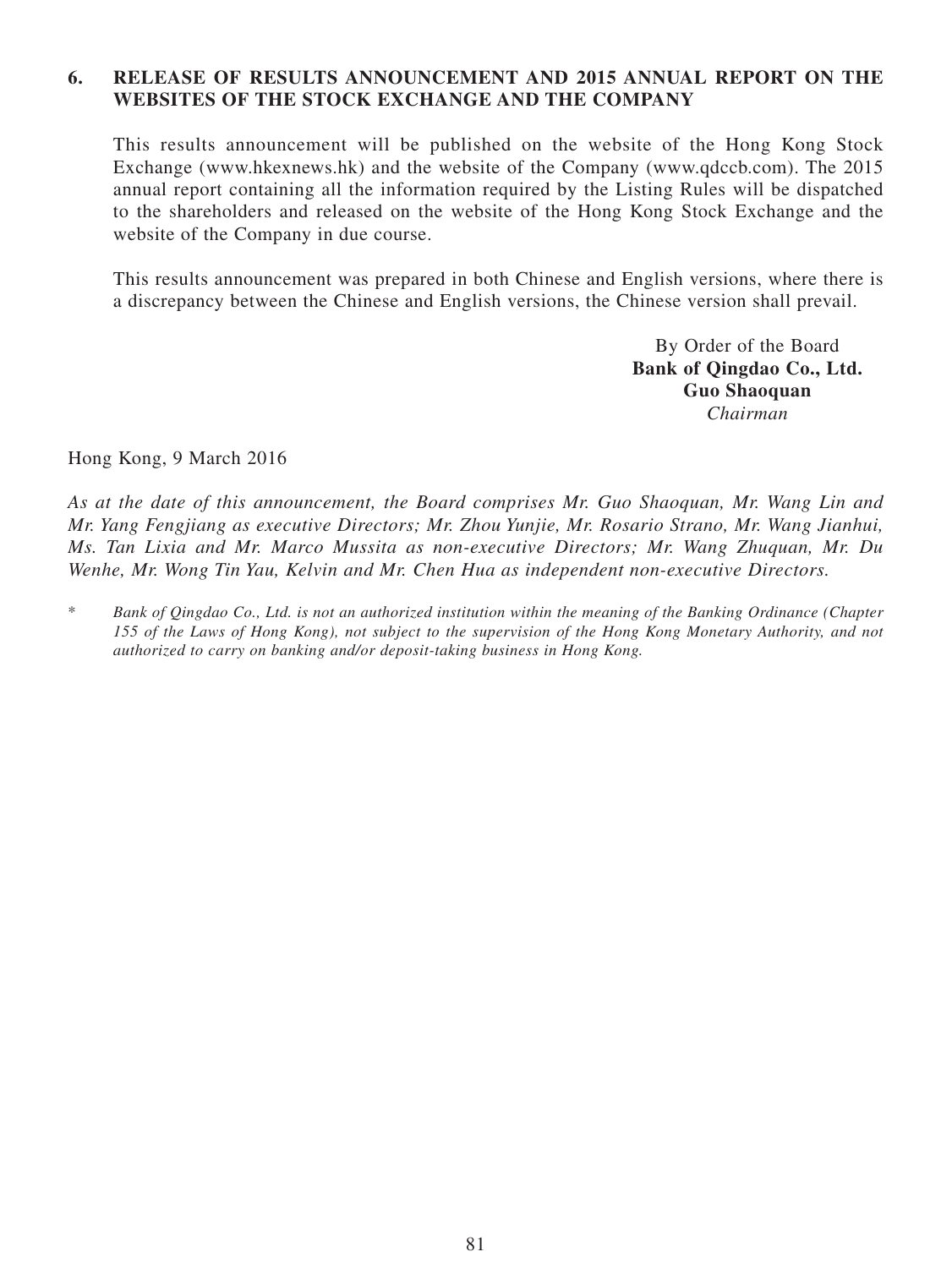## 6. RELEASE OF RESULTS ANNOUNCEMENT AND 2015 ANNUAL REPORT ON THE WEBSITES OF THE STOCK EXCHANGE AND THE COMPANY

This results announcement will be published on the website of the Hong Kong Stock Exchange (www.hkexnews.hk) and the website of the Company (www.qdccb.com). The 2015 annual report containing all the information required by the Listing Rules will be dispatched to the shareholders and released on the website of the Hong Kong Stock Exchange and the website of the Company in due course.

This results announcement was prepared in both Chinese and English versions, where there is a discrepancy between the Chinese and English versions, the Chinese version shall prevail.

By Order of the Board
**Bank of Qingdao Co., Ltd.**
**Guo Shaoquan**
*Chairman*

Hong Kong, 9 March 2016

*As at the date of this announcement, the Board comprises Mr. Guo Shaoquan, Mr. Wang Lin and Mr. Yang Fengjiang as executive Directors; Mr. Zhou Yunjie, Mr. Rosario Strano, Mr. Wang Jianhui, Ms. Tan Lixia and Mr. Marco Mussita as non-executive Directors; Mr. Wang Zhuquan, Mr. Du Wenhe, Mr. Wong Tin Yau, Kelvin and Mr. Chen Hua as independent non-executive Directors.*

\* *Bank of Qingdao Co., Ltd. is not an authorized institution within the meaning of the Banking Ordinance (Chapter 155 of the Laws of Hong Kong), not subject to the supervision of the Hong Kong Monetary Authority, and not authorized to carry on banking and/or deposit-taking business in Hong Kong.*